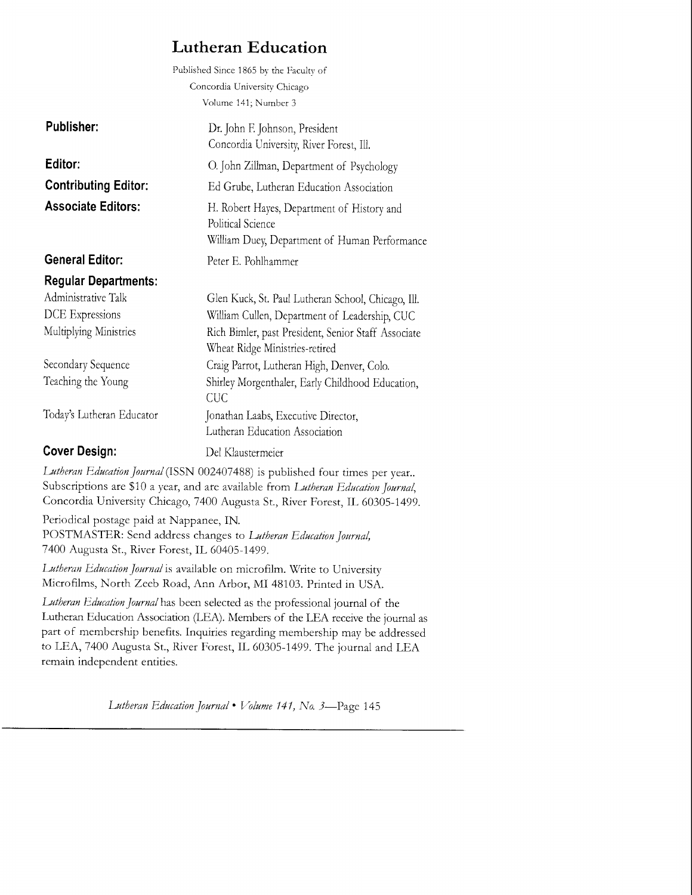# Lutheran Education

Published Since 1865 by the Faculty of
Concordia University Chicago
Volume 141; Number 3

| | |
|---|---|
| **Publisher:** | Dr. John F. Johnson, President<br>Concordia University, River Forest, Ill. |
| **Editor:** | O. John Zillman, Department of Psychology |
| **Contributing Editor:** | Ed Grube, Lutheran Education Association |
| **Associate Editors:** | H. Robert Hayes, Department of History and Political Science<br>William Duey, Department of Human Performance |
| **General Editor:** | Peter E. Pohlhammer |
| **Regular Departments:** | |
| Administrative Talk | Glen Kuck, St. Paul Lutheran School, Chicago, Ill. |
| DCE Expressions | William Cullen, Department of Leadership, CUC |
| Multiplying Ministries | Rich Bimler, past President, Senior Staff Associate<br>Wheat Ridge Ministries-retired |
| Secondary Sequence | Craig Parrot, Lutheran High, Denver, Colo. |
| Teaching the Young | Shirley Morgenthaler, Early Childhood Education, CUC |
| Today's Lutheran Educator | Jonathan Laabs, Executive Director,<br>Lutheran Education Association |
| **Cover Design:** | Del Klaustermeier |

*Lutheran Education Journal* (ISSN 002407488) is published four times per year.. Subscriptions are $10 a year, and are available from *Lutheran Education Journal*, Concordia University Chicago, 7400 Augusta St., River Forest, IL 60305-1499.

Periodical postage paid at Nappanee, IN.
POSTMASTER: Send address changes to *Lutheran Education Journal*, 7400 Augusta St., River Forest, IL 60405-1499.

*Lutheran Education Journal* is available on microfilm. Write to University Microfilms, North Zeeb Road, Ann Arbor, MI 48103. Printed in USA.

*Lutheran Education Journal* has been selected as the professional journal of the Lutheran Education Association (LEA). Members of the LEA receive the journal as part of membership benefits. Inquiries regarding membership may be addressed to LEA, 7400 Augusta St., River Forest, IL 60305-1499. The journal and LEA remain independent entities.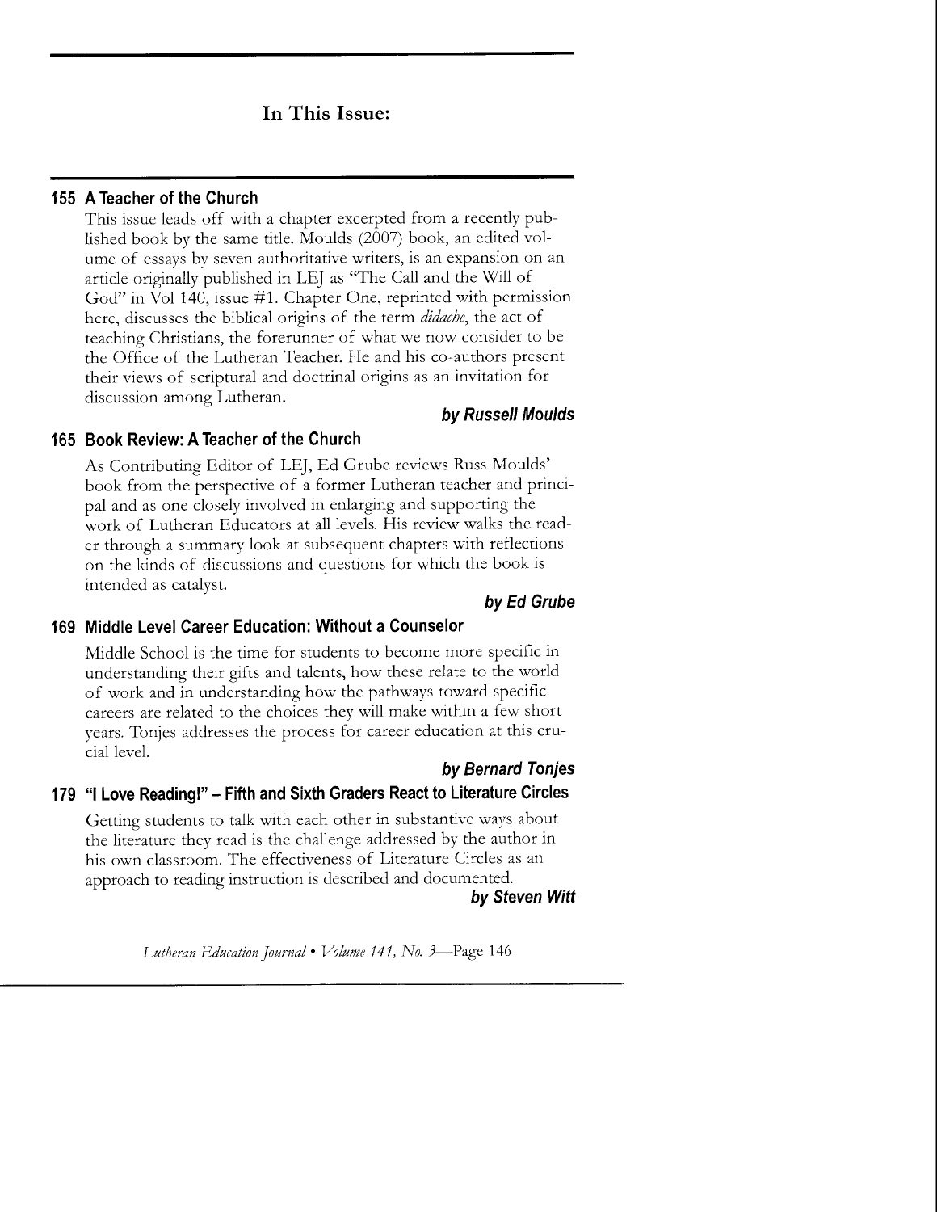## In This Issue:

### 155 A Teacher of the Church

This issue leads off with a chapter excerpted from a recently published book by the same title. Moulds (2007) book, an edited volume of essays by seven authoritative writers, is an expansion on an article originally published in LEJ as "The Call and the Will of God" in Vol 140, issue #1. Chapter One, reprinted with permission here, discusses the biblical origins of the term *didache*, the act of teaching Christians, the forerunner of what we now consider to be the Office of the Lutheran Teacher. He and his co-authors present their views of scriptural and doctrinal origins as an invitation for discussion among Lutheran.

***by Russell Moulds***

### 165 Book Review: A Teacher of the Church

As Contributing Editor of LEJ, Ed Grube reviews Russ Moulds' book from the perspective of a former Lutheran teacher and principal and as one closely involved in enlarging and supporting the work of Lutheran Educators at all levels. His review walks the reader through a summary look at subsequent chapters with reflections on the kinds of discussions and questions for which the book is intended as catalyst.

***by Ed Grube***

### 169 Middle Level Career Education: Without a Counselor

Middle School is the time for students to become more specific in understanding their gifts and talents, how these relate to the world of work and in understanding how the pathways toward specific careers are related to the choices they will make within a few short years. Tonjes addresses the process for career education at this crucial level.

***by Bernard Tonjes***

### 179 "I Love Reading!" – Fifth and Sixth Graders React to Literature Circles

Getting students to talk with each other in substantive ways about the literature they read is the challenge addressed by the author in his own classroom. The effectiveness of Literature Circles as an approach to reading instruction is described and documented.

***by Steven Witt***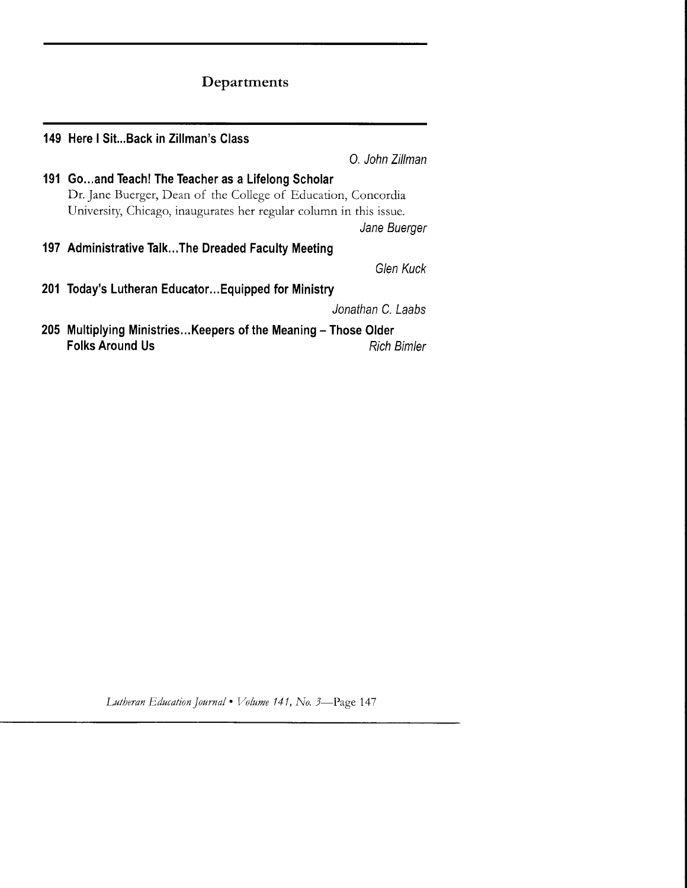## Departments

**149 Here I Sit...Back in Zillman's Class**

*O. John Zillman*

**191 Go...and Teach! The Teacher as a Lifelong Scholar**

Dr. Jane Buerger, Dean of the College of Education, Concordia University, Chicago, inaugurates her regular column in this issue.

*Jane Buerger*

**197 Administrative Talk...The Dreaded Faculty Meeting**

*Glen Kuck*

**201 Today's Lutheran Educator...Equipped for Ministry**

*Jonathan C. Laabs*

**205 Multiplying Ministries...Keepers of the Meaning – Those Older Folks Around Us**

*Rich Bimler*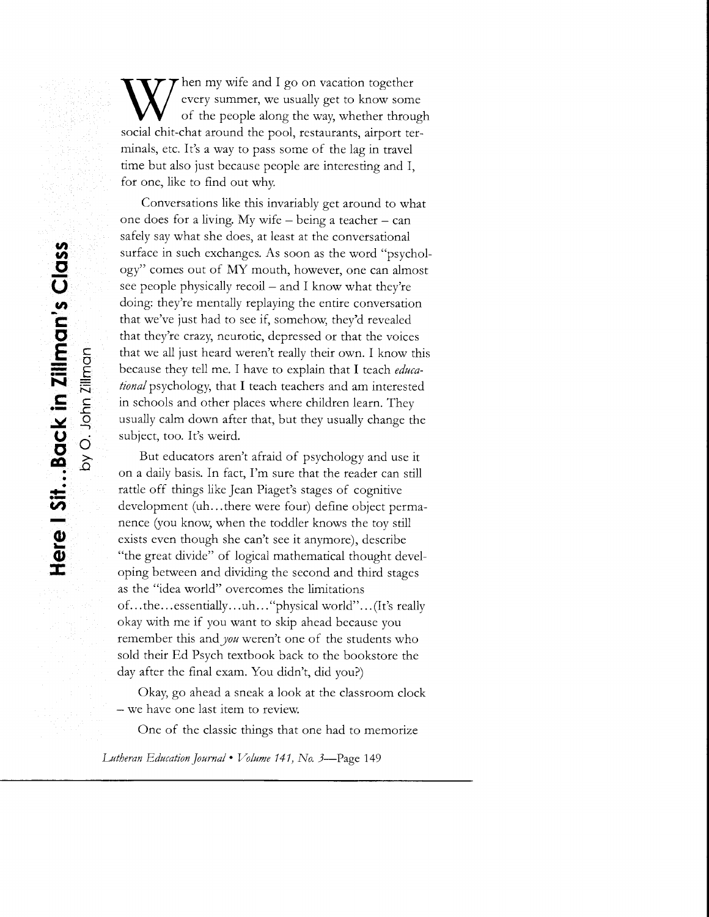# Here I Sit...Back in Zillman's Class

by O. John Zillman

When my wife and I go on vacation together every summer, we usually get to know some of the people along the way, whether through social chit-chat around the pool, restaurants, airport terminals, etc. It's a way to pass some of the lag in travel time but also just because people are interesting and I, for one, like to find out why.

Conversations like this invariably get around to what one does for a living. My wife – being a teacher – can safely say what she does, at least at the conversational surface in such exchanges. As soon as the word "psychology" comes out of MY mouth, however, one can almost see people physically recoil – and I know what they're doing: they're mentally replaying the entire conversation that we've just had to see if, somehow, they'd revealed that they're crazy, neurotic, depressed or that the voices that we all just heard weren't really their own. I know this because they tell me. I have to explain that I teach *educational* psychology, that I teach teachers and am interested in schools and other places where children learn. They usually calm down after that, but they usually change the subject, too. It's weird.

But educators aren't afraid of psychology and use it on a daily basis. In fact, I'm sure that the reader can still rattle off things like Jean Piaget's stages of cognitive development (uh...there were four) define object permanence (you know, when the toddler knows the toy still exists even though she can't see it anymore), describe "the great divide" of logical mathematical thought developing between and dividing the second and third stages as the "idea world" overcomes the limitations of...the...essentially...uh..."physical world"...(It's really okay with me if you want to skip ahead because you remember this and *you* weren't one of the students who sold their Ed Psych textbook back to the bookstore the day after the final exam. You didn't, did you?)

Okay, go ahead a sneak a look at the classroom clock – we have one last item to review.

One of the classic things that one had to memorize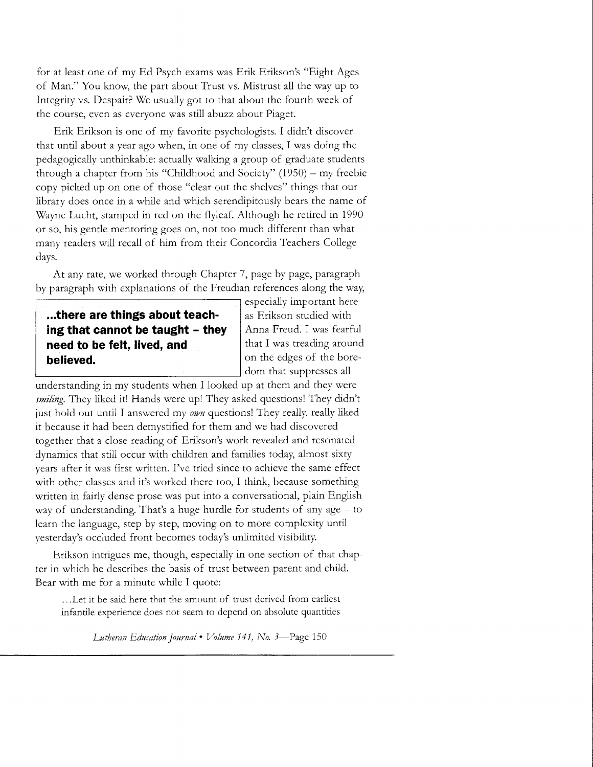for at least one of my Ed Psych exams was Erik Erikson's "Eight Ages of Man." You know, the part about Trust vs. Mistrust all the way up to Integrity vs. Despair? We usually got to that about the fourth week of the course, even as everyone was still abuzz about Piaget.

Erik Erikson is one of my favorite psychologists. I didn't discover that until about a year ago when, in one of my classes, I was doing the pedagogically unthinkable: actually walking a group of graduate students through a chapter from his "Childhood and Society" (1950) – my freebie copy picked up on one of those "clear out the shelves" things that our library does once in a while and which serendipitously bears the name of Wayne Lucht, stamped in red on the flyleaf. Although he retired in 1990 or so, his gentle mentoring goes on, not too much different than what many readers will recall of him from their Concordia Teachers College days.

At any rate, we worked through Chapter 7, page by page, paragraph by paragraph with explanations of the Freudian references along the way, especially important here as Erikson studied with Anna Freud. I was fearful that I was treading around on the edges of the boredom that suppresses all understanding in my students when I looked up at them and they were *smiling*. They liked it! Hands were up! They asked questions! They didn't just hold out until I answered my *own* questions! They really, really liked it because it had been demystified for them and we had discovered together that a close reading of Erikson's work revealed and resonated dynamics that still occur with children and families today, almost sixty years after it was first written. I've tried since to achieve the same effect with other classes and it's worked there too, I think, because something written in fairly dense prose was put into a conversational, plain English way of understanding. That's a huge hurdle for students of any age – to learn the language, step by step, moving on to more complexity until yesterday's occluded front becomes today's unlimited visibility.

> **...there are things about teaching that cannot be taught – they need to be felt, lived, and believed.**

Erikson intrigues me, though, especially in one section of that chapter in which he describes the basis of trust between parent and child. Bear with me for a minute while I quote:

> ...Let it be said here that the amount of trust derived from earliest infantile experience does not seem to depend on absolute quantities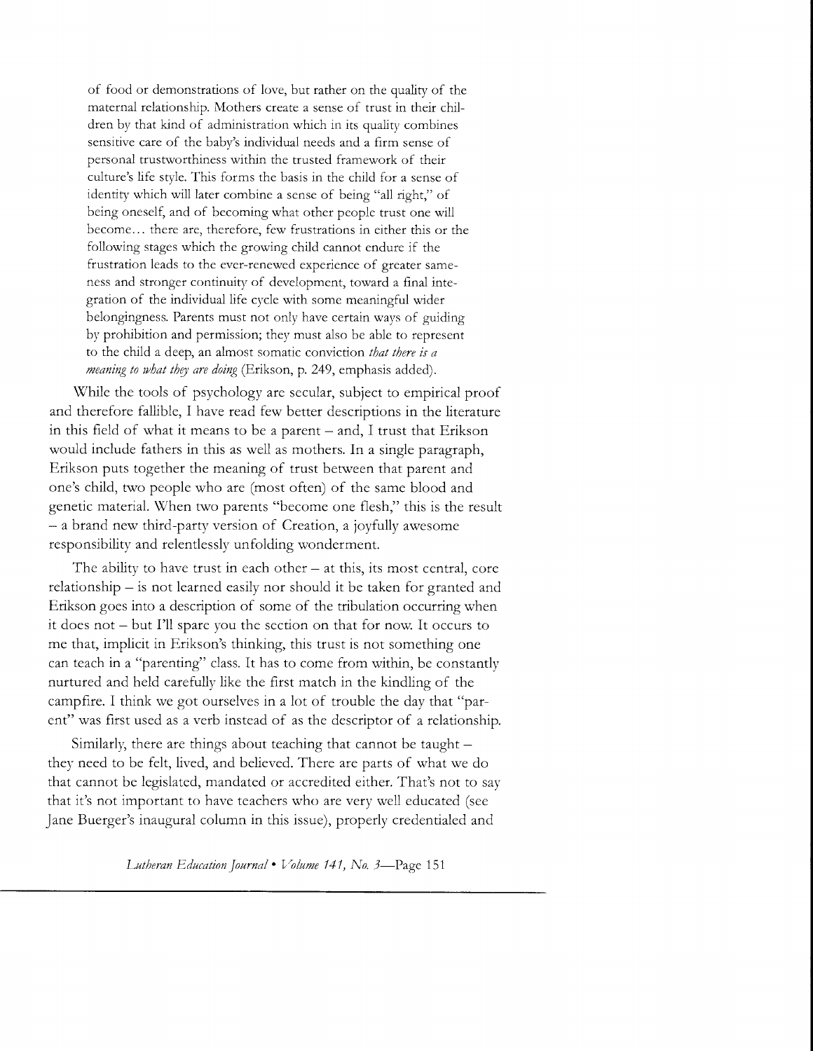> of food or demonstrations of love, but rather on the quality of the maternal relationship. Mothers create a sense of trust in their children by that kind of administration which in its quality combines sensitive care of the baby's individual needs and a firm sense of personal trustworthiness within the trusted framework of their culture's life style. This forms the basis in the child for a sense of identity which will later combine a sense of being "all right," of being oneself, and of becoming what other people trust one will become… there are, therefore, few frustrations in either this or the following stages which the growing child cannot endure if the frustration leads to the ever-renewed experience of greater sameness and stronger continuity of development, toward a final integration of the individual life cycle with some meaningful wider belongingness. Parents must not only have certain ways of guiding by prohibition and permission; they must also be able to represent to the child a deep, an almost somatic conviction *that there is a meaning to what they are doing* (Erikson, p. 249, emphasis added).

While the tools of psychology are secular, subject to empirical proof and therefore fallible, I have read few better descriptions in the literature in this field of what it means to be a parent – and, I trust that Erikson would include fathers in this as well as mothers. In a single paragraph, Erikson puts together the meaning of trust between that parent and one's child, two people who are (most often) of the same blood and genetic material. When two parents "become one flesh," this is the result – a brand new third-party version of Creation, a joyfully awesome responsibility and relentlessly unfolding wonderment.

The ability to have trust in each other – at this, its most central, core relationship – is not learned easily nor should it be taken for granted and Erikson goes into a description of some of the tribulation occurring when it does not – but I'll spare you the section on that for now. It occurs to me that, implicit in Erikson's thinking, this trust is not something one can teach in a "parenting" class. It has to come from within, be constantly nurtured and held carefully like the first match in the kindling of the campfire. I think we got ourselves in a lot of trouble the day that "parent" was first used as a verb instead of as the descriptor of a relationship.

Similarly, there are things about teaching that cannot be taught – they need to be felt, lived, and believed. There are parts of what we do that cannot be legislated, mandated or accredited either. That's not to say that it's not important to have teachers who are very well educated (see Jane Buerger's inaugural column in this issue), properly credentialed and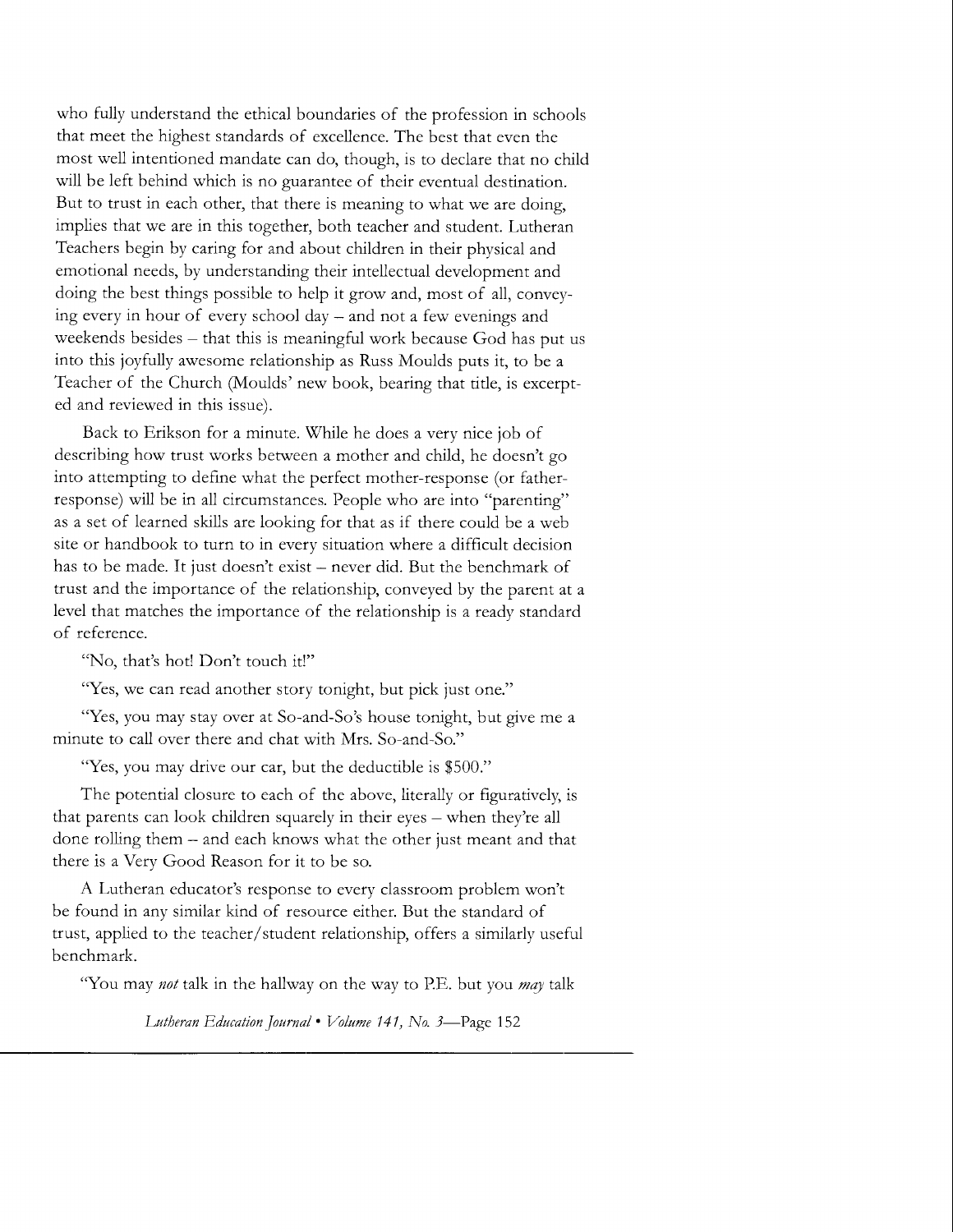who fully understand the ethical boundaries of the profession in schools that meet the highest standards of excellence. The best that even the most well intentioned mandate can do, though, is to declare that no child will be left behind which is no guarantee of their eventual destination. But to trust in each other, that there is meaning to what we are doing, implies that we are in this together, both teacher and student. Lutheran Teachers begin by caring for and about children in their physical and emotional needs, by understanding their intellectual development and doing the best things possible to help it grow and, most of all, conveying every in hour of every school day – and not a few evenings and weekends besides – that this is meaningful work because God has put us into this joyfully awesome relationship as Russ Moulds puts it, to be a Teacher of the Church (Moulds' new book, bearing that title, is excerpted and reviewed in this issue).

Back to Erikson for a minute. While he does a very nice job of describing how trust works between a mother and child, he doesn't go into attempting to define what the perfect mother-response (or father-response) will be in all circumstances. People who are into "parenting" as a set of learned skills are looking for that as if there could be a web site or handbook to turn to in every situation where a difficult decision has to be made. It just doesn't exist – never did. But the benchmark of trust and the importance of the relationship, conveyed by the parent at a level that matches the importance of the relationship is a ready standard of reference.

"No, that's hot! Don't touch it!"

"Yes, we can read another story tonight, but pick just one."

"Yes, you may stay over at So-and-So's house tonight, but give me a minute to call over there and chat with Mrs. So-and-So."

"Yes, you may drive our car, but the deductible is $500."

The potential closure to each of the above, literally or figuratively, is that parents can look children squarely in their eyes – when they're all done rolling them – and each knows what the other just meant and that there is a Very Good Reason for it to be so.

A Lutheran educator's response to every classroom problem won't be found in any similar kind of resource either. But the standard of trust, applied to the teacher/student relationship, offers a similarly useful benchmark.

"You may *not* talk in the hallway on the way to P.E. but you *may* talk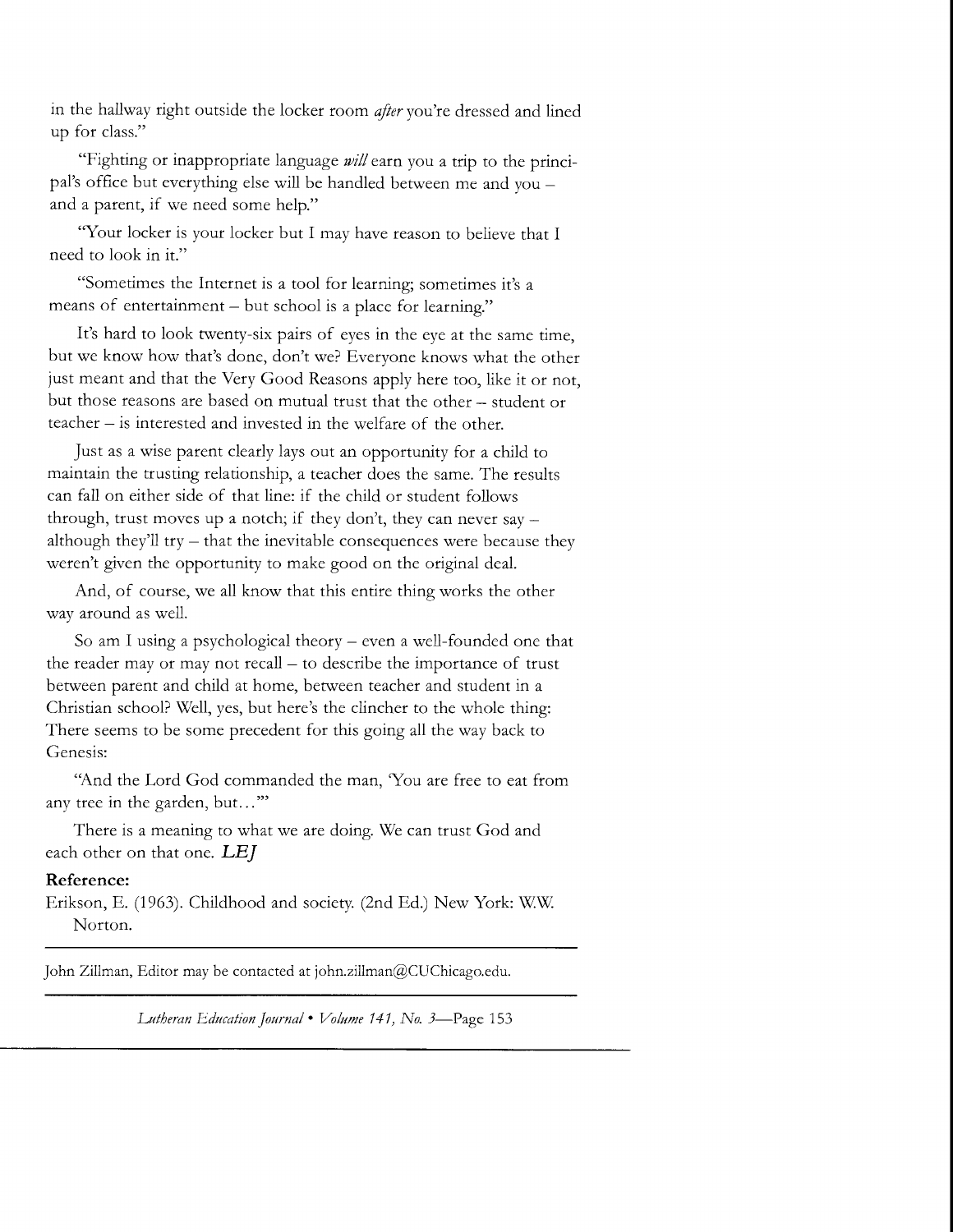in the hallway right outside the locker room *after* you're dressed and lined up for class."

"Fighting or inappropriate language *will* earn you a trip to the principal's office but everything else will be handled between me and you – and a parent, if we need some help."

"Your locker is your locker but I may have reason to believe that I need to look in it."

"Sometimes the Internet is a tool for learning; sometimes it's a means of entertainment – but school is a place for learning."

It's hard to look twenty-six pairs of eyes in the eye at the same time, but we know how that's done, don't we? Everyone knows what the other just meant and that the Very Good Reasons apply here too, like it or not, but those reasons are based on mutual trust that the other – student or teacher – is interested and invested in the welfare of the other.

Just as a wise parent clearly lays out an opportunity for a child to maintain the trusting relationship, a teacher does the same. The results can fall on either side of that line: if the child or student follows through, trust moves up a notch; if they don't, they can never say – although they'll try – that the inevitable consequences were because they weren't given the opportunity to make good on the original deal.

And, of course, we all know that this entire thing works the other way around as well.

So am I using a psychological theory – even a well-founded one that the reader may or may not recall – to describe the importance of trust between parent and child at home, between teacher and student in a Christian school? Well, yes, but here's the clincher to the whole thing: There seems to be some precedent for this going all the way back to Genesis:

"And the Lord God commanded the man, 'You are free to eat from any tree in the garden, but…'"

There is a meaning to what we are doing. We can trust God and each other on that one. ***LEJ***

**Reference:**

Erikson, E. (1963). Childhood and society. (2nd Ed.) New York: W.W. Norton.

---

John Zillman, Editor may be contacted at john.zillman@CUChicago.edu.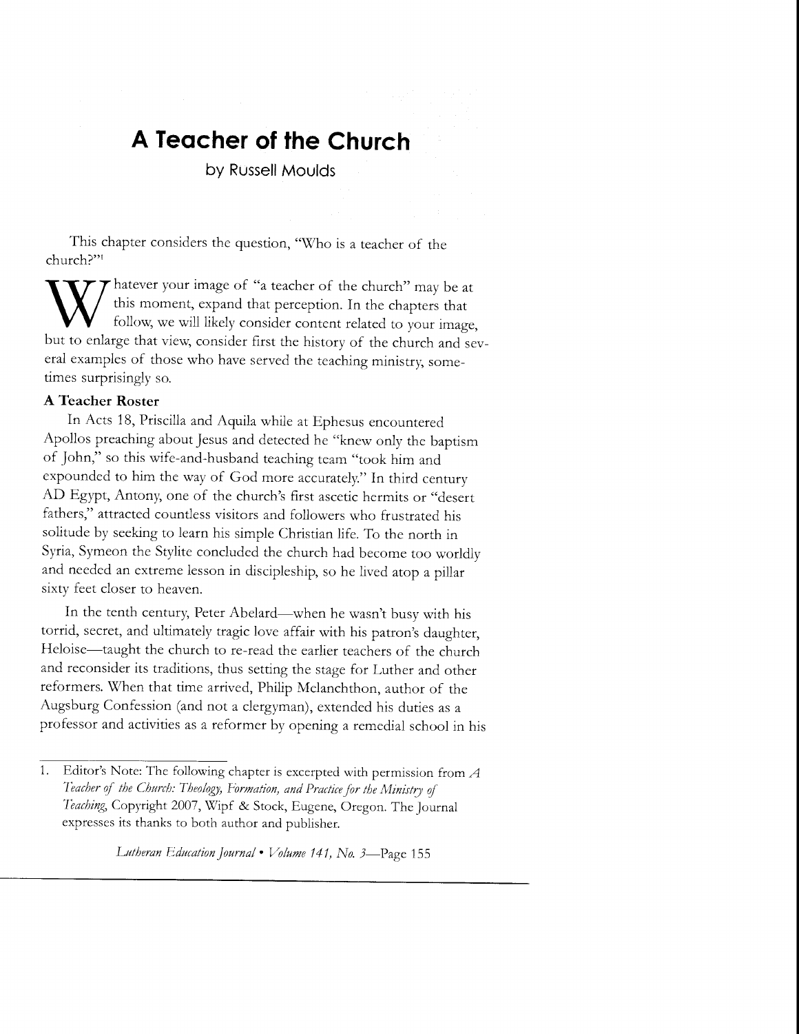# A Teacher of the Church

by Russell Moulds

This chapter considers the question, "Who is a teacher of the church?"[1]

Whatever your image of "a teacher of the church" may be at this moment, expand that perception. In the chapters that follow, we will likely consider content related to your image, but to enlarge that view, consider first the history of the church and several examples of those who have served the teaching ministry, sometimes surprisingly so.

**A Teacher Roster**

In Acts 18, Priscilla and Aquila while at Ephesus encountered Apollos preaching about Jesus and detected he "knew only the baptism of John," so this wife-and-husband teaching team "took him and expounded to him the way of God more accurately." In third century AD Egypt, Antony, one of the church's first ascetic hermits or "desert fathers," attracted countless visitors and followers who frustrated his solitude by seeking to learn his simple Christian life. To the north in Syria, Symeon the Stylite concluded the church had become too worldly and needed an extreme lesson in discipleship, so he lived atop a pillar sixty feet closer to heaven.

In the tenth century, Peter Abelard—when he wasn't busy with his torrid, secret, and ultimately tragic love affair with his patron's daughter, Heloise—taught the church to re-read the earlier teachers of the church and reconsider its traditions, thus setting the stage for Luther and other reformers. When that time arrived, Philip Melanchthon, author of the Augsburg Confession (and not a clergyman), extended his duties as a professor and activities as a reformer by opening a remedial school in his

---

1. Editor's Note: The following chapter is excerpted with permission from *A Teacher of the Church: Theology, Formation, and Practice for the Ministry of Teaching*, Copyright 2007, Wipf & Stock, Eugene, Oregon. The Journal expresses its thanks to both author and publisher.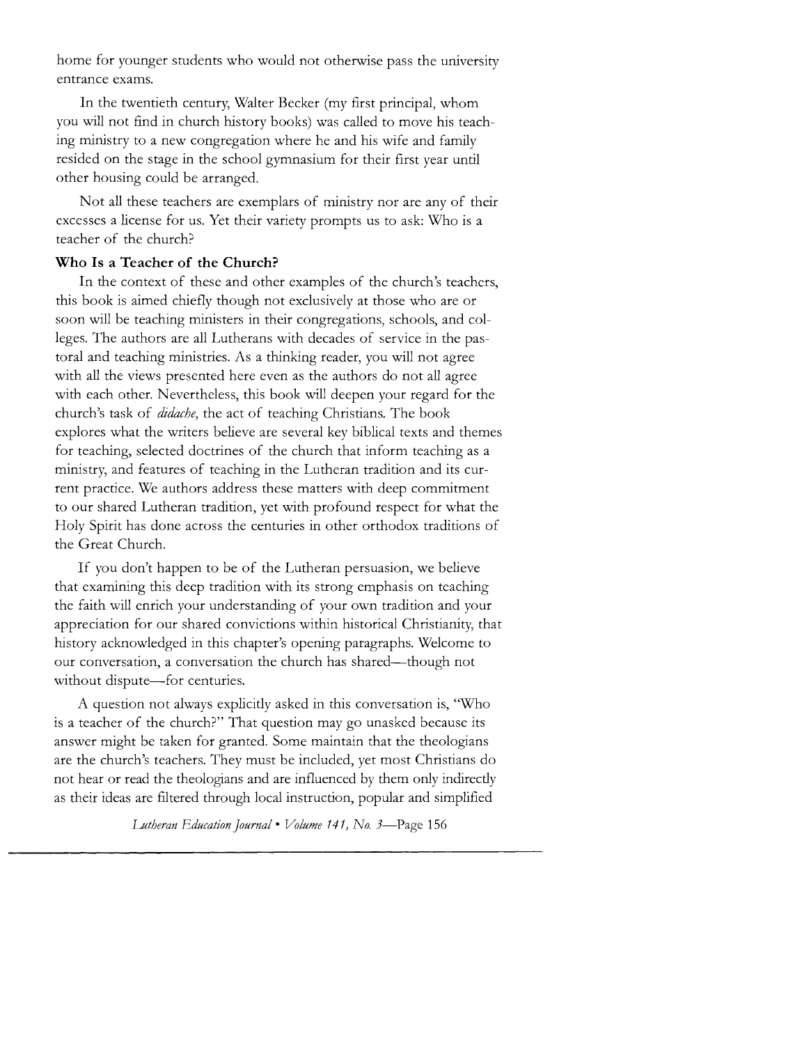home for younger students who would not otherwise pass the university entrance exams.

In the twentieth century, Walter Becker (my first principal, whom you will not find in church history books) was called to move his teaching ministry to a new congregation where he and his wife and family resided on the stage in the school gymnasium for their first year until other housing could be arranged.

Not all these teachers are exemplars of ministry nor are any of their excesses a license for us. Yet their variety prompts us to ask: Who is a teacher of the church?

**Who Is a Teacher of the Church?**

In the context of these and other examples of the church's teachers, this book is aimed chiefly though not exclusively at those who are or soon will be teaching ministers in their congregations, schools, and colleges. The authors are all Lutherans with decades of service in the pastoral and teaching ministries. As a thinking reader, you will not agree with all the views presented here even as the authors do not all agree with each other. Nevertheless, this book will deepen your regard for the church's task of *didache*, the act of teaching Christians. The book explores what the writers believe are several key biblical texts and themes for teaching, selected doctrines of the church that inform teaching as a ministry, and features of teaching in the Lutheran tradition and its current practice. We authors address these matters with deep commitment to our shared Lutheran tradition, yet with profound respect for what the Holy Spirit has done across the centuries in other orthodox traditions of the Great Church.

If you don't happen to be of the Lutheran persuasion, we believe that examining this deep tradition with its strong emphasis on teaching the faith will enrich your understanding of your own tradition and your appreciation for our shared convictions within historical Christianity, that history acknowledged in this chapter's opening paragraphs. Welcome to our conversation, a conversation the church has shared—though not without dispute—for centuries.

A question not always explicitly asked in this conversation is, "Who is a teacher of the church?" That question may go unasked because its answer might be taken for granted. Some maintain that the theologians are the church's teachers. They must be included, yet most Christians do not hear or read the theologians and are influenced by them only indirectly as their ideas are filtered through local instruction, popular and simplified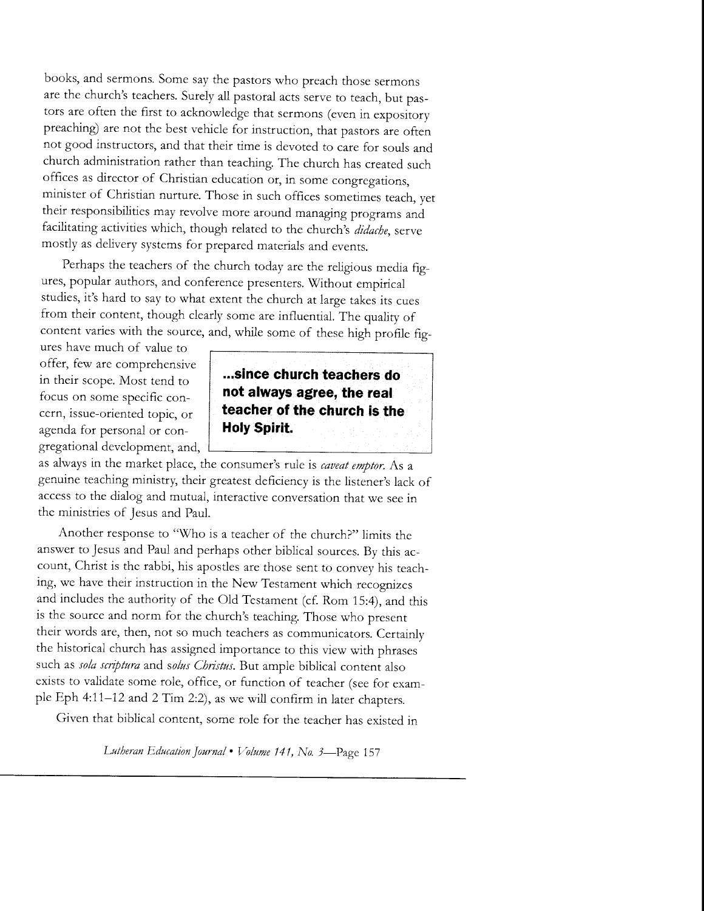books, and sermons. Some say the pastors who preach those sermons are the church's teachers. Surely all pastoral acts serve to teach, but pastors are often the first to acknowledge that sermons (even in expository preaching) are not the best vehicle for instruction, that pastors are often not good instructors, and that their time is devoted to care for souls and church administration rather than teaching. The church has created such offices as director of Christian education or, in some congregations, minister of Christian nurture. Those in such offices sometimes teach, yet their responsibilities may revolve more around managing programs and facilitating activities which, though related to the church's *didache*, serve mostly as delivery systems for prepared materials and events.

Perhaps the teachers of the church today are the religious media figures, popular authors, and conference presenters. Without empirical studies, it's hard to say to what extent the church at large takes its cues from their content, though clearly some are influential. The quality of content varies with the source, and, while some of these high profile figures have much of value to offer, few are comprehensive in their scope. Most tend to focus on some specific concern, issue-oriented topic, or agenda for personal or congregational development, and, as always in the market place, the consumer's rule is *caveat emptor*. As a genuine teaching ministry, their greatest deficiency is the listener's lack of access to the dialog and mutual, interactive conversation that we see in the ministries of Jesus and Paul.

> **...since church teachers do not always agree, the real teacher of the church is the Holy Spirit.**

Another response to "Who is a teacher of the church?" limits the answer to Jesus and Paul and perhaps other biblical sources. By this account, Christ is the rabbi, his apostles are those sent to convey his teaching, we have their instruction in the New Testament which recognizes and includes the authority of the Old Testament (cf. Rom 15:4), and this is the source and norm for the church's teaching. Those who present their words are, then, not so much teachers as communicators. Certainly the historical church has assigned importance to this view with phrases such as *sola scriptura* and *solus Christus*. But ample biblical content also exists to validate some role, office, or function of teacher (see for example Eph 4:11–12 and 2 Tim 2:2), as we will confirm in later chapters.

Given that biblical content, some role for the teacher has existed in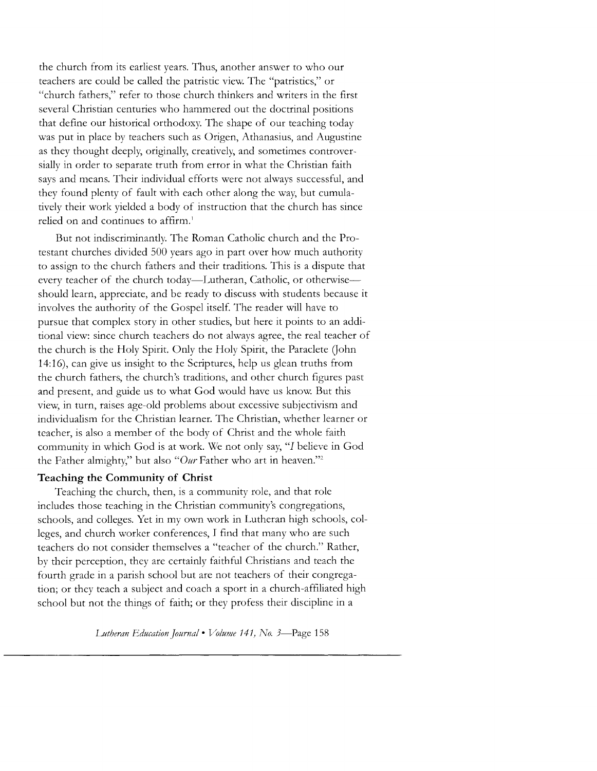the church from its earliest years. Thus, another answer to who our teachers are could be called the patristic view. The "patristics," or "church fathers," refer to those church thinkers and writers in the first several Christian centuries who hammered out the doctrinal positions that define our historical orthodoxy. The shape of our teaching today was put in place by teachers such as Origen, Athanasius, and Augustine as they thought deeply, originally, creatively, and sometimes controversially in order to separate truth from error in what the Christian faith says and means. Their individual efforts were not always successful, and they found plenty of fault with each other along the way, but cumulatively their work yielded a body of instruction that the church has since relied on and continues to affirm.[1]

But not indiscriminantly. The Roman Catholic church and the Protestant churches divided 500 years ago in part over how much authority to assign to the church fathers and their traditions. This is a dispute that every teacher of the church today—Lutheran, Catholic, or otherwise—should learn, appreciate, and be ready to discuss with students because it involves the authority of the Gospel itself. The reader will have to pursue that complex story in other studies, but here it points to an additional view: since church teachers do not always agree, the real teacher of the church is the Holy Spirit. Only the Holy Spirit, the Paraclete (John 14:16), can give us insight to the Scriptures, help us glean truths from the church fathers, the church's traditions, and other church figures past and present, and guide us to what God would have us know. But this view, in turn, raises age-old problems about excessive subjectivism and individualism for the Christian learner. The Christian, whether learner or teacher, is also a member of the body of Christ and the whole faith community in which God is at work. We not only say, "*I* believe in God the Father almighty," but also "*Our* Father who art in heaven."[2]

### Teaching the Community of Christ

Teaching the church, then, is a community role, and that role includes those teaching in the Christian community's congregations, schools, and colleges. Yet in my own work in Lutheran high schools, colleges, and church worker conferences, I find that many who are such teachers do not consider themselves a "teacher of the church." Rather, by their perception, they are certainly faithful Christians and teach the fourth grade in a parish school but are not teachers of their congregation; or they teach a subject and coach a sport in a church-affiliated high school but not the things of faith; or they profess their discipline in a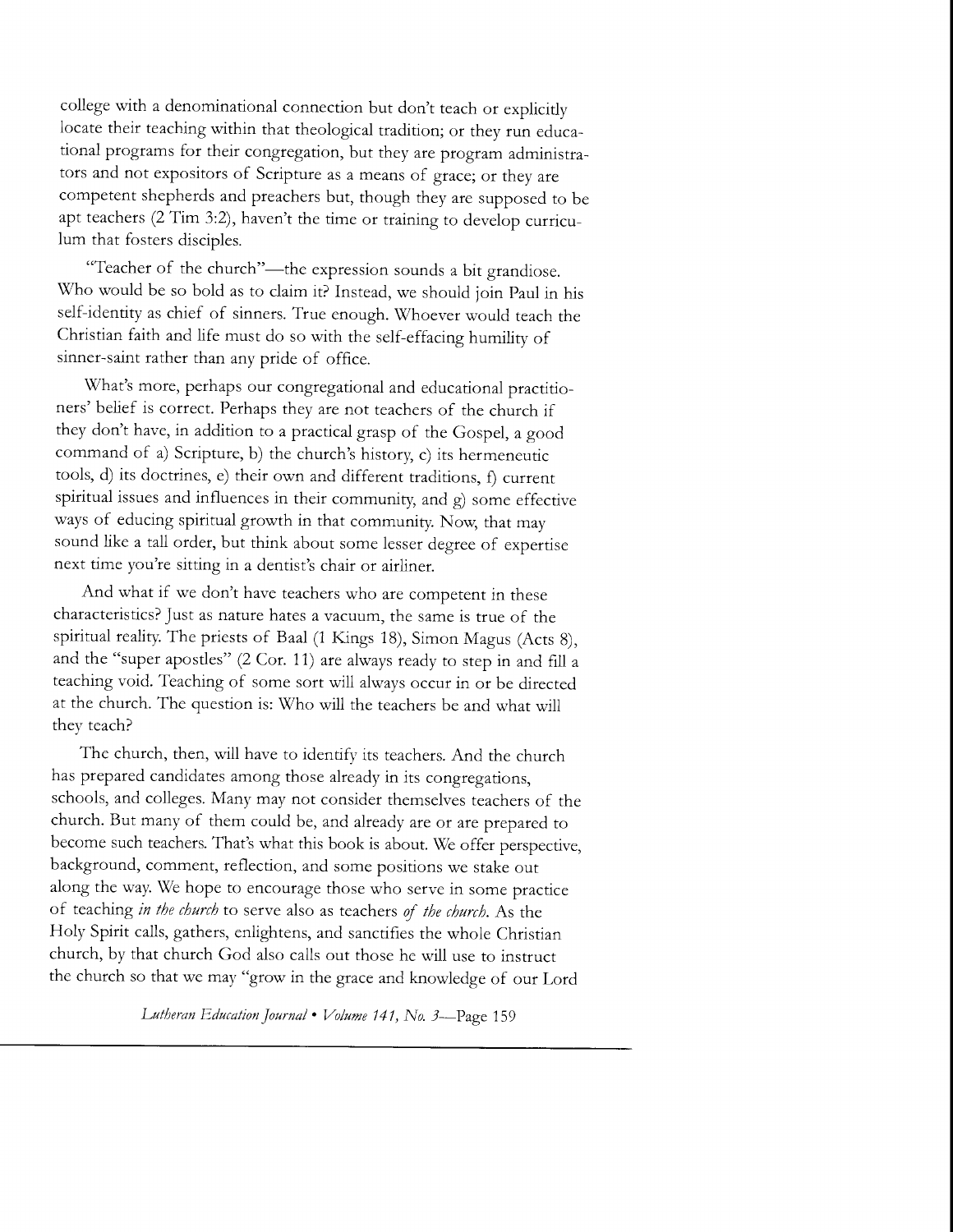college with a denominational connection but don't teach or explicitly locate their teaching within that theological tradition; or they run educational programs for their congregation, but they are program administrators and not expositors of Scripture as a means of grace; or they are competent shepherds and preachers but, though they are supposed to be apt teachers (2 Tim 3:2), haven't the time or training to develop curriculum that fosters disciples.

"Teacher of the church"—the expression sounds a bit grandiose. Who would be so bold as to claim it? Instead, we should join Paul in his self-identity as chief of sinners. True enough. Whoever would teach the Christian faith and life must do so with the self-effacing humility of sinner-saint rather than any pride of office.

What's more, perhaps our congregational and educational practitioners' belief is correct. Perhaps they are not teachers of the church if they don't have, in addition to a practical grasp of the Gospel, a good command of a) Scripture, b) the church's history, c) its hermeneutic tools, d) its doctrines, e) their own and different traditions, f) current spiritual issues and influences in their community, and g) some effective ways of educing spiritual growth in that community. Now, that may sound like a tall order, but think about some lesser degree of expertise next time you're sitting in a dentist's chair or airliner.

And what if we don't have teachers who are competent in these characteristics? Just as nature hates a vacuum, the same is true of the spiritual reality. The priests of Baal (1 Kings 18), Simon Magus (Acts 8), and the "super apostles" (2 Cor. 11) are always ready to step in and fill a teaching void. Teaching of some sort will always occur in or be directed at the church. The question is: Who will the teachers be and what will they teach?

The church, then, will have to identify its teachers. And the church has prepared candidates among those already in its congregations, schools, and colleges. Many may not consider themselves teachers of the church. But many of them could be, and already are or are prepared to become such teachers. That's what this book is about. We offer perspective, background, comment, reflection, and some positions we stake out along the way. We hope to encourage those who serve in some practice of teaching *in the church* to serve also as teachers *of the church*. As the Holy Spirit calls, gathers, enlightens, and sanctifies the whole Christian church, by that church God also calls out those he will use to instruct the church so that we may "grow in the grace and knowledge of our Lord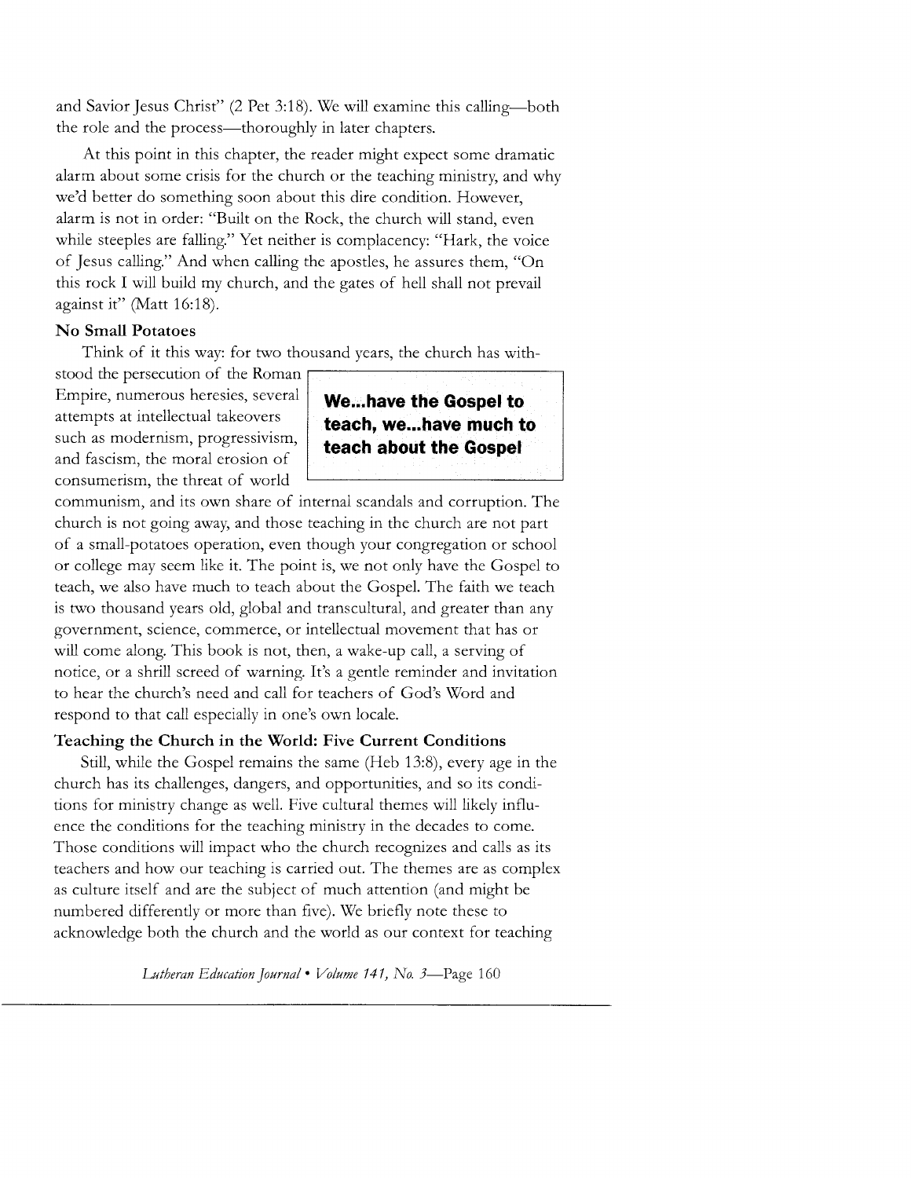and Savior Jesus Christ" (2 Pet 3:18). We will examine this calling—both the role and the process—thoroughly in later chapters.

At this point in this chapter, the reader might expect some dramatic alarm about some crisis for the church or the teaching ministry, and why we'd better do something soon about this dire condition. However, alarm is not in order: "Built on the Rock, the church will stand, even while steeples are falling." Yet neither is complacency: "Hark, the voice of Jesus calling." And when calling the apostles, he assures them, "On this rock I will build my church, and the gates of hell shall not prevail against it" (Matt 16:18).

### No Small Potatoes

Think of it this way: for two thousand years, the church has withstood the persecution of the Roman Empire, numerous heresies, several attempts at intellectual takeovers such as modernism, progressivism, and fascism, the moral erosion of consumerism, the threat of world communism, and its own share of internal scandals and corruption. The church is not going away, and those teaching in the church are not part of a small-potatoes operation, even though your congregation or school or college may seem like it. The point is, we not only have the Gospel to teach, we also have much to teach about the Gospel. The faith we teach is two thousand years old, global and transcultural, and greater than any government, science, commerce, or intellectual movement that has or will come along. This book is not, then, a wake-up call, a serving of notice, or a shrill screed of warning. It's a gentle reminder and invitation to hear the church's need and call for teachers of God's Word and respond to that call especially in one's own locale.

> **We...have the Gospel to teach, we...have much to teach about the Gospel**

### Teaching the Church in the World: Five Current Conditions

Still, while the Gospel remains the same (Heb 13:8), every age in the church has its challenges, dangers, and opportunities, and so its conditions for ministry change as well. Five cultural themes will likely influence the conditions for the teaching ministry in the decades to come. Those conditions will impact who the church recognizes and calls as its teachers and how our teaching is carried out. The themes are as complex as culture itself and are the subject of much attention (and might be numbered differently or more than five). We briefly note these to acknowledge both the church and the world as our context for teaching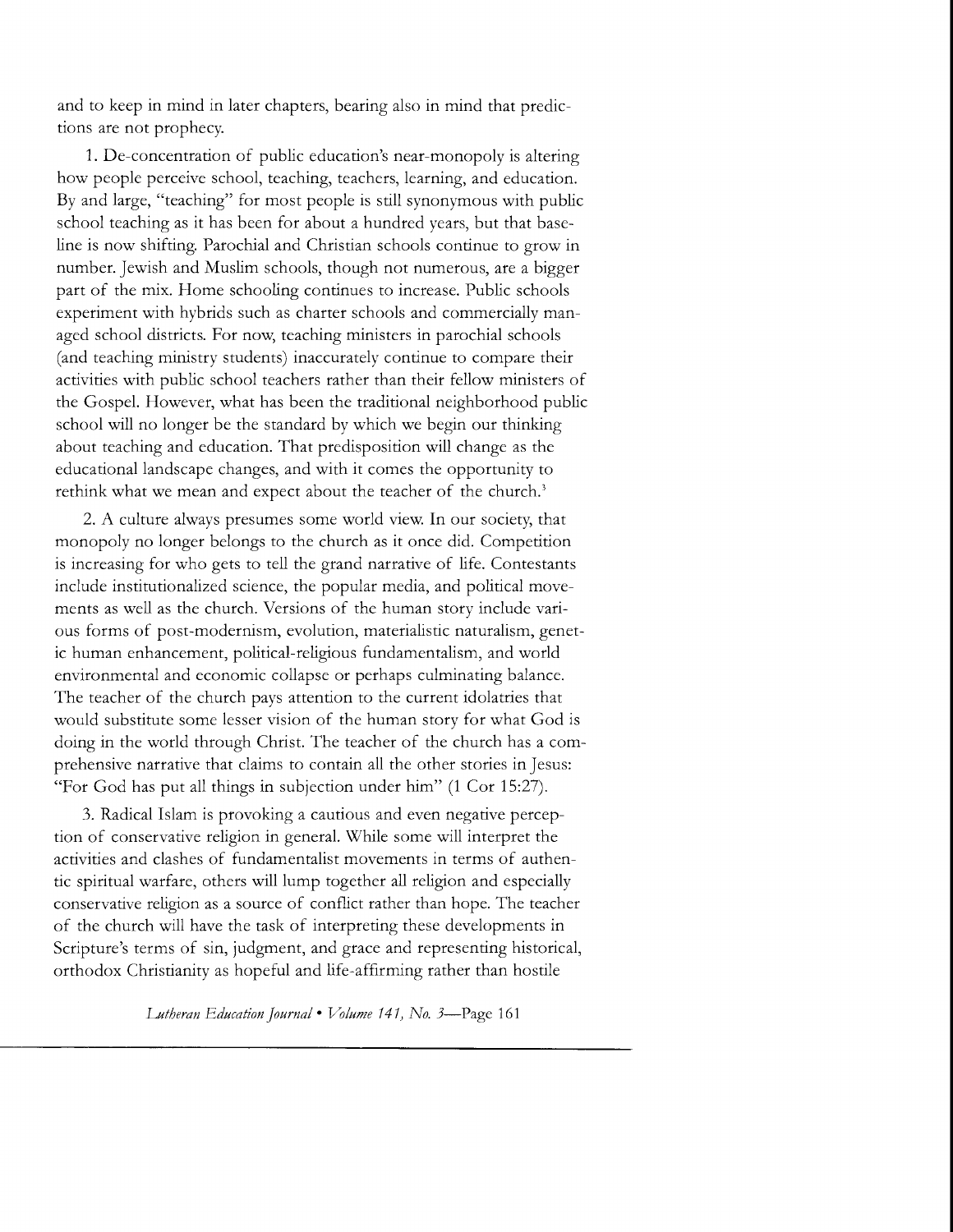and to keep in mind in later chapters, bearing also in mind that predictions are not prophecy.

1. De-concentration of public education's near-monopoly is altering how people perceive school, teaching, teachers, learning, and education. By and large, "teaching" for most people is still synonymous with public school teaching as it has been for about a hundred years, but that baseline is now shifting. Parochial and Christian schools continue to grow in number. Jewish and Muslim schools, though not numerous, are a bigger part of the mix. Home schooling continues to increase. Public schools experiment with hybrids such as charter schools and commercially managed school districts. For now, teaching ministers in parochial schools (and teaching ministry students) inaccurately continue to compare their activities with public school teachers rather than their fellow ministers of the Gospel. However, what has been the traditional neighborhood public school will no longer be the standard by which we begin our thinking about teaching and education. That predisposition will change as the educational landscape changes, and with it comes the opportunity to rethink what we mean and expect about the teacher of the church.[3]

2. A culture always presumes some world view. In our society, that monopoly no longer belongs to the church as it once did. Competition is increasing for who gets to tell the grand narrative of life. Contestants include institutionalized science, the popular media, and political movements as well as the church. Versions of the human story include various forms of post-modernism, evolution, materialistic naturalism, genetic human enhancement, political-religious fundamentalism, and world environmental and economic collapse or perhaps culminating balance. The teacher of the church pays attention to the current idolatries that would substitute some lesser vision of the human story for what God is doing in the world through Christ. The teacher of the church has a comprehensive narrative that claims to contain all the other stories in Jesus: "For God has put all things in subjection under him" (1 Cor 15:27).

3. Radical Islam is provoking a cautious and even negative perception of conservative religion in general. While some will interpret the activities and clashes of fundamentalist movements in terms of authentic spiritual warfare, others will lump together all religion and especially conservative religion as a source of conflict rather than hope. The teacher of the church will have the task of interpreting these developments in Scripture's terms of sin, judgment, and grace and representing historical, orthodox Christianity as hopeful and life-affirming rather than hostile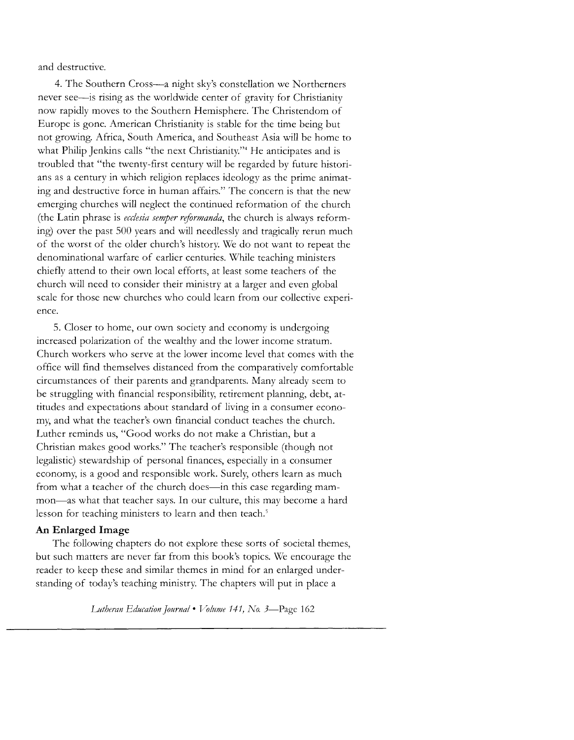and destructive.

4. The Southern Cross—a night sky's constellation we Northerners never see—is rising as the worldwide center of gravity for Christianity now rapidly moves to the Southern Hemisphere. The Christendom of Europe is gone. American Christianity is stable for the time being but not growing. Africa, South America, and Southeast Asia will be home to what Philip Jenkins calls "the next Christianity."[4] He anticipates and is troubled that "the twenty-first century will be regarded by future historians as a century in which religion replaces ideology as the prime animating and destructive force in human affairs." The concern is that the new emerging churches will neglect the continued reformation of the church (the Latin phrase is *ecclesia semper reformanda*, the church is always reforming) over the past 500 years and will needlessly and tragically rerun much of the worst of the older church's history. We do not want to repeat the denominational warfare of earlier centuries. While teaching ministers chiefly attend to their own local efforts, at least some teachers of the church will need to consider their ministry at a larger and even global scale for those new churches who could learn from our collective experience.

5. Closer to home, our own society and economy is undergoing increased polarization of the wealthy and the lower income stratum. Church workers who serve at the lower income level that comes with the office will find themselves distanced from the comparatively comfortable circumstances of their parents and grandparents. Many already seem to be struggling with financial responsibility, retirement planning, debt, attitudes and expectations about standard of living in a consumer economy, and what the teacher's own financial conduct teaches the church. Luther reminds us, "Good works do not make a Christian, but a Christian makes good works." The teacher's responsible (though not legalistic) stewardship of personal finances, especially in a consumer economy, is a good and responsible work. Surely, others learn as much from what a teacher of the church does—in this case regarding mammon—as what that teacher says. In our culture, this may become a hard lesson for teaching ministers to learn and then teach.[5]

### An Enlarged Image

The following chapters do not explore these sorts of societal themes, but such matters are never far from this book's topics. We encourage the reader to keep these and similar themes in mind for an enlarged understanding of today's teaching ministry. The chapters will put in place a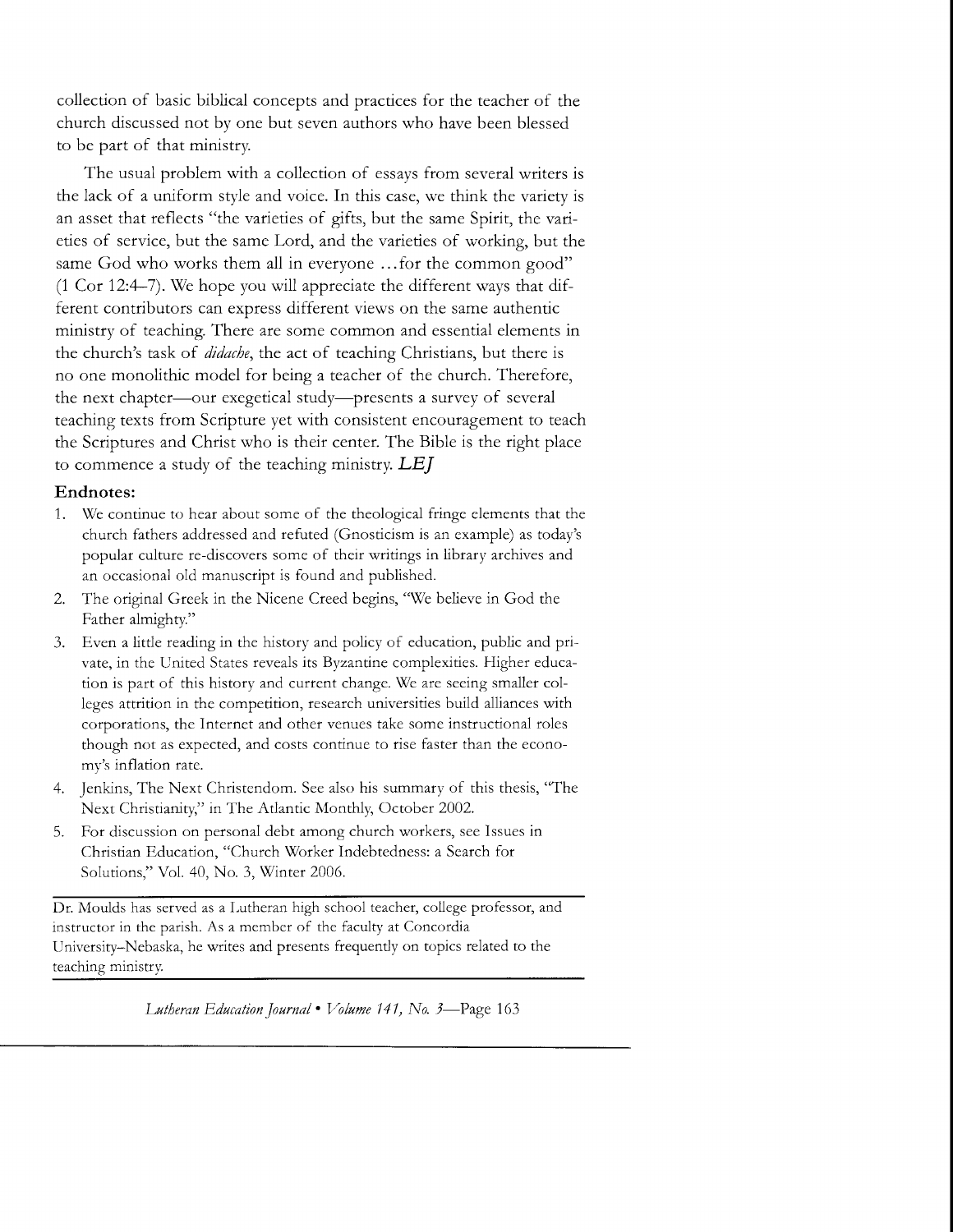collection of basic biblical concepts and practices for the teacher of the church discussed not by one but seven authors who have been blessed to be part of that ministry.

The usual problem with a collection of essays from several writers is the lack of a uniform style and voice. In this case, we think the variety is an asset that reflects "the varieties of gifts, but the same Spirit, the varieties of service, but the same Lord, and the varieties of working, but the same God who works them all in everyone ...for the common good" (1 Cor 12:4–7). We hope you will appreciate the different ways that different contributors can express different views on the same authentic ministry of teaching. There are some common and essential elements in the church's task of *didache*, the act of teaching Christians, but there is no one monolithic model for being a teacher of the church. Therefore, the next chapter—our exegetical study—presents a survey of several teaching texts from Scripture yet with consistent encouragement to teach the Scriptures and Christ who is their center. The Bible is the right place to commence a study of the teaching ministry. ***LEJ***

**Endnotes:**

1. We continue to hear about some of the theological fringe elements that the church fathers addressed and refuted (Gnosticism is an example) as today's popular culture re-discovers some of their writings in library archives and an occasional old manuscript is found and published.
2. The original Greek in the Nicene Creed begins, "We believe in God the Father almighty."
3. Even a little reading in the history and policy of education, public and private, in the United States reveals its Byzantine complexities. Higher education is part of this history and current change. We are seeing smaller colleges attrition in the competition, research universities build alliances with corporations, the Internet and other venues take some instructional roles though not as expected, and costs continue to rise faster than the economy's inflation rate.
4. Jenkins, The Next Christendom. See also his summary of this thesis, "The Next Christianity," in The Atlantic Monthly, October 2002.
5. For discussion on personal debt among church workers, see Issues in Christian Education, "Church Worker Indebtedness: a Search for Solutions," Vol. 40, No. 3, Winter 2006.

---

Dr. Moulds has served as a Lutheran high school teacher, college professor, and instructor in the parish. As a member of the faculty at Concordia University–Nebraska, he writes and presents frequently on topics related to the teaching ministry.

---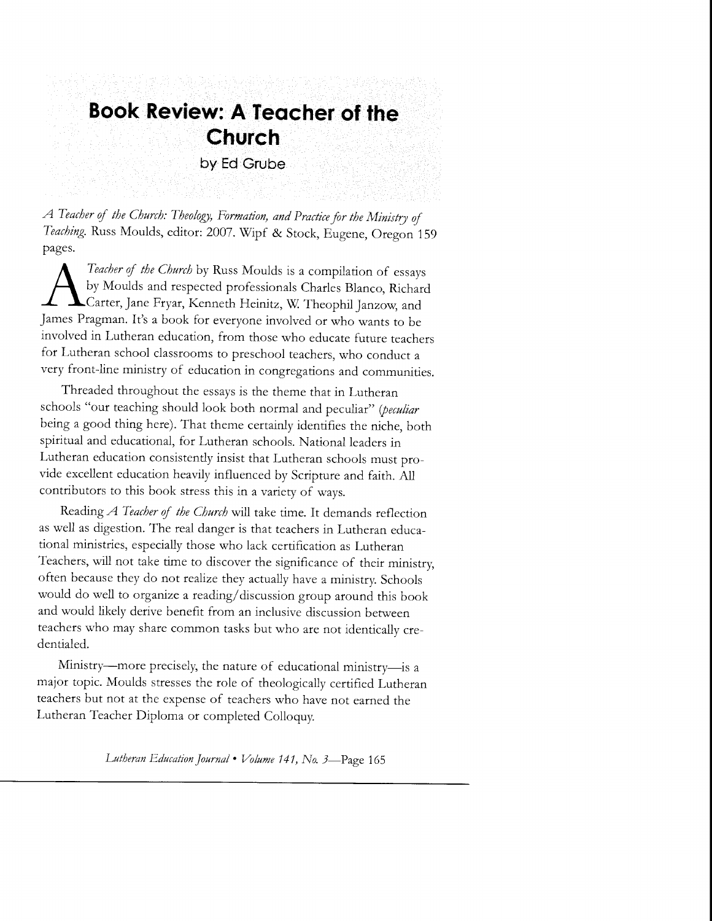# Book Review: A Teacher of the Church

by Ed Grube

*A Teacher of the Church: Theology, Formation, and Practice for the Ministry of Teaching.* Russ Moulds, editor: 2007. Wipf & Stock, Eugene, Oregon 159 pages.

*A Teacher of the Church* by Russ Moulds is a compilation of essays by Moulds and respected professionals Charles Blanco, Richard Carter, Jane Fryar, Kenneth Heinitz, W. Theophil Janzow, and James Pragman. It's a book for everyone involved or who wants to be involved in Lutheran education, from those who educate future teachers for Lutheran school classrooms to preschool teachers, who conduct a very front-line ministry of education in congregations and communities.

Threaded throughout the essays is the theme that in Lutheran schools "our teaching should look both normal and peculiar" (*peculiar* being a good thing here). That theme certainly identifies the niche, both spiritual and educational, for Lutheran schools. National leaders in Lutheran education consistently insist that Lutheran schools must provide excellent education heavily influenced by Scripture and faith. All contributors to this book stress this in a variety of ways.

Reading *A Teacher of the Church* will take time. It demands reflection as well as digestion. The real danger is that teachers in Lutheran educational ministries, especially those who lack certification as Lutheran Teachers, will not take time to discover the significance of their ministry, often because they do not realize they actually have a ministry. Schools would do well to organize a reading/discussion group around this book and would likely derive benefit from an inclusive discussion between teachers who may share common tasks but who are not identically credentialed.

Ministry—more precisely, the nature of educational ministry—is a major topic. Moulds stresses the role of theologically certified Lutheran teachers but not at the expense of teachers who have not earned the Lutheran Teacher Diploma or completed Colloquy.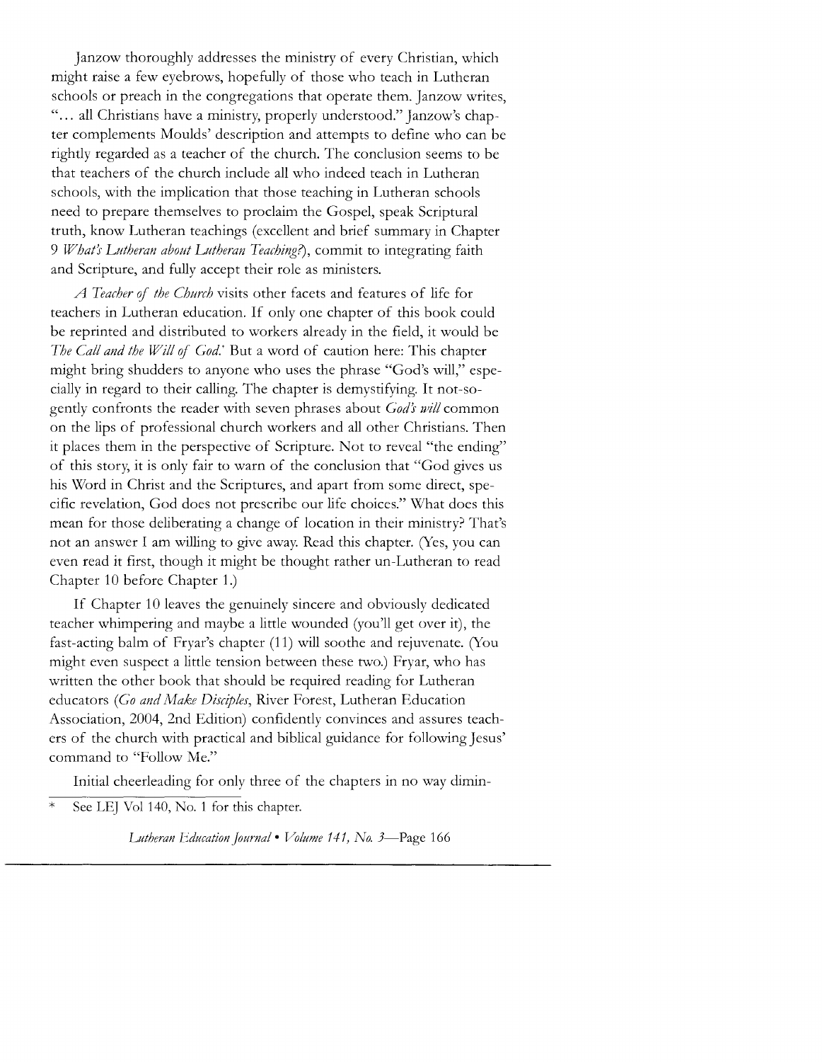Janzow thoroughly addresses the ministry of every Christian, which might raise a few eyebrows, hopefully of those who teach in Lutheran schools or preach in the congregations that operate them. Janzow writes, "... all Christians have a ministry, properly understood." Janzow's chapter complements Moulds' description and attempts to define who can be rightly regarded as a teacher of the church. The conclusion seems to be that teachers of the church include all who indeed teach in Lutheran schools, with the implication that those teaching in Lutheran schools need to prepare themselves to proclaim the Gospel, speak Scriptural truth, know Lutheran teachings (excellent and brief summary in Chapter 9 *What's Lutheran about Lutheran Teaching?*), commit to integrating faith and Scripture, and fully accept their role as ministers.

*A Teacher of the Church* visits other facets and features of life for teachers in Lutheran education. If only one chapter of this book could be reprinted and distributed to workers already in the field, it would be *The Call and the Will of God.*\* But a word of caution here: This chapter might bring shudders to anyone who uses the phrase "God's will," especially in regard to their calling. The chapter is demystifying. It not-so-gently confronts the reader with seven phrases about *God's will* common on the lips of professional church workers and all other Christians. Then it places them in the perspective of Scripture. Not to reveal "the ending" of this story, it is only fair to warn of the conclusion that "God gives us his Word in Christ and the Scriptures, and apart from some direct, specific revelation, God does not prescribe our life choices." What does this mean for those deliberating a change of location in their ministry? That's not an answer I am willing to give away. Read this chapter. (Yes, you can even read it first, though it might be thought rather un-Lutheran to read Chapter 10 before Chapter 1.)

If Chapter 10 leaves the genuinely sincere and obviously dedicated teacher whimpering and maybe a little wounded (you'll get over it), the fast-acting balm of Fryar's chapter (11) will soothe and rejuvenate. (You might even suspect a little tension between these two.) Fryar, who has written the other book that should be required reading for Lutheran educators (*Go and Make Disciples*, River Forest, Lutheran Education Association, 2004, 2nd Edition) confidently convinces and assures teachers of the church with practical and biblical guidance for following Jesus' command to "Follow Me."

Initial cheerleading for only three of the chapters in no way dimin-

---

\* See LEJ Vol 140, No. 1 for this chapter.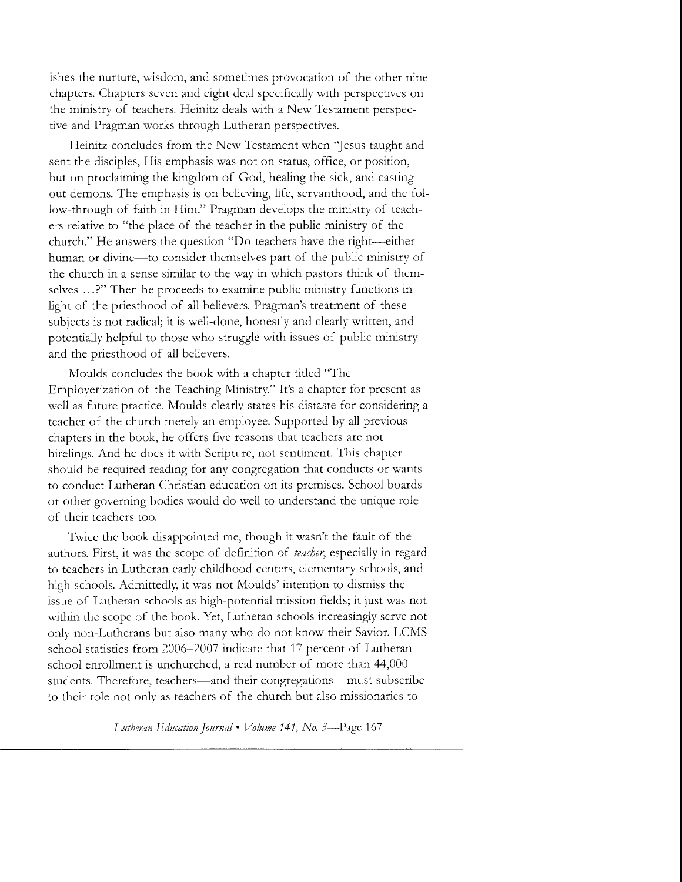ishes the nurture, wisdom, and sometimes provocation of the other nine chapters. Chapters seven and eight deal specifically with perspectives on the ministry of teachers. Heinitz deals with a New Testament perspective and Pragman works through Lutheran perspectives.

Heinitz concludes from the New Testament when "Jesus taught and sent the disciples, His emphasis was not on status, office, or position, but on proclaiming the kingdom of God, healing the sick, and casting out demons. The emphasis is on believing, life, servanthood, and the follow-through of faith in Him." Pragman develops the ministry of teachers relative to "the place of the teacher in the public ministry of the church." He answers the question "Do teachers have the right—either human or divine—to consider themselves part of the public ministry of the church in a sense similar to the way in which pastors think of themselves …?" Then he proceeds to examine public ministry functions in light of the priesthood of all believers. Pragman's treatment of these subjects is not radical; it is well-done, honestly and clearly written, and potentially helpful to those who struggle with issues of public ministry and the priesthood of all believers.

Moulds concludes the book with a chapter titled "The Employerization of the Teaching Ministry." It's a chapter for present as well as future practice. Moulds clearly states his distaste for considering a teacher of the church merely an employee. Supported by all previous chapters in the book, he offers five reasons that teachers are not hirelings. And he does it with Scripture, not sentiment. This chapter should be required reading for any congregation that conducts or wants to conduct Lutheran Christian education on its premises. School boards or other governing bodies would do well to understand the unique role of their teachers too.

Twice the book disappointed me, though it wasn't the fault of the authors. First, it was the scope of definition of *teacher*, especially in regard to teachers in Lutheran early childhood centers, elementary schools, and high schools. Admittedly, it was not Moulds' intention to dismiss the issue of Lutheran schools as high-potential mission fields; it just was not within the scope of the book. Yet, Lutheran schools increasingly serve not only non-Lutherans but also many who do not know their Savior. LCMS school statistics from 2006–2007 indicate that 17 percent of Lutheran school enrollment is unchurched, a real number of more than 44,000 students. Therefore, teachers—and their congregations—must subscribe to their role not only as teachers of the church but also missionaries to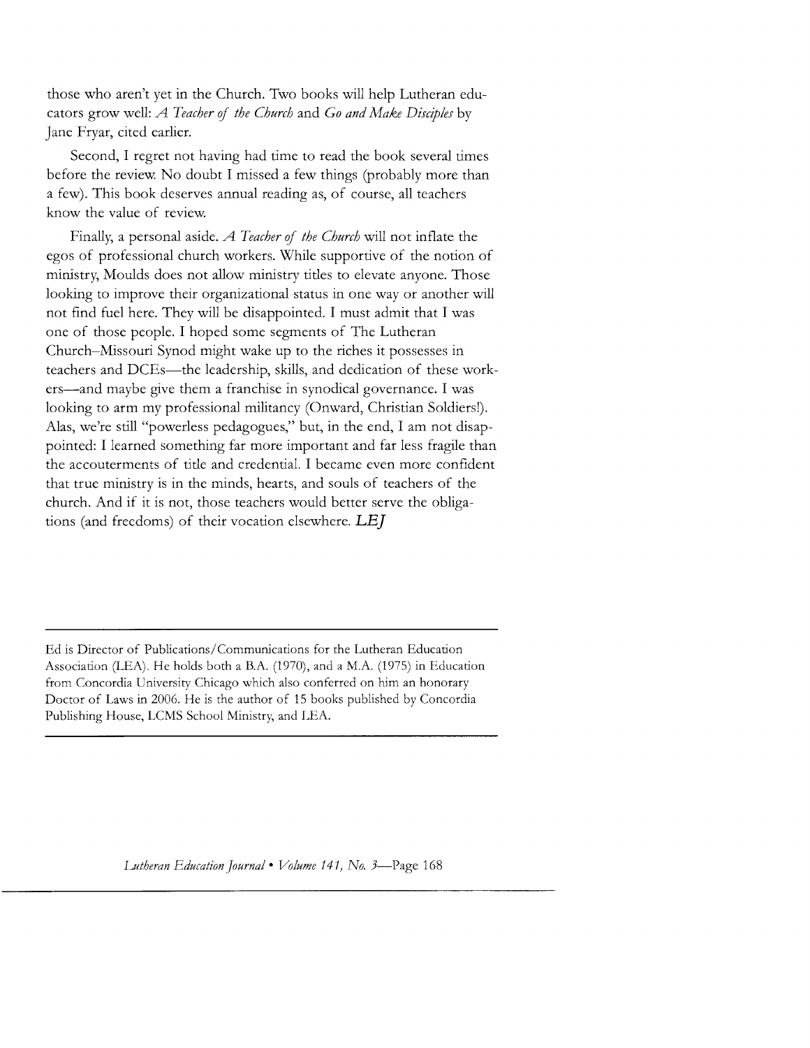those who aren't yet in the Church. Two books will help Lutheran educators grow well: *A Teacher of the Church* and *Go and Make Disciples* by Jane Fryar, cited earlier.

Second, I regret not having had time to read the book several times before the review. No doubt I missed a few things (probably more than a few). This book deserves annual reading as, of course, all teachers know the value of review.

Finally, a personal aside. *A Teacher of the Church* will not inflate the egos of professional church workers. While supportive of the notion of ministry, Moulds does not allow ministry titles to elevate anyone. Those looking to improve their organizational status in one way or another will not find fuel here. They will be disappointed. I must admit that I was one of those people. I hoped some segments of The Lutheran Church–Missouri Synod might wake up to the riches it possesses in teachers and DCEs—the leadership, skills, and dedication of these workers—and maybe give them a franchise in synodical governance. I was looking to arm my professional militancy (Onward, Christian Soldiers!). Alas, we're still "powerless pedagogues," but, in the end, I am not disappointed: I learned something far more important and far less fragile than the accouterments of title and credential. I became even more confident that true ministry is in the minds, hearts, and souls of teachers of the church. And if it is not, those teachers would better serve the obligations (and freedoms) of their vocation elsewhere. ***LEJ***

---

Ed is Director of Publications/Communications for the Lutheran Education Association (LEA). He holds both a B.A. (1970), and a M.A. (1975) in Education from Concordia University Chicago which also conferred on him an honorary Doctor of Laws in 2006. He is the author of 15 books published by Concordia Publishing House, LCMS School Ministry, and LEA.

---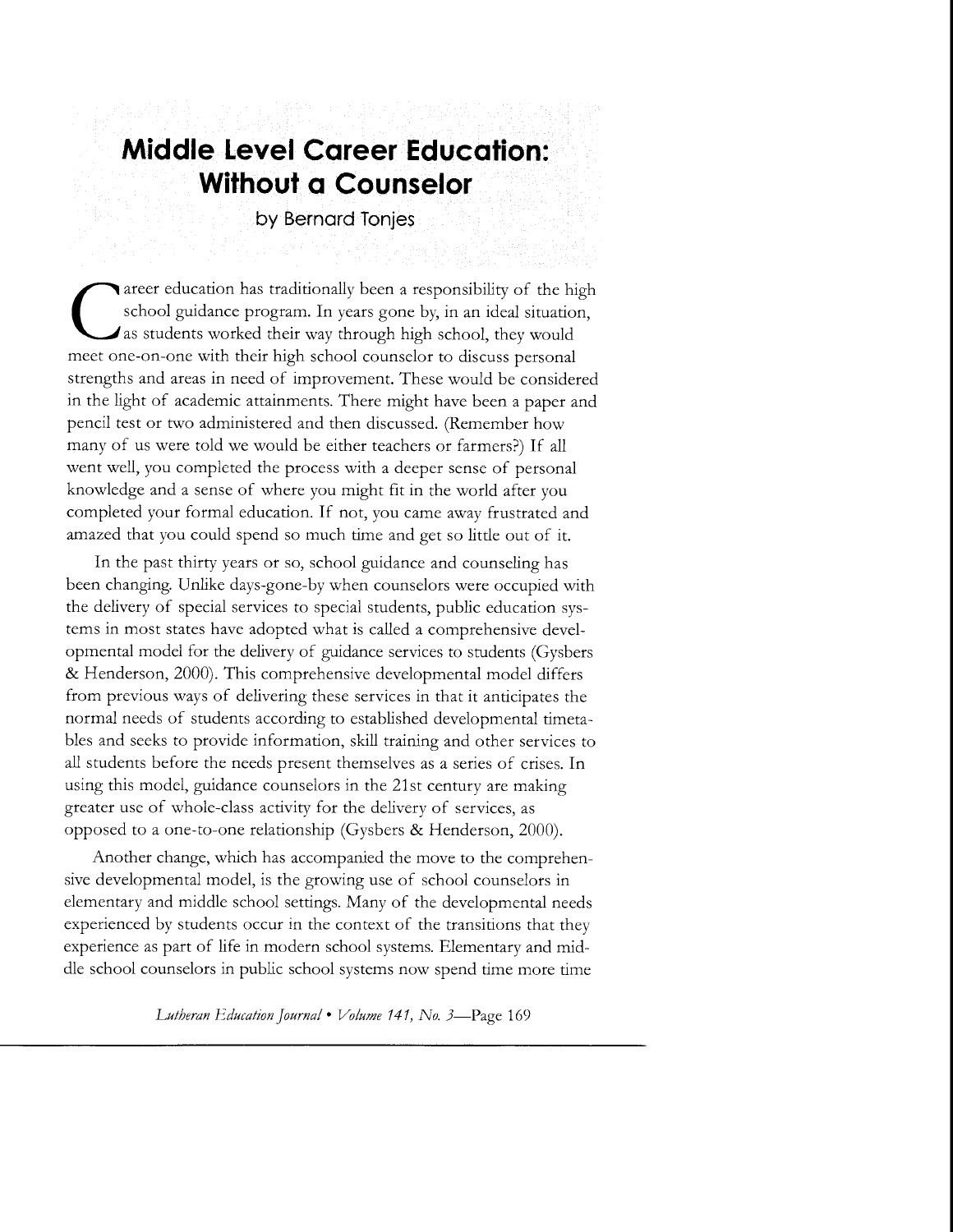# Middle Level Career Education: Without a Counselor

by Bernard Tonjes

Career education has traditionally been a responsibility of the high school guidance program. In years gone by, in an ideal situation, as students worked their way through high school, they would meet one-on-one with their high school counselor to discuss personal strengths and areas in need of improvement. These would be considered in the light of academic attainments. There might have been a paper and pencil test or two administered and then discussed. (Remember how many of us were told we would be either teachers or farmers?) If all went well, you completed the process with a deeper sense of personal knowledge and a sense of where you might fit in the world after you completed your formal education. If not, you came away frustrated and amazed that you could spend so much time and get so little out of it.

In the past thirty years or so, school guidance and counseling has been changing. Unlike days-gone-by when counselors were occupied with the delivery of special services to special students, public education systems in most states have adopted what is called a comprehensive developmental model for the delivery of guidance services to students (Gysbers & Henderson, 2000). This comprehensive developmental model differs from previous ways of delivering these services in that it anticipates the normal needs of students according to established developmental timetables and seeks to provide information, skill training and other services to all students before the needs present themselves as a series of crises. In using this model, guidance counselors in the 21st century are making greater use of whole-class activity for the delivery of services, as opposed to a one-to-one relationship (Gysbers & Henderson, 2000).

Another change, which has accompanied the move to the comprehensive developmental model, is the growing use of school counselors in elementary and middle school settings. Many of the developmental needs experienced by students occur in the context of the transitions that they experience as part of life in modern school systems. Elementary and middle school counselors in public school systems now spend time more time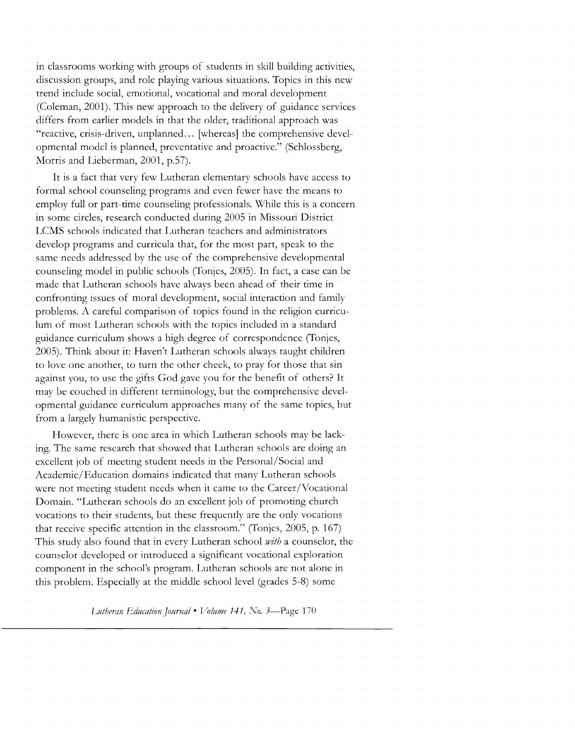in classrooms working with groups of students in skill building activities, discussion groups, and role playing various situations. Topics in this new trend include social, emotional, vocational and moral development (Coleman, 2001). This new approach to the delivery of guidance services differs from earlier models in that the older, traditional approach was "reactive, crisis-driven, unplanned… [whereas] the comprehensive developmental model is planned, preventative and proactive." (Schlossberg, Morris and Lieberman, 2001, p.57).

It is a fact that very few Lutheran elementary schools have access to formal school counseling programs and even fewer have the means to employ full or part-time counseling professionals. While this is a concern in some circles, research conducted during 2005 in Missouri District LCMS schools indicated that Lutheran teachers and administrators develop programs and curricula that, for the most part, speak to the same needs addressed by the use of the comprehensive developmental counseling model in public schools (Tonjes, 2005). In fact, a case can be made that Lutheran schools have always been ahead of their time in confronting issues of moral development, social interaction and family problems. A careful comparison of topics found in the religion curriculum of most Lutheran schools with the topics included in a standard guidance curriculum shows a high degree of correspondence (Tonjes, 2005). Think about it: Haven't Lutheran schools always taught children to love one another, to turn the other cheek, to pray for those that sin against you, to use the gifts God gave you for the benefit of others? It may be couched in different terminology, but the comprehensive developmental guidance curriculum approaches many of the same topics, but from a largely humanistic perspective.

However, there is one area in which Lutheran schools may be lacking. The same research that showed that Lutheran schools are doing an excellent job of meeting student needs in the Personal/Social and Academic/Education domains indicated that many Lutheran schools were not meeting student needs when it came to the Career/Vocational Domain. "Lutheran schools do an excellent job of promoting church vocations to their students, but these frequently are the only vocations that receive specific attention in the classroom." (Tonjes, 2005, p. 167) This study also found that in every Lutheran school *with* a counselor, the counselor developed or introduced a significant vocational exploration component in the school's program. Lutheran schools are not alone in this problem. Especially at the middle school level (grades 5-8) some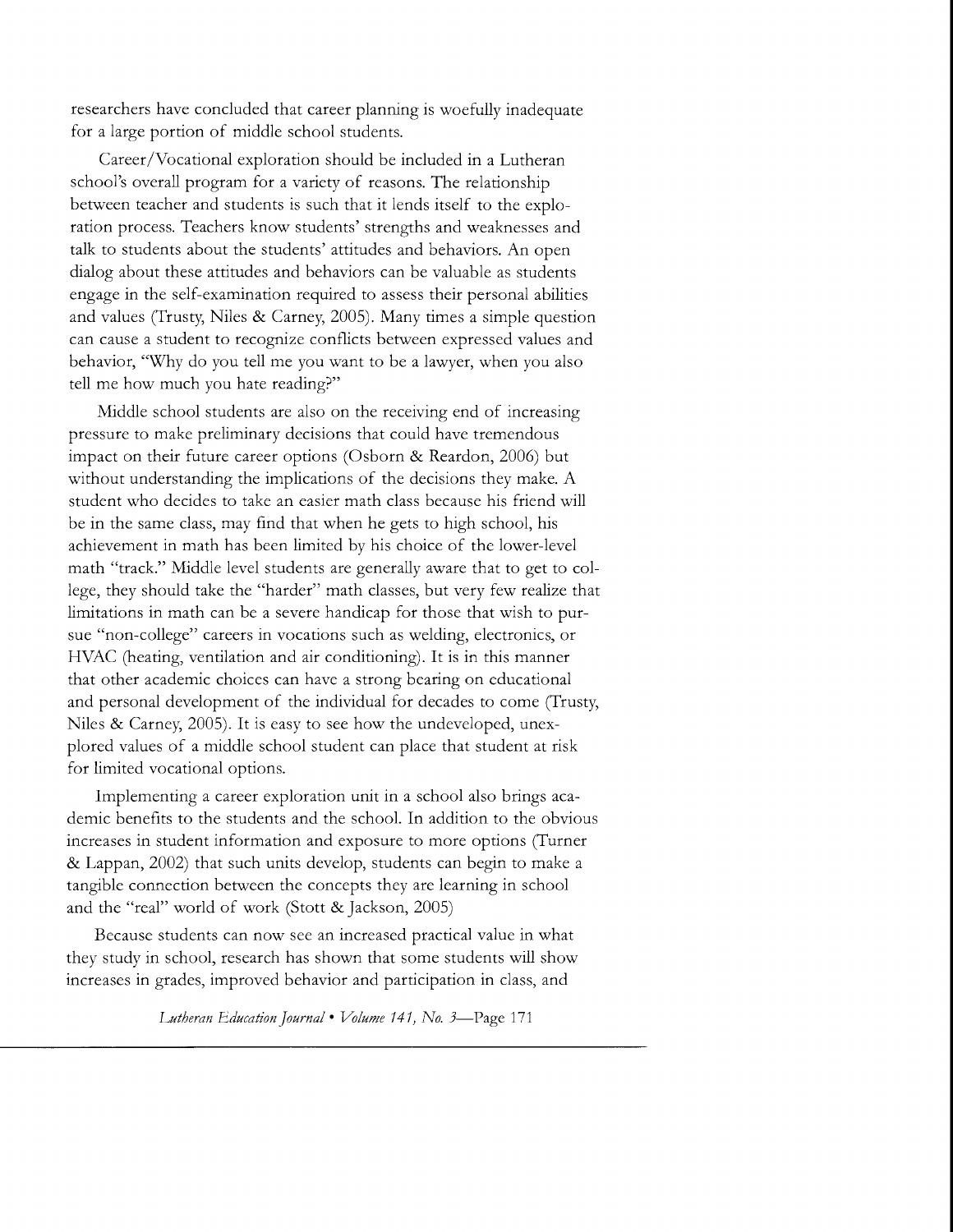researchers have concluded that career planning is woefully inadequate for a large portion of middle school students.

Career/Vocational exploration should be included in a Lutheran school's overall program for a variety of reasons. The relationship between teacher and students is such that it lends itself to the exploration process. Teachers know students' strengths and weaknesses and talk to students about the students' attitudes and behaviors. An open dialog about these attitudes and behaviors can be valuable as students engage in the self-examination required to assess their personal abilities and values (Trusty, Niles & Carney, 2005). Many times a simple question can cause a student to recognize conflicts between expressed values and behavior, "Why do you tell me you want to be a lawyer, when you also tell me how much you hate reading?"

Middle school students are also on the receiving end of increasing pressure to make preliminary decisions that could have tremendous impact on their future career options (Osborn & Reardon, 2006) but without understanding the implications of the decisions they make. A student who decides to take an easier math class because his friend will be in the same class, may find that when he gets to high school, his achievement in math has been limited by his choice of the lower-level math "track." Middle level students are generally aware that to get to college, they should take the "harder" math classes, but very few realize that limitations in math can be a severe handicap for those that wish to pursue "non-college" careers in vocations such as welding, electronics, or HVAC (heating, ventilation and air conditioning). It is in this manner that other academic choices can have a strong bearing on educational and personal development of the individual for decades to come (Trusty, Niles & Carney, 2005). It is easy to see how the undeveloped, unexplored values of a middle school student can place that student at risk for limited vocational options.

Implementing a career exploration unit in a school also brings academic benefits to the students and the school. In addition to the obvious increases in student information and exposure to more options (Turner & Lappan, 2002) that such units develop, students can begin to make a tangible connection between the concepts they are learning in school and the "real" world of work (Stott & Jackson, 2005)

Because students can now see an increased practical value in what they study in school, research has shown that some students will show increases in grades, improved behavior and participation in class, and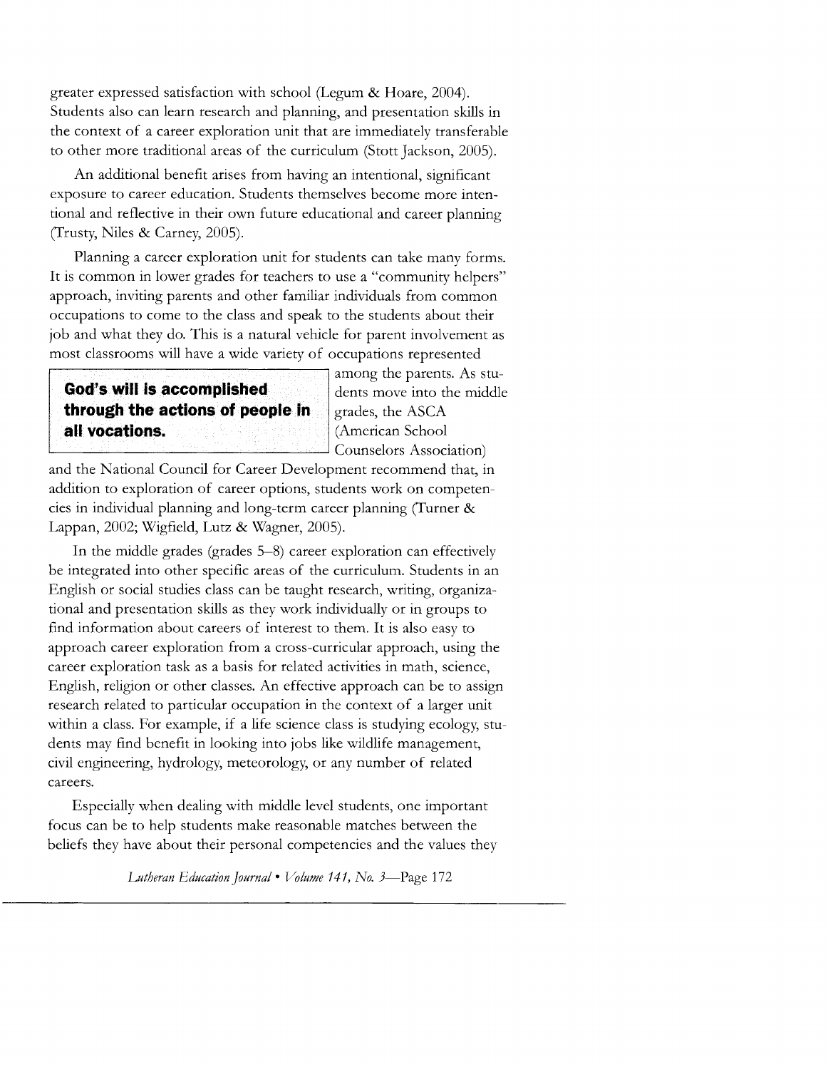greater expressed satisfaction with school (Legum & Hoare, 2004). Students also can learn research and planning, and presentation skills in the context of a career exploration unit that are immediately transferable to other more traditional areas of the curriculum (Stott Jackson, 2005).

An additional benefit arises from having an intentional, significant exposure to career education. Students themselves become more intentional and reflective in their own future educational and career planning (Trusty, Niles & Carney, 2005).

Planning a career exploration unit for students can take many forms. It is common in lower grades for teachers to use a "community helpers" approach, inviting parents and other familiar individuals from common occupations to come to the class and speak to the students about their job and what they do. This is a natural vehicle for parent involvement as most classrooms will have a wide variety of occupations represented among the parents. As students move into the middle grades, the ASCA (American School Counselors Association) and the National Council for Career Development recommend that, in addition to exploration of career options, students work on competencies in individual planning and long-term career planning (Turner & Lappan, 2002; Wigfield, Lutz & Wagner, 2005).

> **God's will is accomplished through the actions of people in all vocations.**

In the middle grades (grades 5–8) career exploration can effectively be integrated into other specific areas of the curriculum. Students in an English or social studies class can be taught research, writing, organizational and presentation skills as they work individually or in groups to find information about careers of interest to them. It is also easy to approach career exploration from a cross-curricular approach, using the career exploration task as a basis for related activities in math, science, English, religion or other classes. An effective approach can be to assign research related to particular occupation in the context of a larger unit within a class. For example, if a life science class is studying ecology, students may find benefit in looking into jobs like wildlife management, civil engineering, hydrology, meteorology, or any number of related careers.

Especially when dealing with middle level students, one important focus can be to help students make reasonable matches between the beliefs they have about their personal competencies and the values they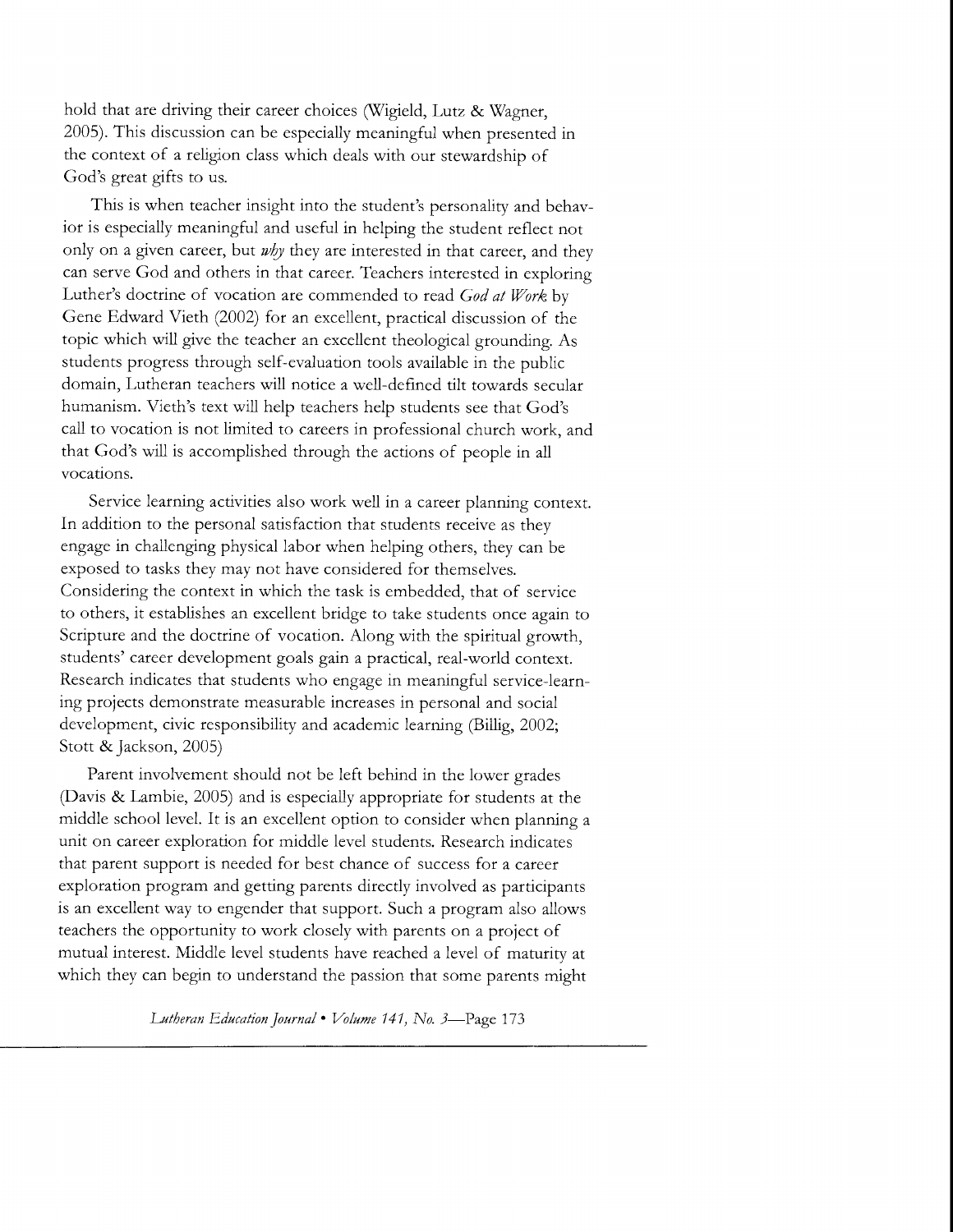hold that are driving their career choices (Wigield, Lutz & Wagner, 2005). This discussion can be especially meaningful when presented in the context of a religion class which deals with our stewardship of God's great gifts to us.

This is when teacher insight into the student's personality and behavior is especially meaningful and useful in helping the student reflect not only on a given career, but *why* they are interested in that career, and they can serve God and others in that career. Teachers interested in exploring Luther's doctrine of vocation are commended to read *God at Work* by Gene Edward Vieth (2002) for an excellent, practical discussion of the topic which will give the teacher an excellent theological grounding. As students progress through self-evaluation tools available in the public domain, Lutheran teachers will notice a well-defined tilt towards secular humanism. Vieth's text will help teachers help students see that God's call to vocation is not limited to careers in professional church work, and that God's will is accomplished through the actions of people in all vocations.

Service learning activities also work well in a career planning context. In addition to the personal satisfaction that students receive as they engage in challenging physical labor when helping others, they can be exposed to tasks they may not have considered for themselves. Considering the context in which the task is embedded, that of service to others, it establishes an excellent bridge to take students once again to Scripture and the doctrine of vocation. Along with the spiritual growth, students' career development goals gain a practical, real-world context. Research indicates that students who engage in meaningful service-learning projects demonstrate measurable increases in personal and social development, civic responsibility and academic learning (Billig, 2002; Stott & Jackson, 2005)

Parent involvement should not be left behind in the lower grades (Davis & Lambie, 2005) and is especially appropriate for students at the middle school level. It is an excellent option to consider when planning a unit on career exploration for middle level students. Research indicates that parent support is needed for best chance of success for a career exploration program and getting parents directly involved as participants is an excellent way to engender that support. Such a program also allows teachers the opportunity to work closely with parents on a project of mutual interest. Middle level students have reached a level of maturity at which they can begin to understand the passion that some parents might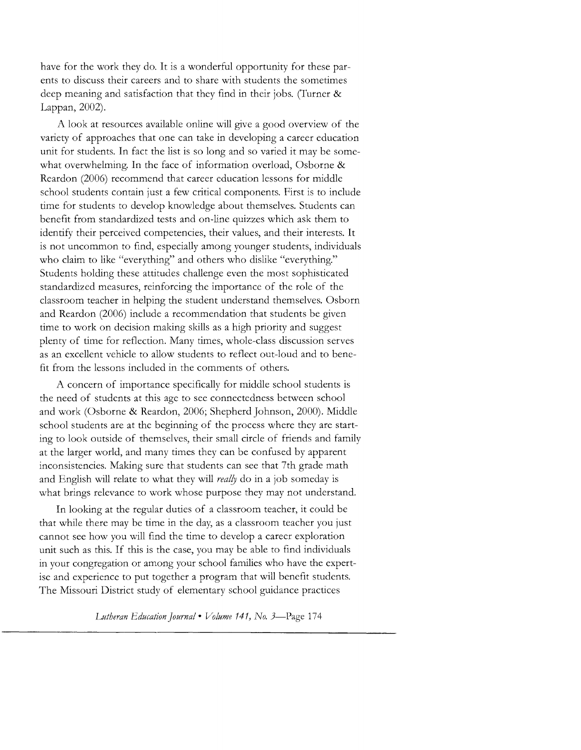have for the work they do. It is a wonderful opportunity for these parents to discuss their careers and to share with students the sometimes deep meaning and satisfaction that they find in their jobs. (Turner & Lappan, 2002).

A look at resources available online will give a good overview of the variety of approaches that one can take in developing a career education unit for students. In fact the list is so long and so varied it may be somewhat overwhelming. In the face of information overload, Osborne & Reardon (2006) recommend that career education lessons for middle school students contain just a few critical components. First is to include time for students to develop knowledge about themselves. Students can benefit from standardized tests and on-line quizzes which ask them to identify their perceived competencies, their values, and their interests. It is not uncommon to find, especially among younger students, individuals who claim to like "everything" and others who dislike "everything." Students holding these attitudes challenge even the most sophisticated standardized measures, reinforcing the importance of the role of the classroom teacher in helping the student understand themselves. Osborn and Reardon (2006) include a recommendation that students be given time to work on decision making skills as a high priority and suggest plenty of time for reflection. Many times, whole-class discussion serves as an excellent vehicle to allow students to reflect out-loud and to benefit from the lessons included in the comments of others.

A concern of importance specifically for middle school students is the need of students at this age to see connectedness between school and work (Osborne & Reardon, 2006; Shepherd Johnson, 2000). Middle school students are at the beginning of the process where they are starting to look outside of themselves, their small circle of friends and family at the larger world, and many times they can be confused by apparent inconsistencies. Making sure that students can see that 7th grade math and English will relate to what they will *really* do in a job someday is what brings relevance to work whose purpose they may not understand.

In looking at the regular duties of a classroom teacher, it could be that while there may be time in the day, as a classroom teacher you just cannot see how you will find the time to develop a career exploration unit such as this. If this is the case, you may be able to find individuals in your congregation or among your school families who have the expertise and experience to put together a program that will benefit students. The Missouri District study of elementary school guidance practices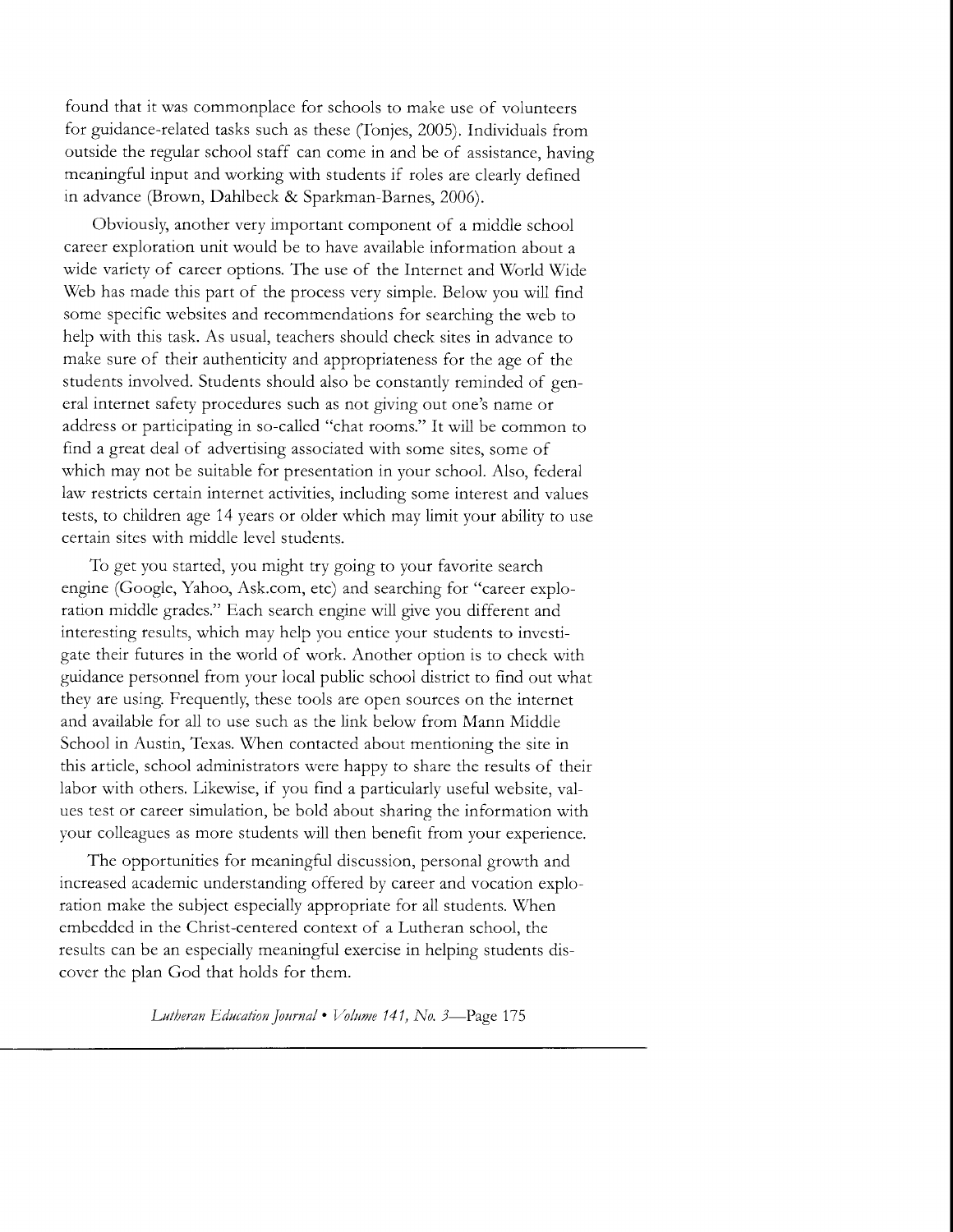found that it was commonplace for schools to make use of volunteers for guidance-related tasks such as these (Tonjes, 2005). Individuals from outside the regular school staff can come in and be of assistance, having meaningful input and working with students if roles are clearly defined in advance (Brown, Dahlbeck & Sparkman-Barnes, 2006).

Obviously, another very important component of a middle school career exploration unit would be to have available information about a wide variety of career options. The use of the Internet and World Wide Web has made this part of the process very simple. Below you will find some specific websites and recommendations for searching the web to help with this task. As usual, teachers should check sites in advance to make sure of their authenticity and appropriateness for the age of the students involved. Students should also be constantly reminded of general internet safety procedures such as not giving out one's name or address or participating in so-called "chat rooms." It will be common to find a great deal of advertising associated with some sites, some of which may not be suitable for presentation in your school. Also, federal law restricts certain internet activities, including some interest and values tests, to children age 14 years or older which may limit your ability to use certain sites with middle level students.

To get you started, you might try going to your favorite search engine (Google, Yahoo, Ask.com, etc) and searching for "career exploration middle grades." Each search engine will give you different and interesting results, which may help you entice your students to investigate their futures in the world of work. Another option is to check with guidance personnel from your local public school district to find out what they are using. Frequently, these tools are open sources on the internet and available for all to use such as the link below from Mann Middle School in Austin, Texas. When contacted about mentioning the site in this article, school administrators were happy to share the results of their labor with others. Likewise, if you find a particularly useful website, values test or career simulation, be bold about sharing the information with your colleagues as more students will then benefit from your experience.

The opportunities for meaningful discussion, personal growth and increased academic understanding offered by career and vocation exploration make the subject especially appropriate for all students. When embedded in the Christ-centered context of a Lutheran school, the results can be an especially meaningful exercise in helping students discover the plan God that holds for them.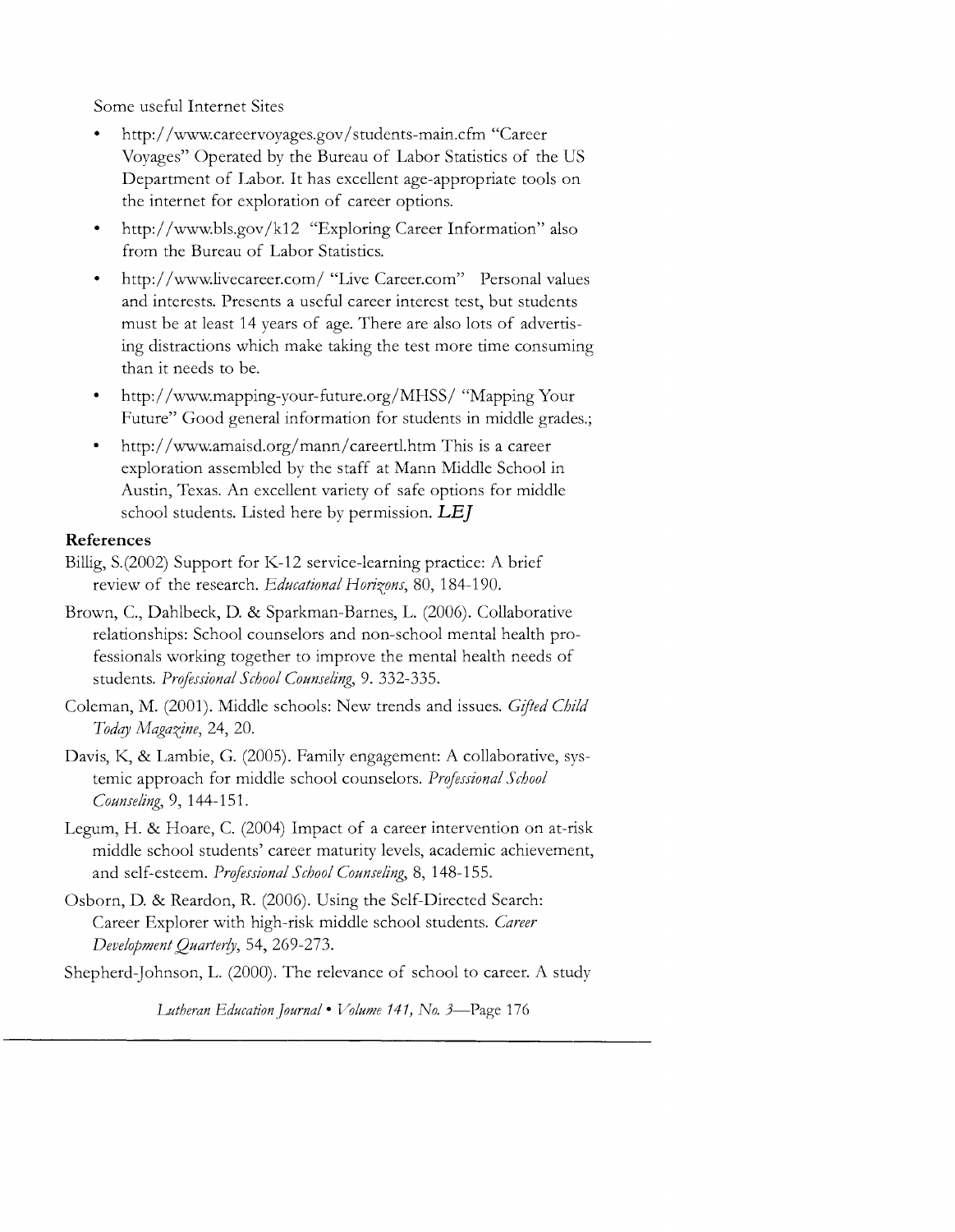Some useful Internet Sites

- http://www.careervoyages.gov/students-main.cfm "Career Voyages" Operated by the Bureau of Labor Statistics of the US Department of Labor. It has excellent age-appropriate tools on the internet for exploration of career options.
- http://www.bls.gov/k12 "Exploring Career Information" also from the Bureau of Labor Statistics.
- http://www.livecareer.com/ "Live Career.com" Personal values and interests. Presents a useful career interest test, but students must be at least 14 years of age. There are also lots of advertising distractions which make taking the test more time consuming than it needs to be.
- http://www.mapping-your-future.org/MHSS/ "Mapping Your Future" Good general information for students in middle grades.;
- http://www.amaisd.org/mann/careertl.htm This is a career exploration assembled by the staff at Mann Middle School in Austin, Texas. An excellent variety of safe options for middle school students. Listed here by permission. ***LEJ***

**References**

Billig, S.(2002) Support for K-12 service-learning practice: A brief review of the research. *Educational Horizons*, 80, 184-190.

Brown, C., Dahlbeck, D. & Sparkman-Barnes, L. (2006). Collaborative relationships: School counselors and non-school mental health professionals working together to improve the mental health needs of students. *Professional School Counseling*, 9. 332-335.

Coleman, M. (2001). Middle schools: New trends and issues. *Gifted Child Today Magazine*, 24, 20.

Davis, K, & Lambie, G. (2005). Family engagement: A collaborative, systemic approach for middle school counselors. *Professional School Counseling*, 9, 144-151.

Legum, H. & Hoare, C. (2004) Impact of a career intervention on at-risk middle school students' career maturity levels, academic achievement, and self-esteem. *Professional School Counseling*, 8, 148-155.

Osborn, D. & Reardon, R. (2006). Using the Self-Directed Search: Career Explorer with high-risk middle school students. *Career Development Quarterly*, 54, 269-273.

Shepherd-Johnson, L. (2000). The relevance of school to career. A study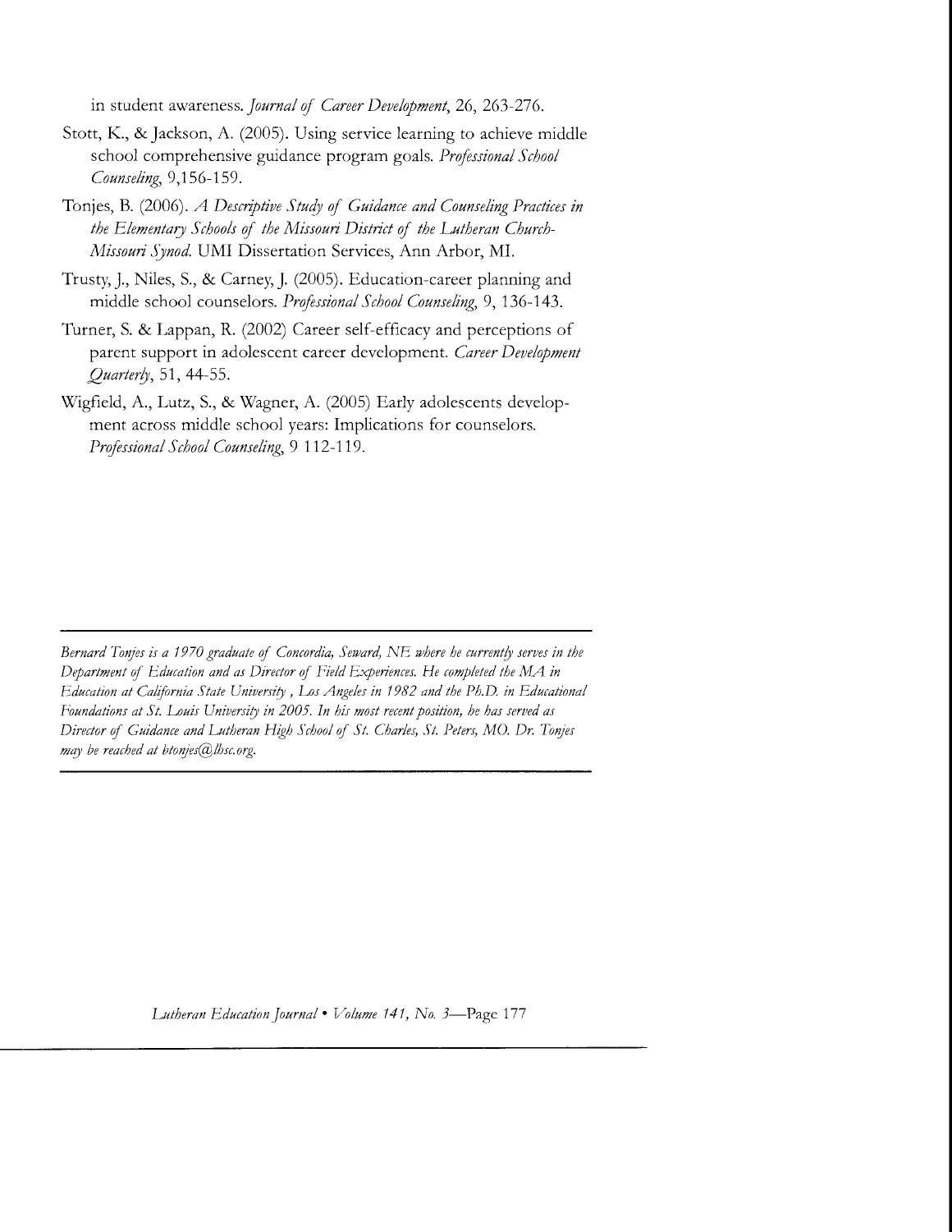in student awareness. *Journal of Career Development*, 26, 263-276.

Stott, K., & Jackson, A. (2005). Using service learning to achieve middle school comprehensive guidance program goals. *Professional School Counseling*, 9,156-159.

Tonjes, B. (2006). *A Descriptive Study of Guidance and Counseling Practices in the Elementary Schools of the Missouri District of the Lutheran Church-Missouri Synod.* UMI Dissertation Services, Ann Arbor, MI.

Trusty, J., Niles, S., & Carney, J. (2005). Education-career planning and middle school counselors. *Professional School Counseling*, 9, 136-143.

Turner, S. & Lappan, R. (2002) Career self-efficacy and perceptions of parent support in adolescent career development. *Career Development Quarterly*, 51, 44-55.

Wigfield, A., Lutz, S., & Wagner, A. (2005) Early adolescents development across middle school years: Implications for counselors. *Professional School Counseling*, 9 112-119.

---

*Bernard Tonjes is a 1970 graduate of Concordia, Seward, NE where he currently serves in the Department of Education and as Director of Field Experiences. He completed the MA in Education at California State University, Los Angeles in 1982 and the Ph.D. in Educational Foundations at St. Louis University in 2005. In his most recent position, he has served as Director of Guidance and Lutheran High School of St. Charles, St. Peters, MO. Dr. Tonjes may be reached at btonjes@lhsc.org.*

---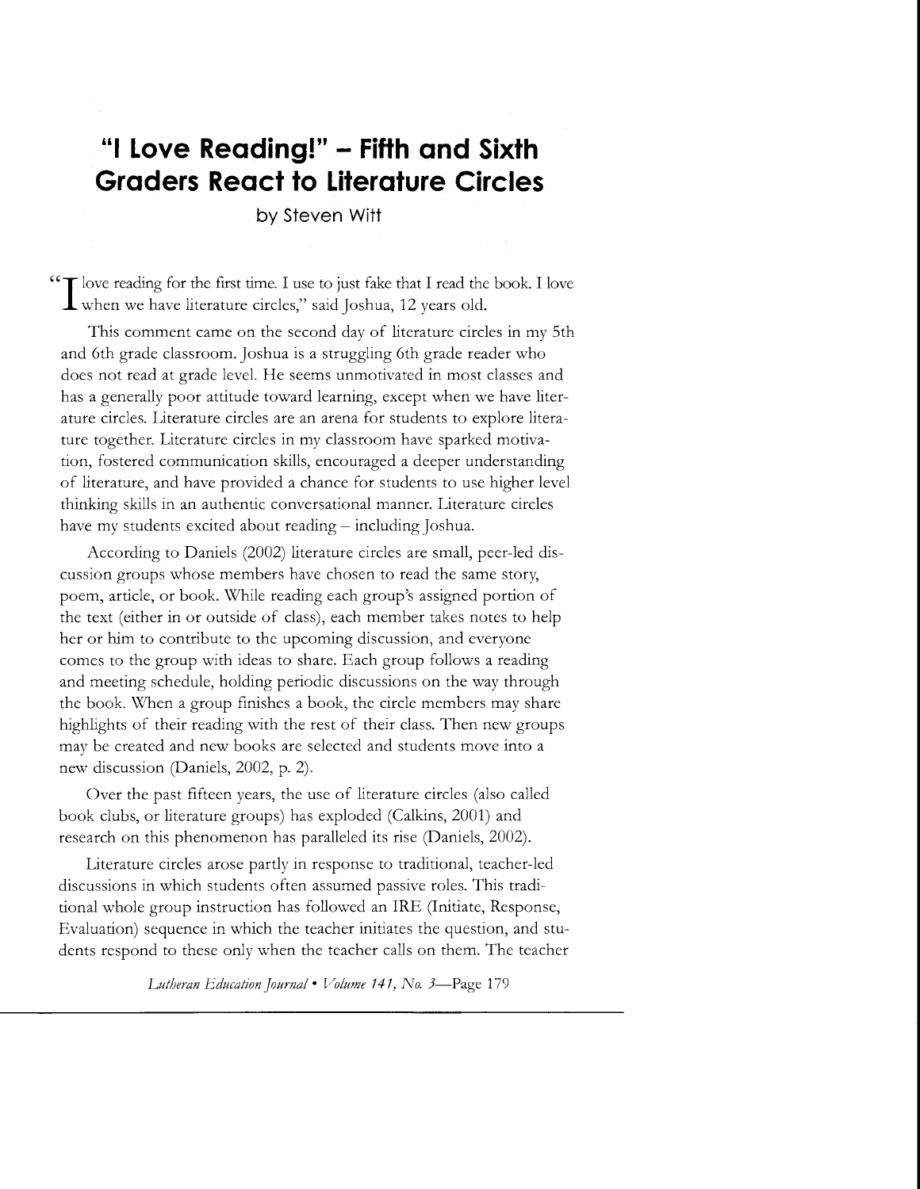# "I Love Reading!" – Fifth and Sixth Graders React to Literature Circles

by Steven Witt

"I love reading for the first time. I use to just fake that I read the book. I love when we have literature circles," said Joshua, 12 years old.

This comment came on the second day of literature circles in my 5th and 6th grade classroom. Joshua is a struggling 6th grade reader who does not read at grade level. He seems unmotivated in most classes and has a generally poor attitude toward learning, except when we have literature circles. Literature circles are an arena for students to explore literature together. Literature circles in my classroom have sparked motivation, fostered communication skills, encouraged a deeper understanding of literature, and have provided a chance for students to use higher level thinking skills in an authentic conversational manner. Literature circles have my students excited about reading – including Joshua.

According to Daniels (2002) literature circles are small, peer-led discussion groups whose members have chosen to read the same story, poem, article, or book. While reading each group's assigned portion of the text (either in or outside of class), each member takes notes to help her or him to contribute to the upcoming discussion, and everyone comes to the group with ideas to share. Each group follows a reading and meeting schedule, holding periodic discussions on the way through the book. When a group finishes a book, the circle members may share highlights of their reading with the rest of their class. Then new groups may be created and new books are selected and students move into a new discussion (Daniels, 2002, p. 2).

Over the past fifteen years, the use of literature circles (also called book clubs, or literature groups) has exploded (Calkins, 2001) and research on this phenomenon has paralleled its rise (Daniels, 2002).

Literature circles arose partly in response to traditional, teacher-led discussions in which students often assumed passive roles. This traditional whole group instruction has followed an IRE (Initiate, Response, Evaluation) sequence in which the teacher initiates the question, and students respond to these only when the teacher calls on them. The teacher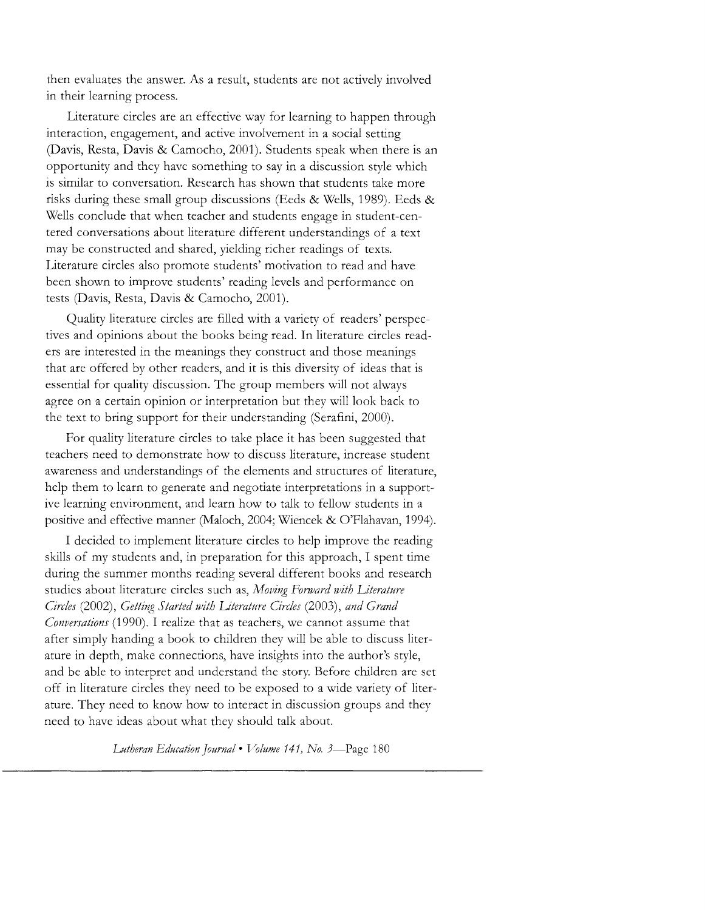then evaluates the answer. As a result, students are not actively involved in their learning process.

Literature circles are an effective way for learning to happen through interaction, engagement, and active involvement in a social setting (Davis, Resta, Davis & Camocho, 2001). Students speak when there is an opportunity and they have something to say in a discussion style which is similar to conversation. Research has shown that students take more risks during these small group discussions (Eeds & Wells, 1989). Eeds & Wells conclude that when teacher and students engage in student-centered conversations about literature different understandings of a text may be constructed and shared, yielding richer readings of texts. Literature circles also promote students' motivation to read and have been shown to improve students' reading levels and performance on tests (Davis, Resta, Davis & Camocho, 2001).

Quality literature circles are filled with a variety of readers' perspectives and opinions about the books being read. In literature circles readers are interested in the meanings they construct and those meanings that are offered by other readers, and it is this diversity of ideas that is essential for quality discussion. The group members will not always agree on a certain opinion or interpretation but they will look back to the text to bring support for their understanding (Serafini, 2000).

For quality literature circles to take place it has been suggested that teachers need to demonstrate how to discuss literature, increase student awareness and understandings of the elements and structures of literature, help them to learn to generate and negotiate interpretations in a supportive learning environment, and learn how to talk to fellow students in a positive and effective manner (Maloch, 2004; Wiencek & O'Flahavan, 1994).

I decided to implement literature circles to help improve the reading skills of my students and, in preparation for this approach, I spent time during the summer months reading several different books and research studies about literature circles such as, *Moving Forward with Literature Circles* (2002), *Getting Started with Literature Circles* (2003), *and Grand Conversations* (1990). I realize that as teachers, we cannot assume that after simply handing a book to children they will be able to discuss literature in depth, make connections, have insights into the author's style, and be able to interpret and understand the story. Before children are set off in literature circles they need to be exposed to a wide variety of literature. They need to know how to interact in discussion groups and they need to have ideas about what they should talk about.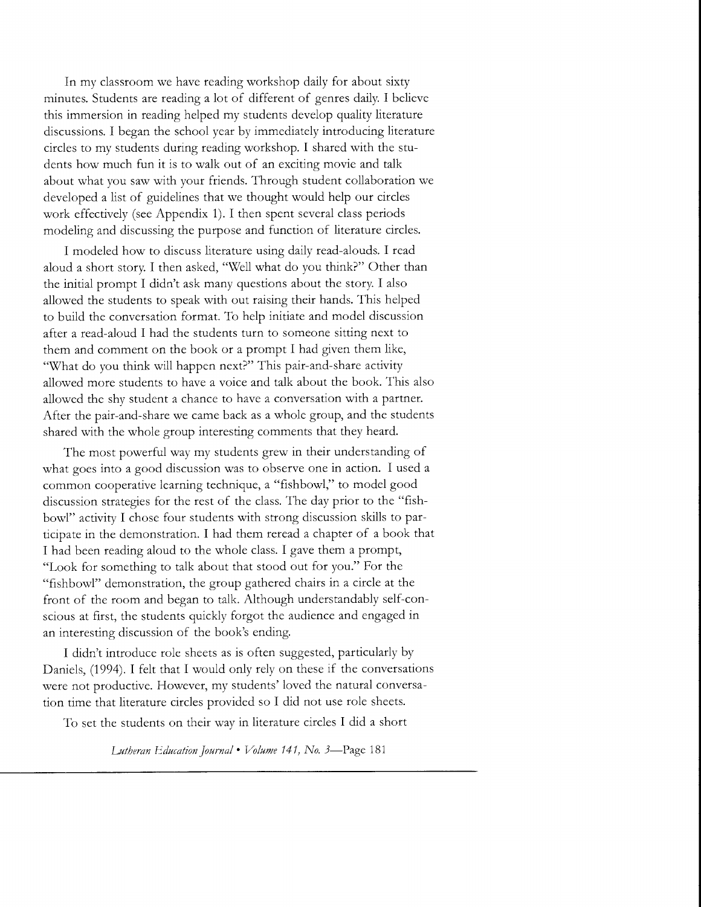In my classroom we have reading workshop daily for about sixty minutes. Students are reading a lot of different of genres daily. I believe this immersion in reading helped my students develop quality literature discussions. I began the school year by immediately introducing literature circles to my students during reading workshop. I shared with the students how much fun it is to walk out of an exciting movie and talk about what you saw with your friends. Through student collaboration we developed a list of guidelines that we thought would help our circles work effectively (see Appendix 1). I then spent several class periods modeling and discussing the purpose and function of literature circles.

I modeled how to discuss literature using daily read-alouds. I read aloud a short story. I then asked, "Well what do you think?" Other than the initial prompt I didn't ask many questions about the story. I also allowed the students to speak with out raising their hands. This helped to build the conversation format. To help initiate and model discussion after a read-aloud I had the students turn to someone sitting next to them and comment on the book or a prompt I had given them like, "What do you think will happen next?" This pair-and-share activity allowed more students to have a voice and talk about the book. This also allowed the shy student a chance to have a conversation with a partner. After the pair-and-share we came back as a whole group, and the students shared with the whole group interesting comments that they heard.

The most powerful way my students grew in their understanding of what goes into a good discussion was to observe one in action. I used a common cooperative learning technique, a "fishbowl," to model good discussion strategies for the rest of the class. The day prior to the "fishbowl" activity I chose four students with strong discussion skills to participate in the demonstration. I had them reread a chapter of a book that I had been reading aloud to the whole class. I gave them a prompt, "Look for something to talk about that stood out for you." For the "fishbowl" demonstration, the group gathered chairs in a circle at the front of the room and began to talk. Although understandably self-conscious at first, the students quickly forgot the audience and engaged in an interesting discussion of the book's ending.

I didn't introduce role sheets as is often suggested, particularly by Daniels, (1994). I felt that I would only rely on these if the conversations were not productive. However, my students' loved the natural conversation time that literature circles provided so I did not use role sheets.

To set the students on their way in literature circles I did a short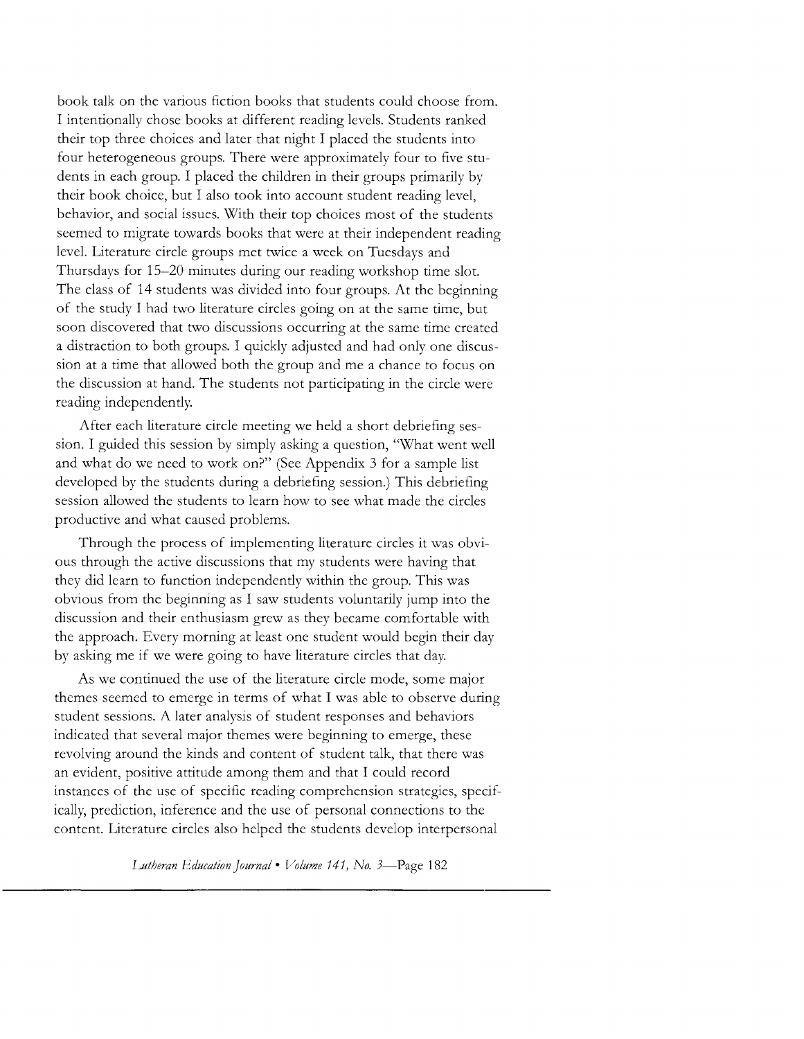book talk on the various fiction books that students could choose from. I intentionally chose books at different reading levels. Students ranked their top three choices and later that night I placed the students into four heterogeneous groups. There were approximately four to five students in each group. I placed the children in their groups primarily by their book choice, but I also took into account student reading level, behavior, and social issues. With their top choices most of the students seemed to migrate towards books that were at their independent reading level. Literature circle groups met twice a week on Tuesdays and Thursdays for 15–20 minutes during our reading workshop time slot. The class of 14 students was divided into four groups. At the beginning of the study I had two literature circles going on at the same time, but soon discovered that two discussions occurring at the same time created a distraction to both groups. I quickly adjusted and had only one discussion at a time that allowed both the group and me a chance to focus on the discussion at hand. The students not participating in the circle were reading independently.

After each literature circle meeting we held a short debriefing session. I guided this session by simply asking a question, "What went well and what do we need to work on?" (See Appendix 3 for a sample list developed by the students during a debriefing session.) This debriefing session allowed the students to learn how to see what made the circles productive and what caused problems.

Through the process of implementing literature circles it was obvious through the active discussions that my students were having that they did learn to function independently within the group. This was obvious from the beginning as I saw students voluntarily jump into the discussion and their enthusiasm grew as they became comfortable with the approach. Every morning at least one student would begin their day by asking me if we were going to have literature circles that day.

As we continued the use of the literature circle mode, some major themes seemed to emerge in terms of what I was able to observe during student sessions. A later analysis of student responses and behaviors indicated that several major themes were beginning to emerge, these revolving around the kinds and content of student talk, that there was an evident, positive attitude among them and that I could record instances of the use of specific reading comprehension strategies, specifically, prediction, inference and the use of personal connections to the content. Literature circles also helped the students develop interpersonal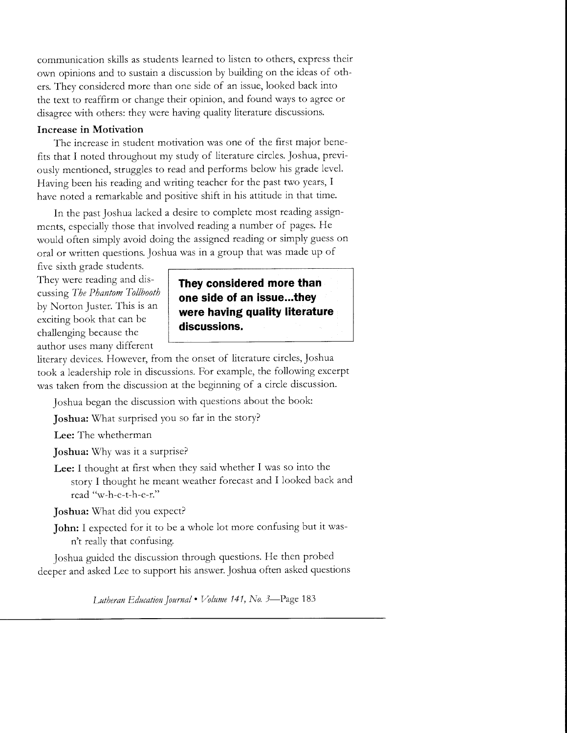communication skills as students learned to listen to others, express their own opinions and to sustain a discussion by building on the ideas of others. They considered more than one side of an issue, looked back into the text to reaffirm or change their opinion, and found ways to agree or disagree with others: they were having quality literature discussions.

**Increase in Motivation**

The increase in student motivation was one of the first major benefits that I noted throughout my study of literature circles. Joshua, previously mentioned, struggles to read and performs below his grade level. Having been his reading and writing teacher for the past two years, I have noted a remarkable and positive shift in his attitude in that time.

In the past Joshua lacked a desire to complete most reading assignments, especially those that involved reading a number of pages. He would often simply avoid doing the assigned reading or simply guess on oral or written questions. Joshua was in a group that was made up of five sixth grade students. They were reading and discussing *The Phantom Tollbooth* by Norton Juster. This is an exciting book that can be challenging because the author uses many different literary devices. However, from the onset of literature circles, Joshua took a leadership role in discussions. For example, the following excerpt was taken from the discussion at the beginning of a circle discussion.

> **They considered more than one side of an issue...they were having quality literature discussions.**

Joshua began the discussion with questions about the book:

**Joshua:** What surprised you so far in the story?

**Lee:** The whetherman

**Joshua:** Why was it a surprise?

**Lee:** I thought at first when they said whether I was so into the story I thought he meant weather forecast and I looked back and read "w-h-e-t-h-e-r."

**Joshua:** What did you expect?

**John:** I expected for it to be a whole lot more confusing but it wasn't really that confusing.

Joshua guided the discussion through questions. He then probed deeper and asked Lee to support his answer. Joshua often asked questions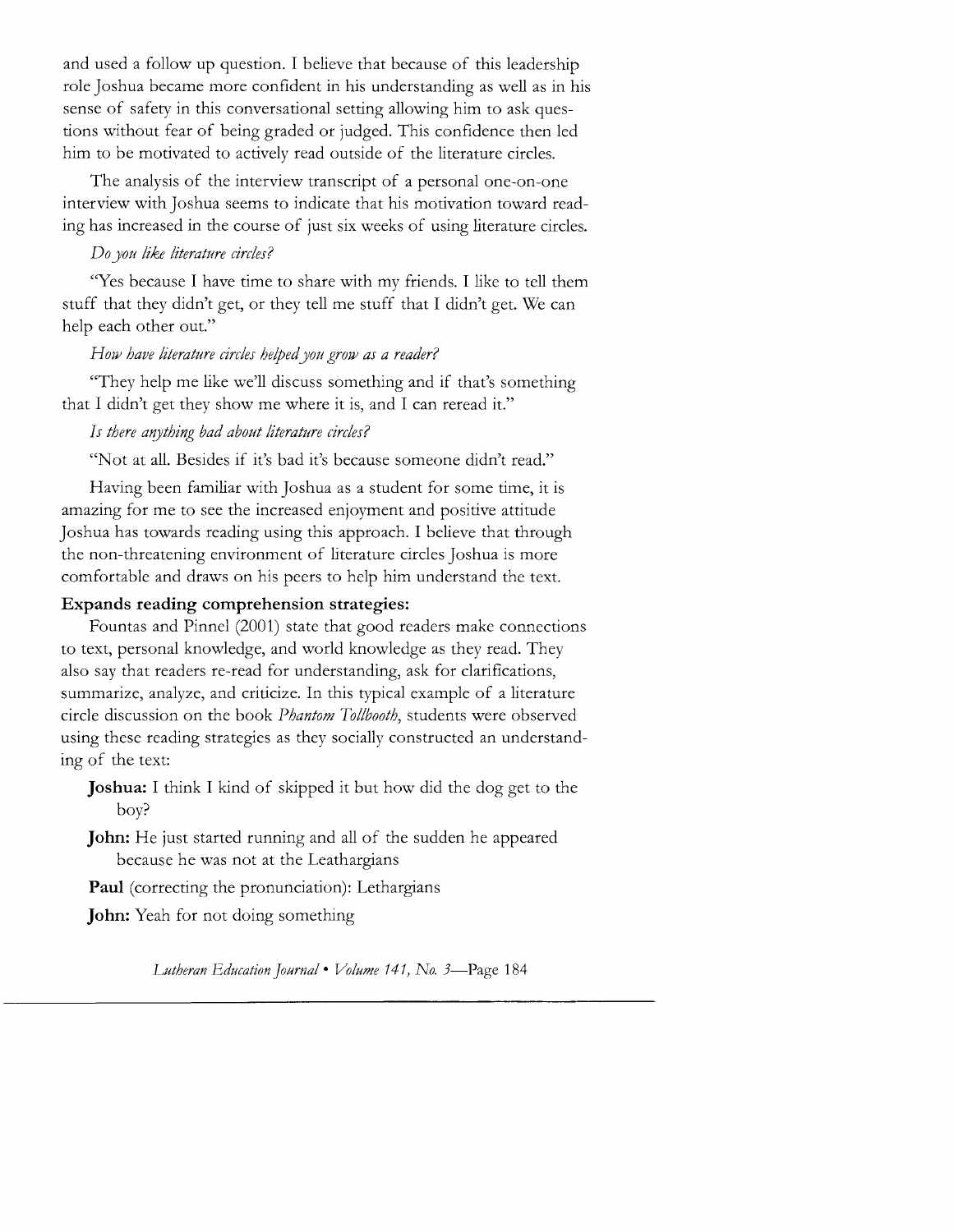and used a follow up question. I believe that because of this leadership role Joshua became more confident in his understanding as well as in his sense of safety in this conversational setting allowing him to ask questions without fear of being graded or judged. This confidence then led him to be motivated to actively read outside of the literature circles.

The analysis of the interview transcript of a personal one-on-one interview with Joshua seems to indicate that his motivation toward reading has increased in the course of just six weeks of using literature circles.

*Do you like literature circles?*

"Yes because I have time to share with my friends. I like to tell them stuff that they didn't get, or they tell me stuff that I didn't get. We can help each other out."

*How have literature circles helped you grow as a reader?*

"They help me like we'll discuss something and if that's something that I didn't get they show me where it is, and I can reread it."

*Is there anything bad about literature circles?*

"Not at all. Besides if it's bad it's because someone didn't read."

Having been familiar with Joshua as a student for some time, it is amazing for me to see the increased enjoyment and positive attitude Joshua has towards reading using this approach. I believe that through the non-threatening environment of literature circles Joshua is more comfortable and draws on his peers to help him understand the text.

**Expands reading comprehension strategies:**

Fountas and Pinnel (2001) state that good readers make connections to text, personal knowledge, and world knowledge as they read. They also say that readers re-read for understanding, ask for clarifications, summarize, analyze, and criticize. In this typical example of a literature circle discussion on the book *Phantom Tollbooth*, students were observed using these reading strategies as they socially constructed an understanding of the text:

**Joshua:** I think I kind of skipped it but how did the dog get to the boy?

**John:** He just started running and all of the sudden he appeared because he was not at the Leathargians

**Paul** (correcting the pronunciation): Lethargians

**John:** Yeah for not doing something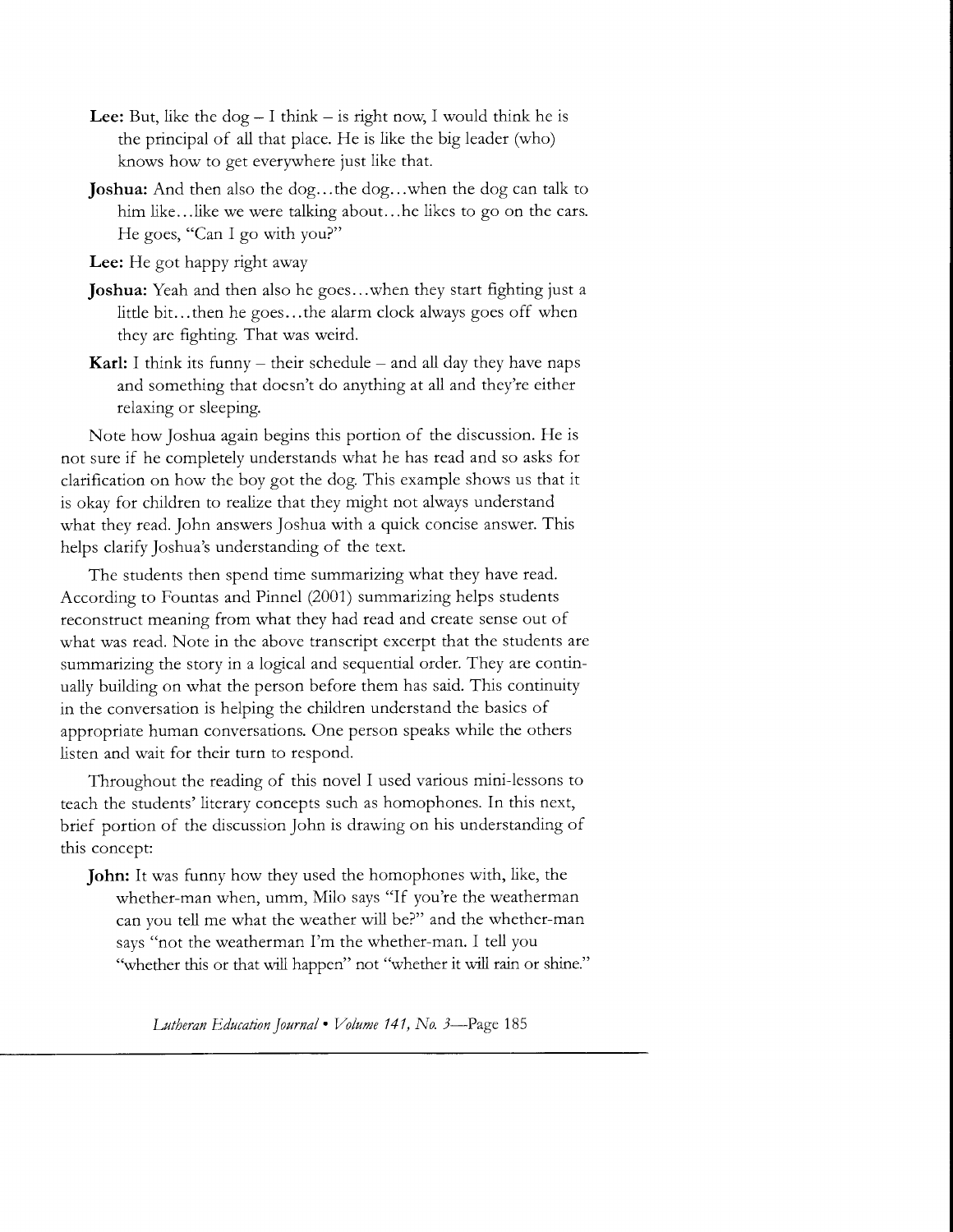**Lee:** But, like the dog – I think – is right now, I would think he is the principal of all that place. He is like the big leader (who) knows how to get everywhere just like that.

**Joshua:** And then also the dog…the dog…when the dog can talk to him like…like we were talking about…he likes to go on the cars. He goes, "Can I go with you?"

**Lee:** He got happy right away

**Joshua:** Yeah and then also he goes…when they start fighting just a little bit…then he goes…the alarm clock always goes off when they are fighting. That was weird.

**Karl:** I think its funny – their schedule – and all day they have naps and something that doesn't do anything at all and they're either relaxing or sleeping.

Note how Joshua again begins this portion of the discussion. He is not sure if he completely understands what he has read and so asks for clarification on how the boy got the dog. This example shows us that it is okay for children to realize that they might not always understand what they read. John answers Joshua with a quick concise answer. This helps clarify Joshua's understanding of the text.

The students then spend time summarizing what they have read. According to Fountas and Pinnel (2001) summarizing helps students reconstruct meaning from what they had read and create sense out of what was read. Note in the above transcript excerpt that the students are summarizing the story in a logical and sequential order. They are continually building on what the person before them has said. This continuity in the conversation is helping the children understand the basics of appropriate human conversations. One person speaks while the others listen and wait for their turn to respond.

Throughout the reading of this novel I used various mini-lessons to teach the students' literary concepts such as homophones. In this next, brief portion of the discussion John is drawing on his understanding of this concept:

**John:** It was funny how they used the homophones with, like, the whether-man when, umm, Milo says "If you're the weatherman can you tell me what the weather will be?" and the whether-man says "not the weatherman I'm the whether-man. I tell you "whether this or that will happen" not "whether it will rain or shine."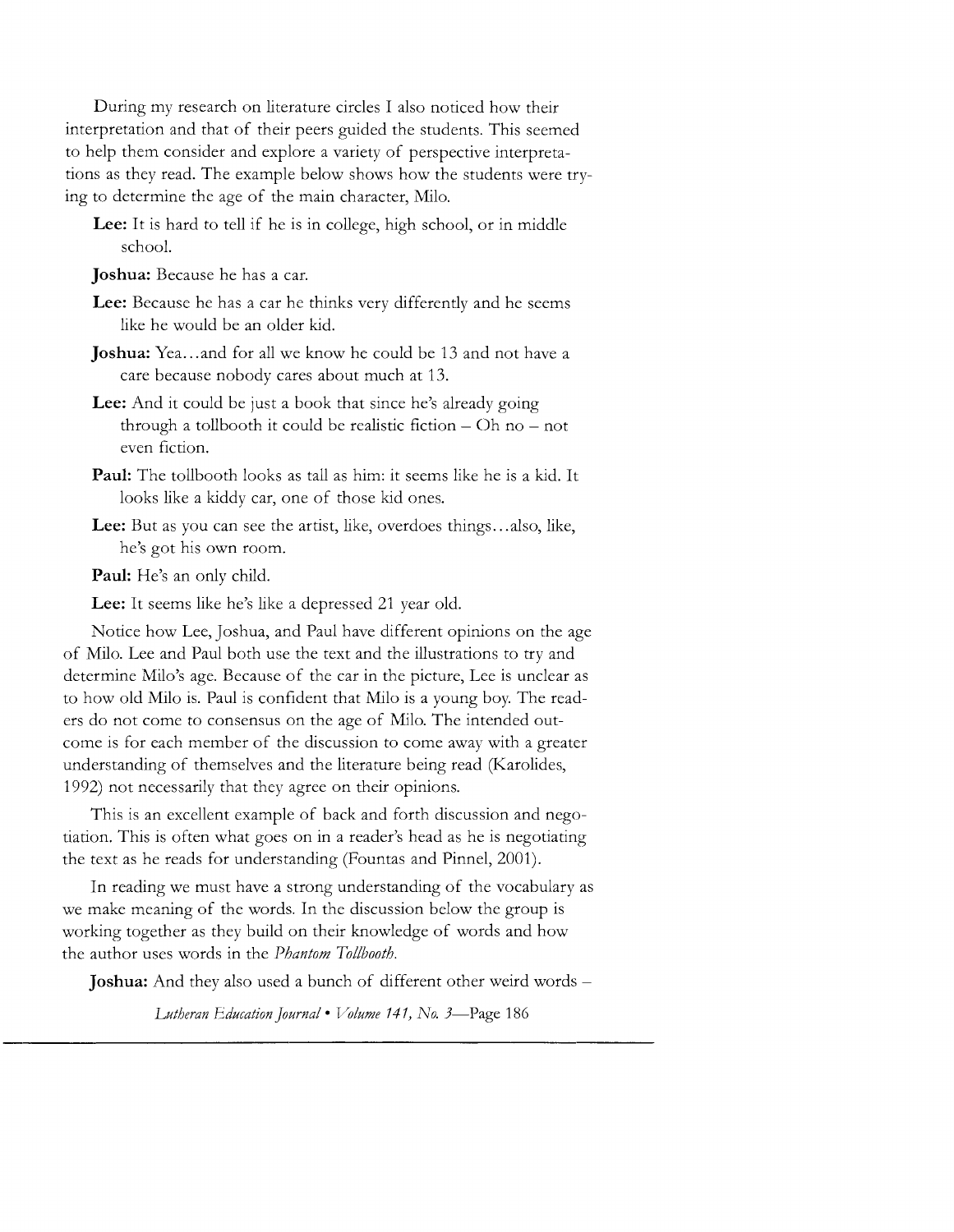During my research on literature circles I also noticed how their interpretation and that of their peers guided the students. This seemed to help them consider and explore a variety of perspective interpretations as they read. The example below shows how the students were trying to determine the age of the main character, Milo.

**Lee:** It is hard to tell if he is in college, high school, or in middle school.

**Joshua:** Because he has a car.

**Lee:** Because he has a car he thinks very differently and he seems like he would be an older kid.

**Joshua:** Yea...and for all we know he could be 13 and not have a care because nobody cares about much at 13.

**Lee:** And it could be just a book that since he's already going through a tollbooth it could be realistic fiction – Oh no – not even fiction.

**Paul:** The tollbooth looks as tall as him: it seems like he is a kid. It looks like a kiddy car, one of those kid ones.

**Lee:** But as you can see the artist, like, overdoes things...also, like, he's got his own room.

**Paul:** He's an only child.

**Lee:** It seems like he's like a depressed 21 year old.

Notice how Lee, Joshua, and Paul have different opinions on the age of Milo. Lee and Paul both use the text and the illustrations to try and determine Milo's age. Because of the car in the picture, Lee is unclear as to how old Milo is. Paul is confident that Milo is a young boy. The readers do not come to consensus on the age of Milo. The intended outcome is for each member of the discussion to come away with a greater understanding of themselves and the literature being read (Karolides, 1992) not necessarily that they agree on their opinions.

This is an excellent example of back and forth discussion and negotiation. This is often what goes on in a reader's head as he is negotiating the text as he reads for understanding (Fountas and Pinnel, 2001).

In reading we must have a strong understanding of the vocabulary as we make meaning of the words. In the discussion below the group is working together as they build on their knowledge of words and how the author uses words in the *Phantom Tollbooth.*

**Joshua:** And they also used a bunch of different other weird words –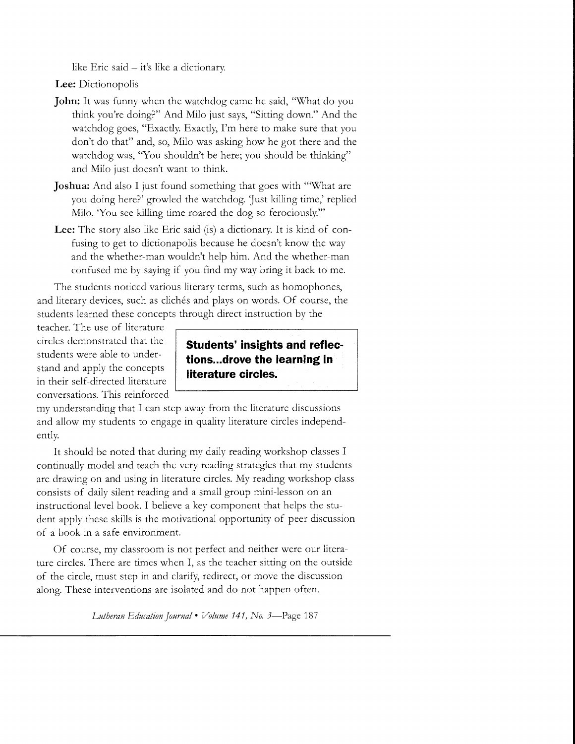like Eric said – it's like a dictionary.

**Lee:** Dictionopolis

**John:** It was funny when the watchdog came he said, "What do you think you're doing?" And Milo just says, "Sitting down." And the watchdog goes, "Exactly. Exactly, I'm here to make sure that you don't do that" and, so, Milo was asking how he got there and the watchdog was, "You shouldn't be here; you should be thinking" and Milo just doesn't want to think.

**Joshua:** And also I just found something that goes with "'What are you doing here?' growled the watchdog. 'Just killing time,' replied Milo. 'You see killing time roared the dog so ferociously.'"

**Lee:** The story also like Eric said (is) a dictionary. It is kind of confusing to get to dictionapolis because he doesn't know the way and the whether-man wouldn't help him. And the whether-man confused me by saying if you find my way bring it back to me.

The students noticed various literary terms, such as homophones, and literary devices, such as clichés and plays on words. Of course, the students learned these concepts through direct instruction by the teacher. The use of literature circles demonstrated that the students were able to understand and apply the concepts in their self-directed literature conversations. This reinforced my understanding that I can step away from the literature discussions and allow my students to engage in quality literature circles independently.

**Students' insights and reflections...drove the learning in literature circles.**

It should be noted that during my daily reading workshop classes I continually model and teach the very reading strategies that my students are drawing on and using in literature circles. My reading workshop class consists of daily silent reading and a small group mini-lesson on an instructional level book. I believe a key component that helps the student apply these skills is the motivational opportunity of peer discussion of a book in a safe environment.

Of course, my classroom is not perfect and neither were our literature circles. There are times when I, as the teacher sitting on the outside of the circle, must step in and clarify, redirect, or move the discussion along. These interventions are isolated and do not happen often.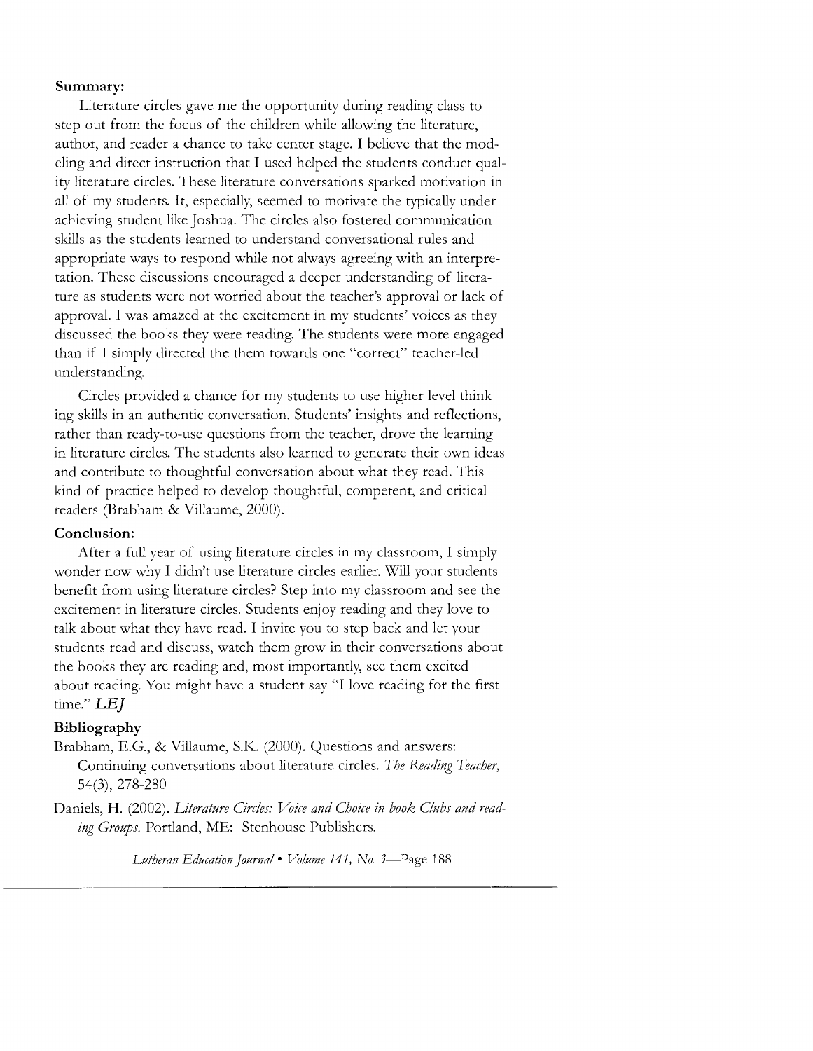**Summary:**

Literature circles gave me the opportunity during reading class to step out from the focus of the children while allowing the literature, author, and reader a chance to take center stage. I believe that the modeling and direct instruction that I used helped the students conduct quality literature circles. These literature conversations sparked motivation in all of my students. It, especially, seemed to motivate the typically underachieving student like Joshua. The circles also fostered communication skills as the students learned to understand conversational rules and appropriate ways to respond while not always agreeing with an interpretation. These discussions encouraged a deeper understanding of literature as students were not worried about the teacher's approval or lack of approval. I was amazed at the excitement in my students' voices as they discussed the books they were reading. The students were more engaged than if I simply directed the them towards one "correct" teacher-led understanding.

Circles provided a chance for my students to use higher level thinking skills in an authentic conversation. Students' insights and reflections, rather than ready-to-use questions from the teacher, drove the learning in literature circles. The students also learned to generate their own ideas and contribute to thoughtful conversation about what they read. This kind of practice helped to develop thoughtful, competent, and critical readers (Brabham & Villaume, 2000).

**Conclusion:**

After a full year of using literature circles in my classroom, I simply wonder now why I didn't use literature circles earlier. Will your students benefit from using literature circles? Step into my classroom and see the excitement in literature circles. Students enjoy reading and they love to talk about what they have read. I invite you to step back and let your students read and discuss, watch them grow in their conversations about the books they are reading and, most importantly, see them excited about reading. You might have a student say "I love reading for the first time." ***LEJ***

**Bibliography**

Brabham, E.G., & Villaume, S.K. (2000). Questions and answers: Continuing conversations about literature circles. *The Reading Teacher*, 54(3), 278-280

Daniels, H. (2002). *Literature Circles: Voice and Choice in book Clubs and reading Groups.* Portland, ME: Stenhouse Publishers.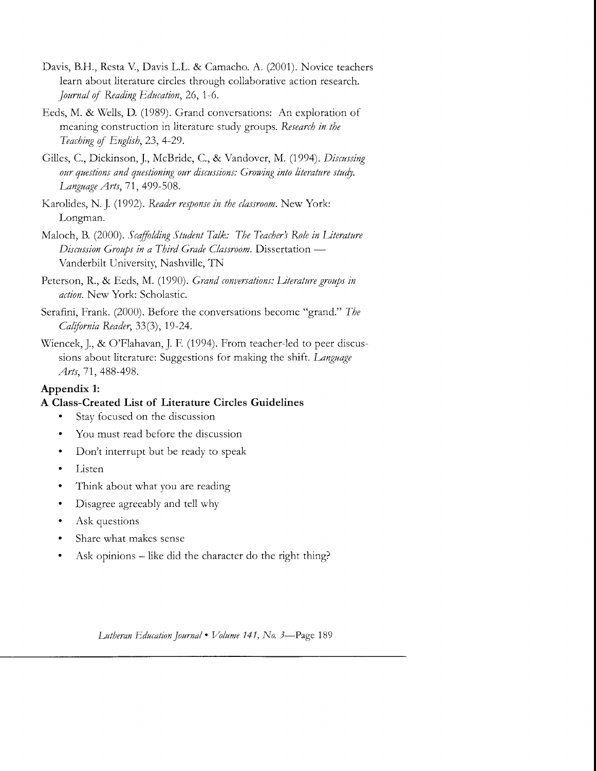Davis, B.H., Resta V., Davis L.L. & Camacho. A. (2001). Novice teachers learn about literature circles through collaborative action research. *Journal of Reading Education*, 26, 1-6.

Eeds, M. & Wells, D. (1989). Grand conversations: An exploration of meaning construction in literature study groups. *Research in the Teaching of English*, 23, 4-29.

Gilles, C., Dickinson, J., McBride, C., & Vandover, M. (1994). *Discussing our questions and questioning our discussions: Growing into literature study. Language Arts*, 71, 499-508.

Karolides, N. J. (1992). *Reader response in the classroom*. New York: Longman.

Maloch, B. (2000). *Scaffolding Student Talk: The Teacher's Role in Literature Discussion Groups in a Third Grade Classroom.* Dissertation — Vanderbilt University, Nashville, TN

Peterson, R., & Eeds, M. (1990). *Grand conversations: Literature groups in action.* New York: Scholastic.

Serafini, Frank. (2000). Before the conversations become "grand." *The California Reader*, 33(3), 19-24.

Wiencek, J., & O'Flahavan, J. F. (1994). From teacher-led to peer discussions about literature: Suggestions for making the shift. *Language Arts*, 71, 488-498.

**Appendix 1:**

**A Class-Created List of Literature Circles Guidelines**

- Stay focused on the discussion
- You must read before the discussion
- Don't interrupt but be ready to speak
- Listen
- Think about what you are reading
- Disagree agreeably and tell why
- Ask questions
- Share what makes sense
- Ask opinions – like did the character do the right thing?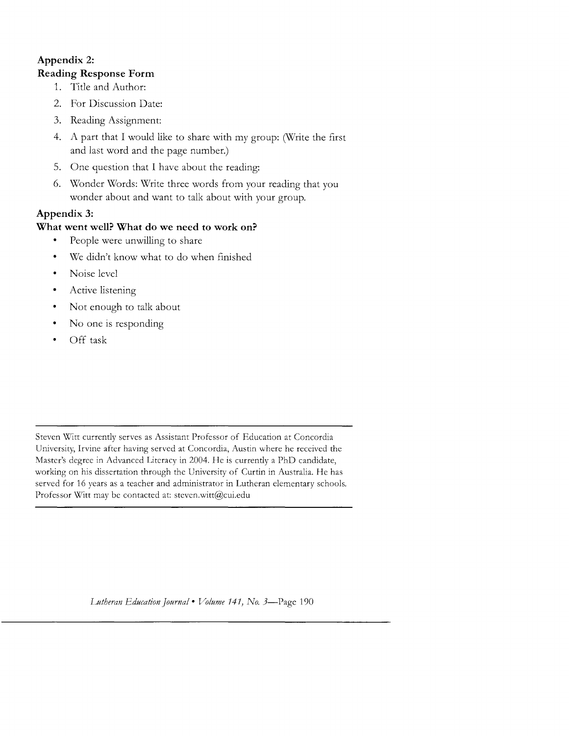## Appendix 2:
## Reading Response Form

1. Title and Author:
2. For Discussion Date:
3. Reading Assignment:
4. A part that I would like to share with my group: (Write the first and last word and the page number.)
5. One question that I have about the reading:
6. Wonder Words: Write three words from your reading that you wonder about and want to talk about with your group.

## Appendix 3:
## What went well? What do we need to work on?

- People were unwilling to share
- We didn't know what to do when finished
- Noise level
- Active listening
- Not enough to talk about
- No one is responding
- Off task

---

Steven Witt currently serves as Assistant Professor of Education at Concordia University, Irvine after having served at Concordia, Austin where he received the Master's degree in Advanced Literacy in 2004. He is currently a PhD candidate, working on his dissertation through the University of Curtin in Australia. He has served for 16 years as a teacher and administrator in Lutheran elementary schools. Professor Witt may be contacted at: steven.witt@cui.edu

---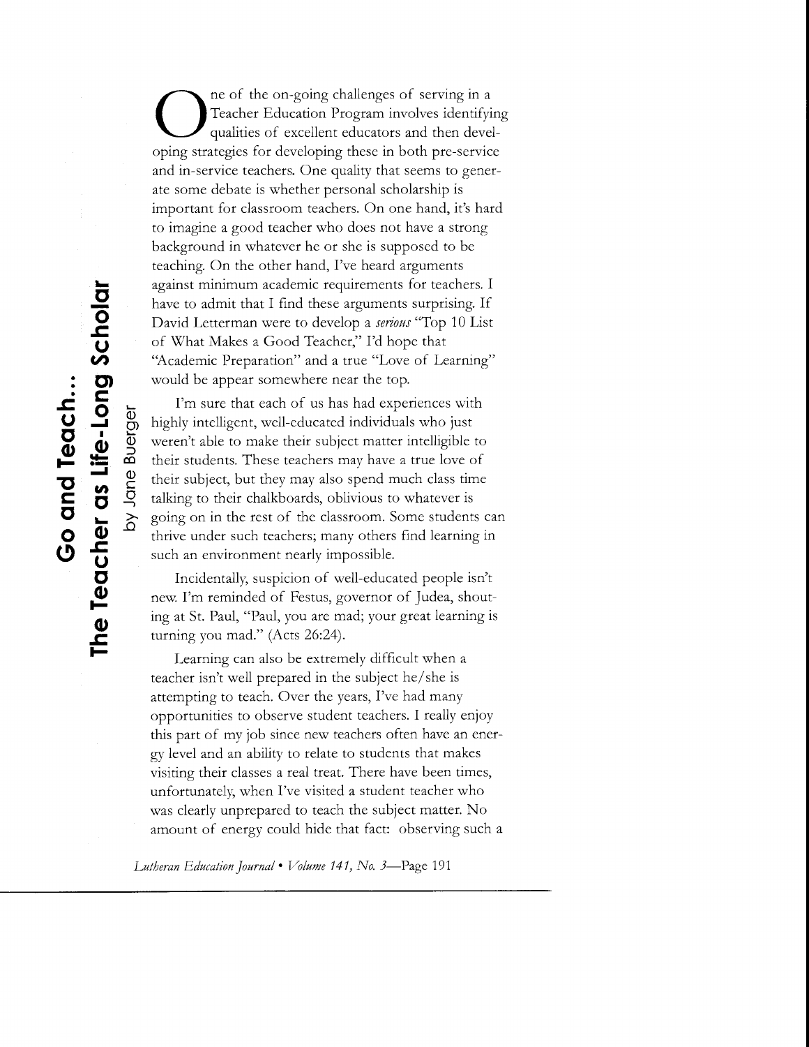# Go and Teach...

## The Teacher as Life-Long Scholar

by Jane Buerger

One of the on-going challenges of serving in a Teacher Education Program involves identifying qualities of excellent educators and then developing strategies for developing these in both pre-service and in-service teachers. One quality that seems to generate some debate is whether personal scholarship is important for classroom teachers. On one hand, it's hard to imagine a good teacher who does not have a strong background in whatever he or she is supposed to be teaching. On the other hand, I've heard arguments against minimum academic requirements for teachers. I have to admit that I find these arguments surprising. If David Letterman were to develop a *serious* "Top 10 List of What Makes a Good Teacher," I'd hope that "Academic Preparation" and a true "Love of Learning" would be appear somewhere near the top.

I'm sure that each of us has had experiences with highly intelligent, well-educated individuals who just weren't able to make their subject matter intelligible to their students. These teachers may have a true love of their subject, but they may also spend much class time talking to their chalkboards, oblivious to whatever is going on in the rest of the classroom. Some students can thrive under such teachers; many others find learning in such an environment nearly impossible.

Incidentally, suspicion of well-educated people isn't new. I'm reminded of Festus, governor of Judea, shouting at St. Paul, "Paul, you are mad; your great learning is turning you mad." (Acts 26:24).

Learning can also be extremely difficult when a teacher isn't well prepared in the subject he/she is attempting to teach. Over the years, I've had many opportunities to observe student teachers. I really enjoy this part of my job since new teachers often have an energy level and an ability to relate to students that makes visiting their classes a real treat. There have been times, unfortunately, when I've visited a student teacher who was clearly unprepared to teach the subject matter. No amount of energy could hide that fact: observing such a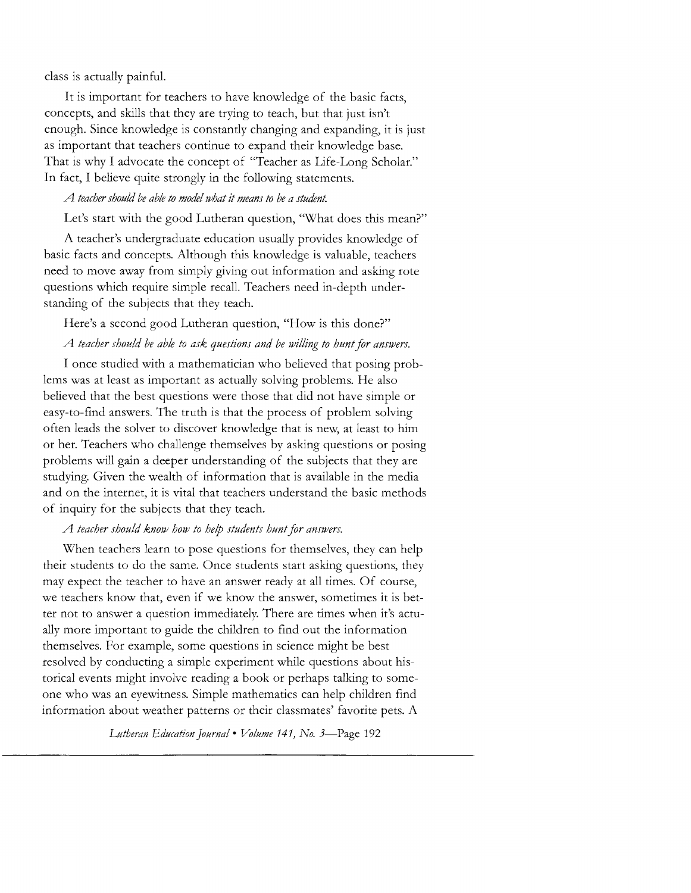class is actually painful.

It is important for teachers to have knowledge of the basic facts, concepts, and skills that they are trying to teach, but that just isn't enough. Since knowledge is constantly changing and expanding, it is just as important that teachers continue to expand their knowledge base. That is why I advocate the concept of "Teacher as Life-Long Scholar." In fact, I believe quite strongly in the following statements.

*A teacher should be able to model what it means to be a student.*

Let's start with the good Lutheran question, "What does this mean?"

A teacher's undergraduate education usually provides knowledge of basic facts and concepts. Although this knowledge is valuable, teachers need to move away from simply giving out information and asking rote questions which require simple recall. Teachers need in-depth understanding of the subjects that they teach.

Here's a second good Lutheran question, "How is this done?"

*A teacher should be able to ask questions and be willing to hunt for answers.*

I once studied with a mathematician who believed that posing problems was at least as important as actually solving problems. He also believed that the best questions were those that did not have simple or easy-to-find answers. The truth is that the process of problem solving often leads the solver to discover knowledge that is new, at least to him or her. Teachers who challenge themselves by asking questions or posing problems will gain a deeper understanding of the subjects that they are studying. Given the wealth of information that is available in the media and on the internet, it is vital that teachers understand the basic methods of inquiry for the subjects that they teach.

*A teacher should know how to help students hunt for answers.*

When teachers learn to pose questions for themselves, they can help their students to do the same. Once students start asking questions, they may expect the teacher to have an answer ready at all times. Of course, we teachers know that, even if we know the answer, sometimes it is better not to answer a question immediately. There are times when it's actually more important to guide the children to find out the information themselves. For example, some questions in science might be best resolved by conducting a simple experiment while questions about historical events might involve reading a book or perhaps talking to someone who was an eyewitness. Simple mathematics can help children find information about weather patterns or their classmates' favorite pets. A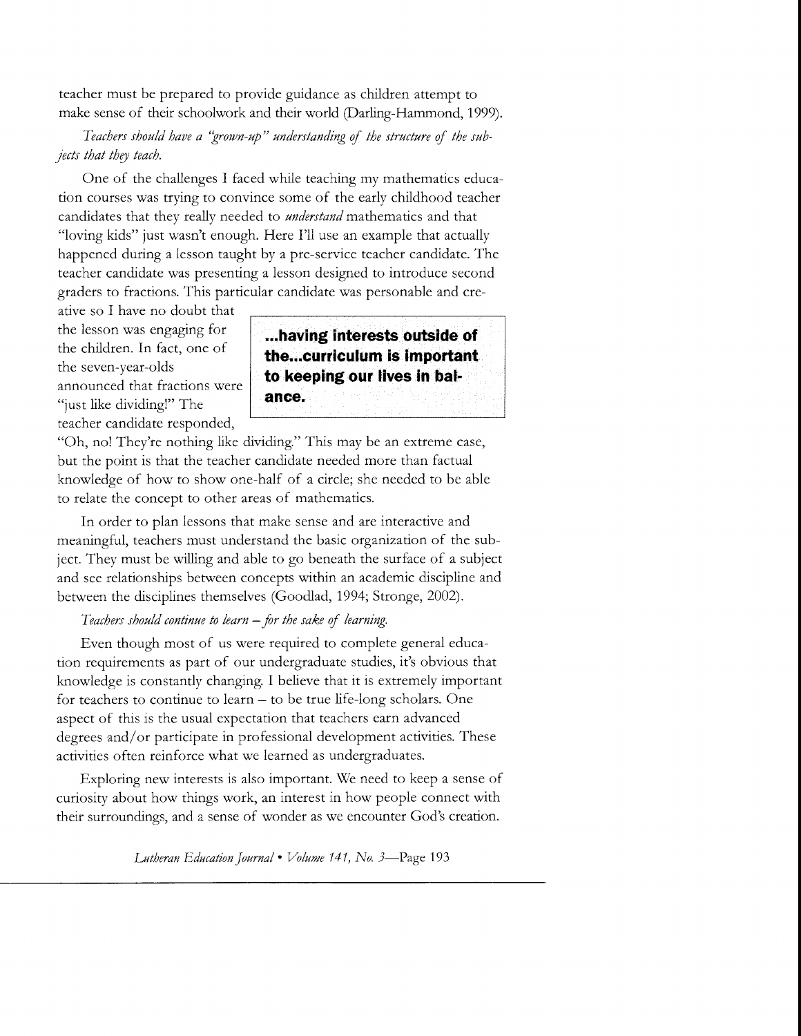teacher must be prepared to provide guidance as children attempt to make sense of their schoolwork and their world (Darling-Hammond, 1999).

*Teachers should have a "grown-up" understanding of the structure of the subjects that they teach.*

One of the challenges I faced while teaching my mathematics education courses was trying to convince some of the early childhood teacher candidates that they really needed to *understand* mathematics and that "loving kids" just wasn't enough. Here I'll use an example that actually happened during a lesson taught by a pre-service teacher candidate. The teacher candidate was presenting a lesson designed to introduce second graders to fractions. This particular candidate was personable and creative so I have no doubt that the lesson was engaging for the children. In fact, one of the seven-year-olds announced that fractions were "just like dividing!" The teacher candidate responded, "Oh, no! They're nothing like dividing." This may be an extreme case, but the point is that the teacher candidate needed more than factual knowledge of how to show one-half of a circle; she needed to be able to relate the concept to other areas of mathematics.

> **...having interests outside of the...curriculum is important to keeping our lives in balance.**

In order to plan lessons that make sense and are interactive and meaningful, teachers must understand the basic organization of the subject. They must be willing and able to go beneath the surface of a subject and see relationships between concepts within an academic discipline and between the disciplines themselves (Goodlad, 1994; Stronge, 2002).

*Teachers should continue to learn – for the sake of learning.*

Even though most of us were required to complete general education requirements as part of our undergraduate studies, it's obvious that knowledge is constantly changing. I believe that it is extremely important for teachers to continue to learn – to be true life-long scholars. One aspect of this is the usual expectation that teachers earn advanced degrees and/or participate in professional development activities. These activities often reinforce what we learned as undergraduates.

Exploring new interests is also important. We need to keep a sense of curiosity about how things work, an interest in how people connect with their surroundings, and a sense of wonder as we encounter God's creation.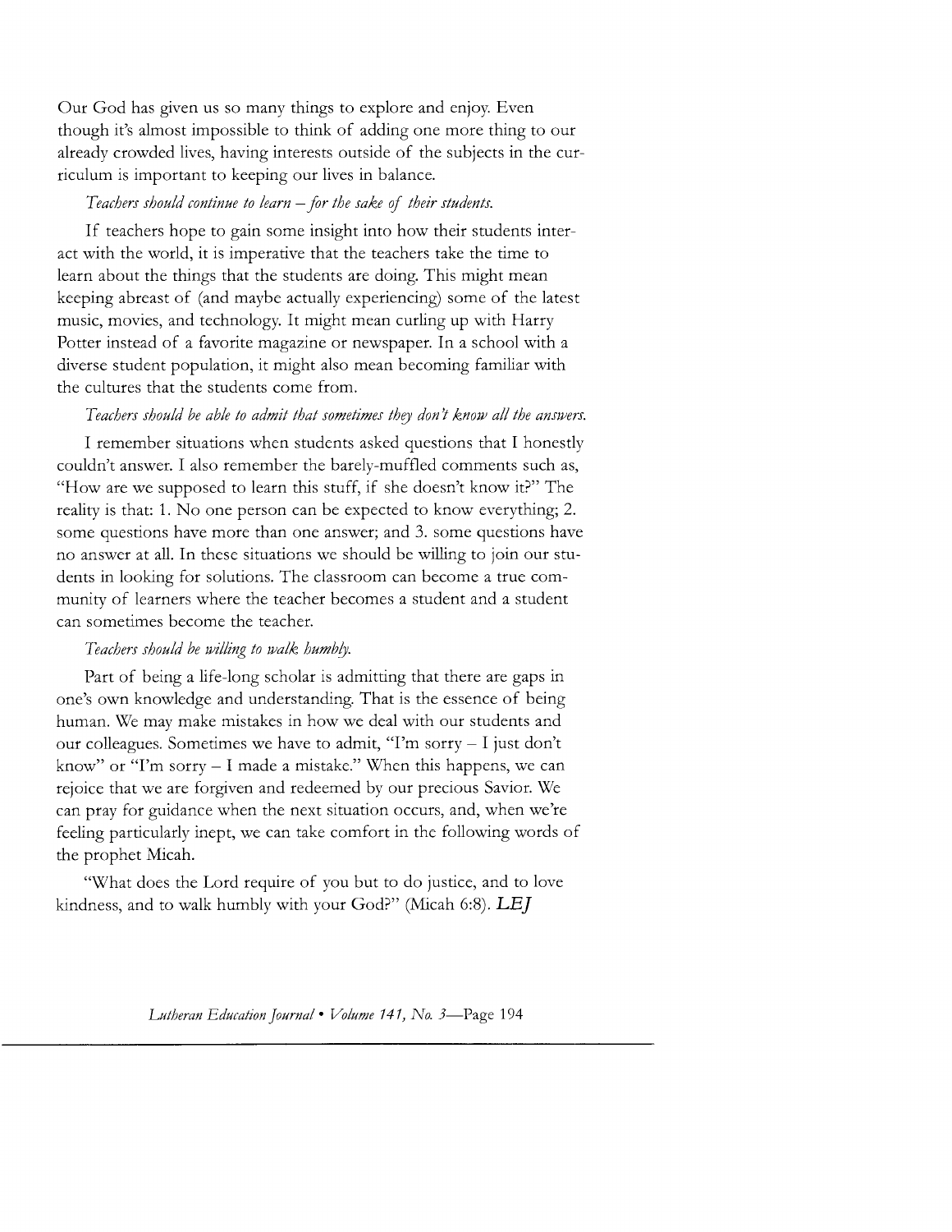Our God has given us so many things to explore and enjoy. Even though it's almost impossible to think of adding one more thing to our already crowded lives, having interests outside of the subjects in the curriculum is important to keeping our lives in balance.

*Teachers should continue to learn – for the sake of their students.*

If teachers hope to gain some insight into how their students interact with the world, it is imperative that the teachers take the time to learn about the things that the students are doing. This might mean keeping abreast of (and maybe actually experiencing) some of the latest music, movies, and technology. It might mean curling up with Harry Potter instead of a favorite magazine or newspaper. In a school with a diverse student population, it might also mean becoming familiar with the cultures that the students come from.

*Teachers should be able to admit that sometimes they don't know all the answers.*

I remember situations when students asked questions that I honestly couldn't answer. I also remember the barely-muffled comments such as, "How are we supposed to learn this stuff, if she doesn't know it?" The reality is that: 1. No one person can be expected to know everything; 2. some questions have more than one answer; and 3. some questions have no answer at all. In these situations we should be willing to join our students in looking for solutions. The classroom can become a true community of learners where the teacher becomes a student and a student can sometimes become the teacher.

*Teachers should be willing to walk humbly.*

Part of being a life-long scholar is admitting that there are gaps in one's own knowledge and understanding. That is the essence of being human. We may make mistakes in how we deal with our students and our colleagues. Sometimes we have to admit, "I'm sorry – I just don't know" or "I'm sorry – I made a mistake." When this happens, we can rejoice that we are forgiven and redeemed by our precious Savior. We can pray for guidance when the next situation occurs, and, when we're feeling particularly inept, we can take comfort in the following words of the prophet Micah.

"What does the Lord require of you but to do justice, and to love kindness, and to walk humbly with your God?" (Micah 6:8). *LEJ*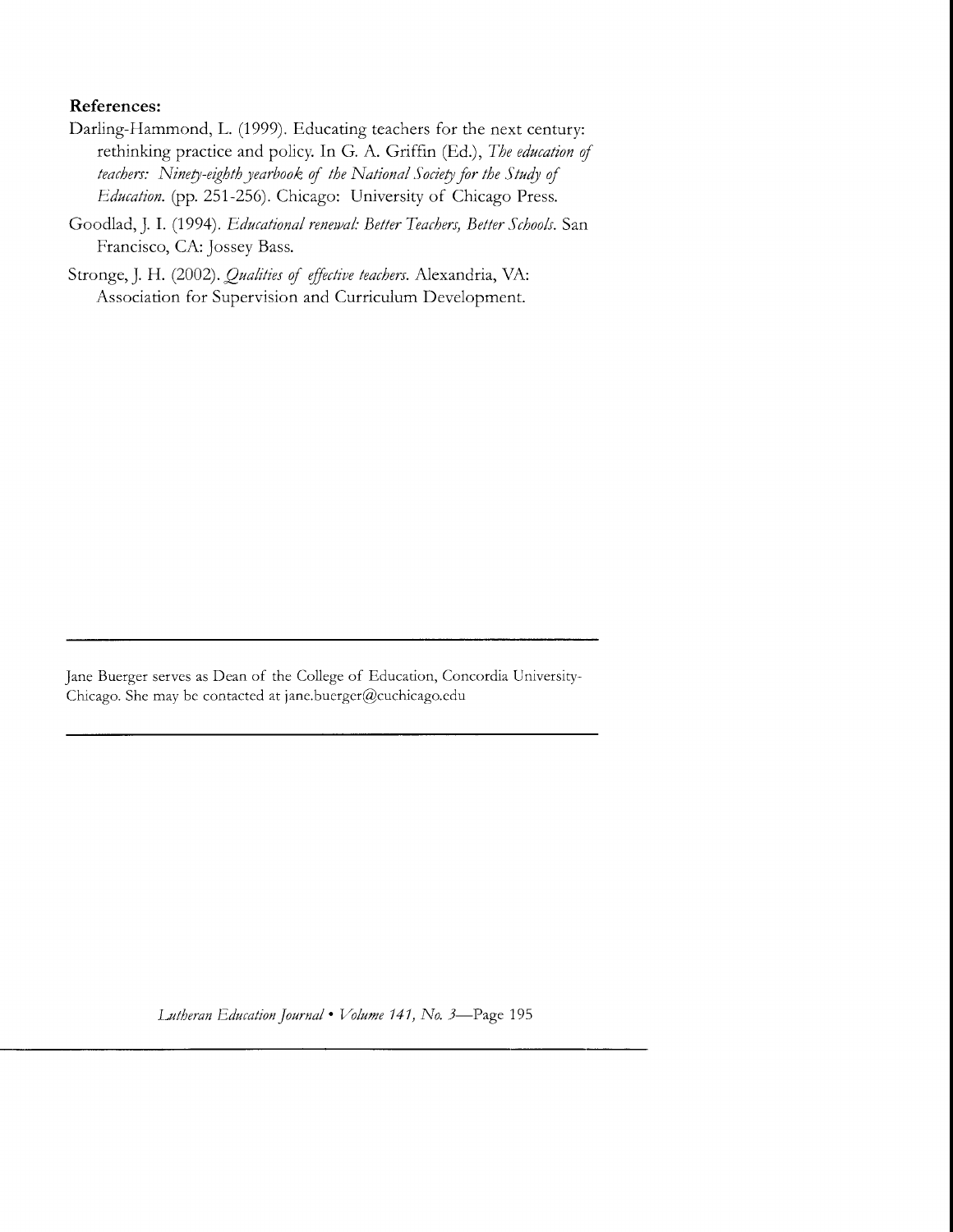**References:**

Darling-Hammond, L. (1999). Educating teachers for the next century: rethinking practice and policy. In G. A. Griffin (Ed.), *The education of teachers: Ninety-eighth yearbook of the National Society for the Study of Education.* (pp. 251-256). Chicago: University of Chicago Press.

Goodlad, J. I. (1994). *Educational renewal: Better Teachers, Better Schools.* San Francisco, CA: Jossey Bass.

Stronge, J. H. (2002). *Qualities of effective teachers.* Alexandria, VA: Association for Supervision and Curriculum Development.

---

Jane Buerger serves as Dean of the College of Education, Concordia University-Chicago. She may be contacted at jane.buerger@cuchicago.edu

---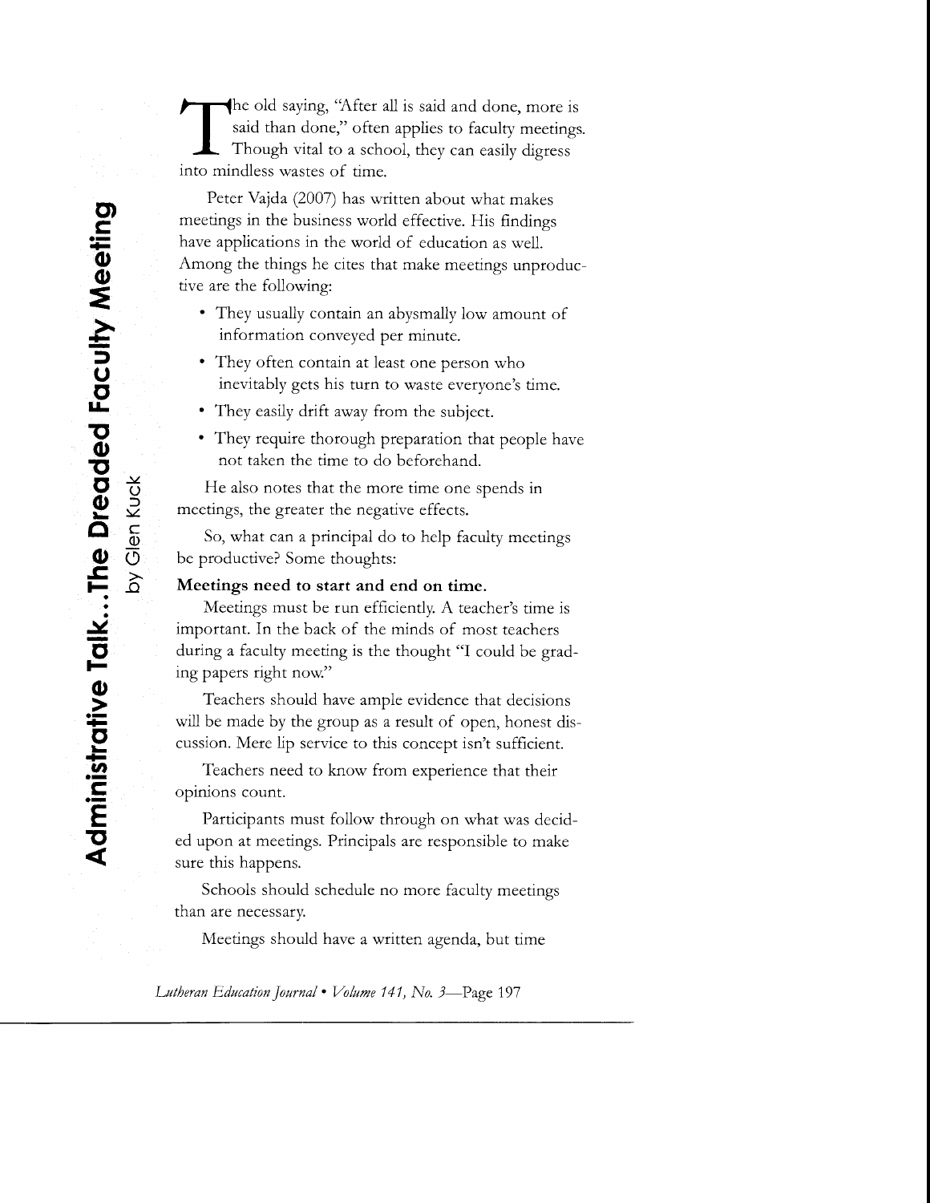# Administrative Talk...The Dreaded Faculty Meeting

by Glen Kuck

The old saying, "After all is said and done, more is said than done," often applies to faculty meetings. Though vital to a school, they can easily digress into mindless wastes of time.

Peter Vajda (2007) has written about what makes meetings in the business world effective. His findings have applications in the world of education as well. Among the things he cites that make meetings unproductive are the following:

- They usually contain an abysmally low amount of information conveyed per minute.
- They often contain at least one person who inevitably gets his turn to waste everyone's time.
- They easily drift away from the subject.
- They require thorough preparation that people have not taken the time to do beforehand.

He also notes that the more time one spends in meetings, the greater the negative effects.

So, what can a principal do to help faculty meetings be productive? Some thoughts:

**Meetings need to start and end on time.**

Meetings must be run efficiently. A teacher's time is important. In the back of the minds of most teachers during a faculty meeting is the thought "I could be grading papers right now."

Teachers should have ample evidence that decisions will be made by the group as a result of open, honest discussion. Mere lip service to this concept isn't sufficient.

Teachers need to know from experience that their opinions count.

Participants must follow through on what was decided upon at meetings. Principals are responsible to make sure this happens.

Schools should schedule no more faculty meetings than are necessary.

Meetings should have a written agenda, but time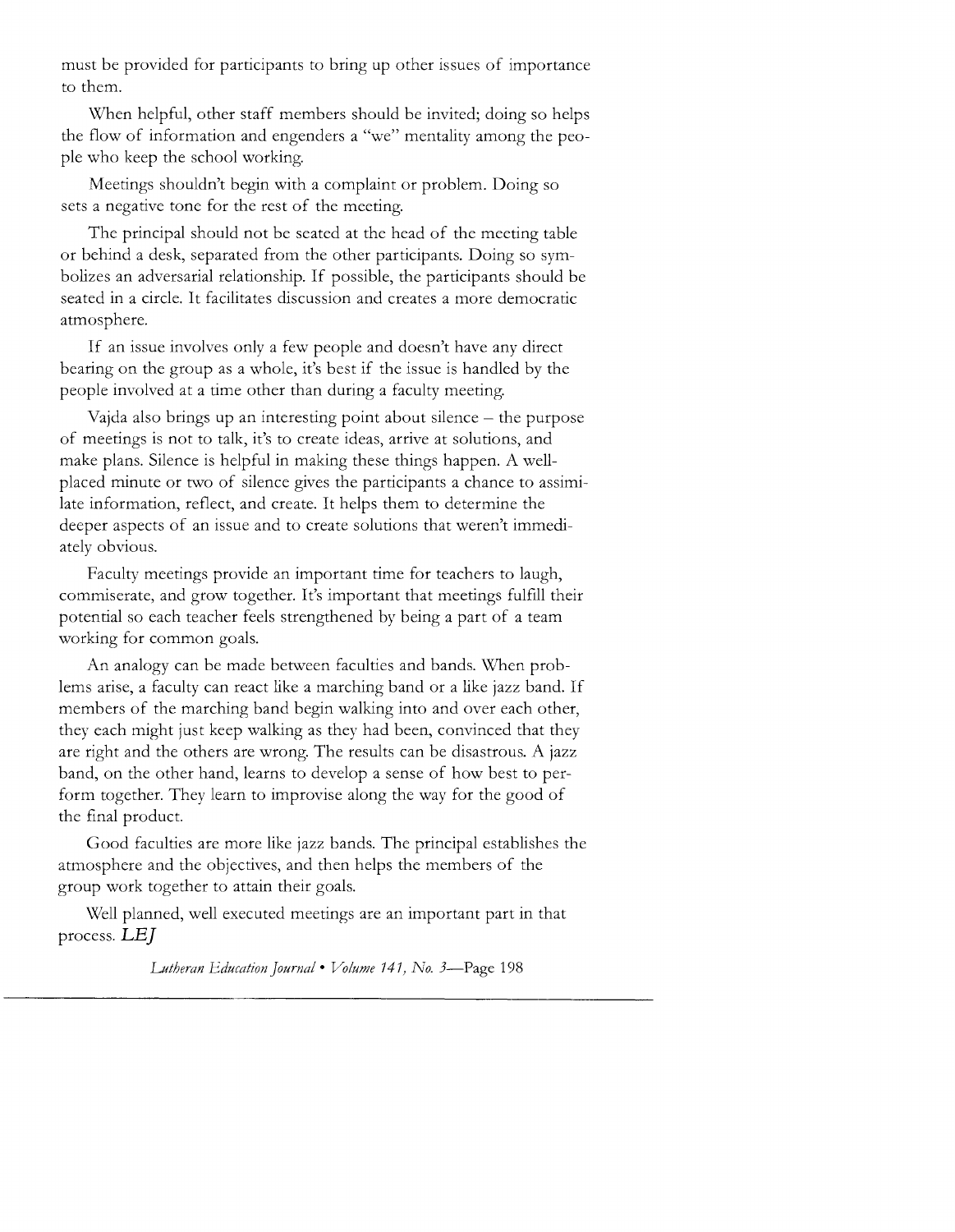must be provided for participants to bring up other issues of importance to them.

When helpful, other staff members should be invited; doing so helps the flow of information and engenders a "we" mentality among the people who keep the school working.

Meetings shouldn't begin with a complaint or problem. Doing so sets a negative tone for the rest of the meeting.

The principal should not be seated at the head of the meeting table or behind a desk, separated from the other participants. Doing so symbolizes an adversarial relationship. If possible, the participants should be seated in a circle. It facilitates discussion and creates a more democratic atmosphere.

If an issue involves only a few people and doesn't have any direct bearing on the group as a whole, it's best if the issue is handled by the people involved at a time other than during a faculty meeting.

Vajda also brings up an interesting point about silence – the purpose of meetings is not to talk, it's to create ideas, arrive at solutions, and make plans. Silence is helpful in making these things happen. A well-placed minute or two of silence gives the participants a chance to assimilate information, reflect, and create. It helps them to determine the deeper aspects of an issue and to create solutions that weren't immediately obvious.

Faculty meetings provide an important time for teachers to laugh, commiserate, and grow together. It's important that meetings fulfill their potential so each teacher feels strengthened by being a part of a team working for common goals.

An analogy can be made between faculties and bands. When problems arise, a faculty can react like a marching band or a like jazz band. If members of the marching band begin walking into and over each other, they each might just keep walking as they had been, convinced that they are right and the others are wrong. The results can be disastrous. A jazz band, on the other hand, learns to develop a sense of how best to perform together. They learn to improvise along the way for the good of the final product.

Good faculties are more like jazz bands. The principal establishes the atmosphere and the objectives, and then helps the members of the group work together to attain their goals.

Well planned, well executed meetings are an important part in that process. *LEJ*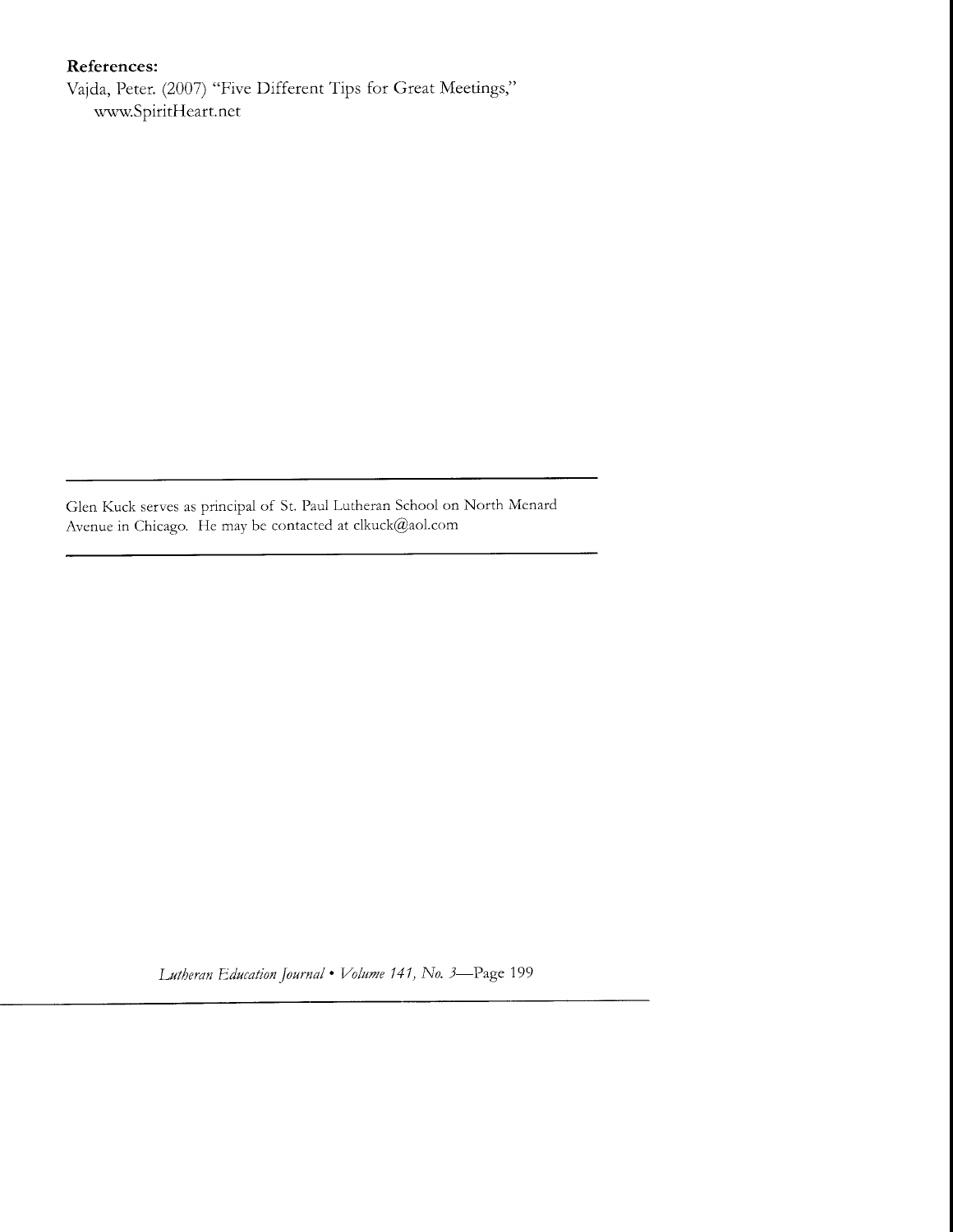**References:**

Vajda, Peter. (2007) "Five Different Tips for Great Meetings," www.SpiritHeart.net

---

Glen Kuck serves as principal of St. Paul Lutheran School on North Menard Avenue in Chicago. He may be contacted at clkuck@aol.com

---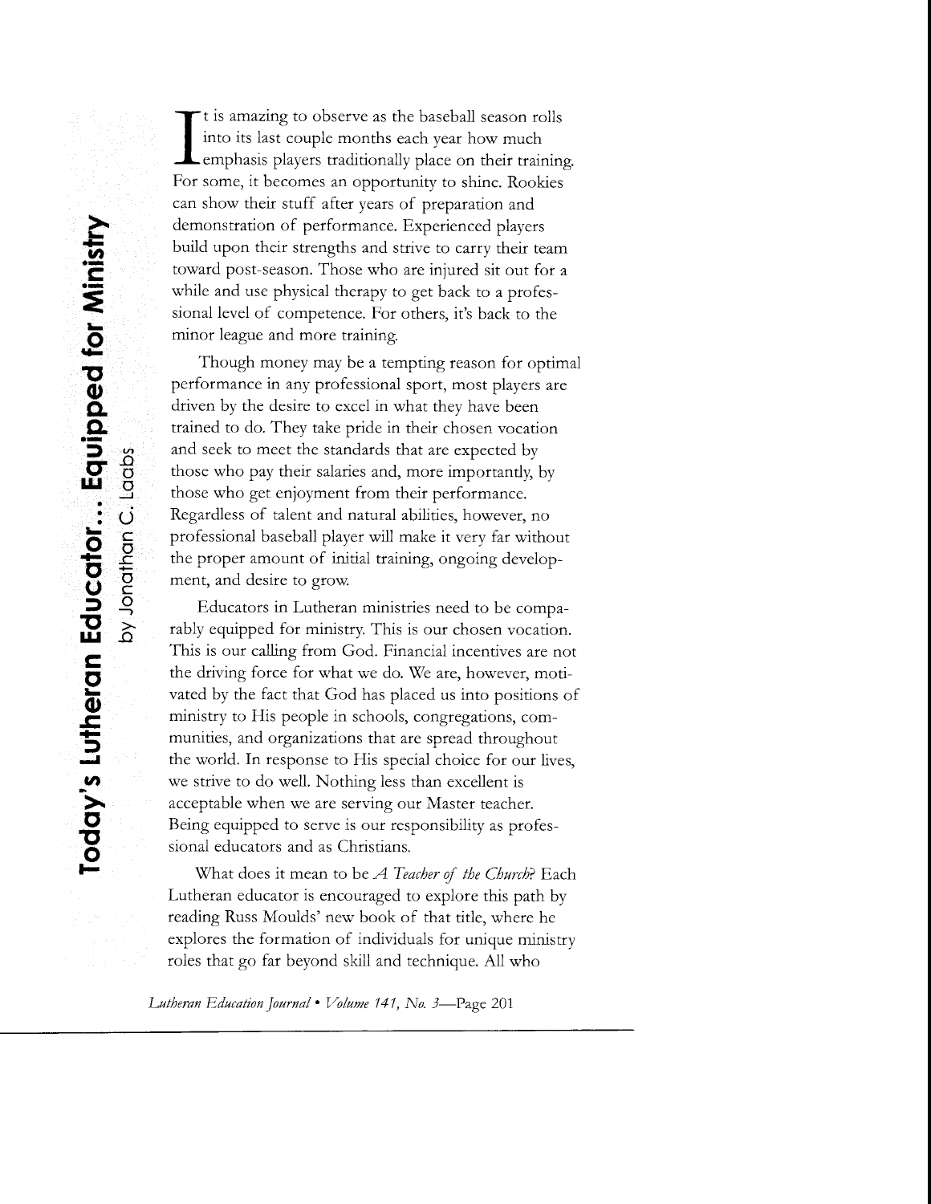# Today's Lutheran Educator... Equipped for Ministry

by Jonathan C. Laabs

It is amazing to observe as the baseball season rolls into its last couple months each year how much emphasis players traditionally place on their training. For some, it becomes an opportunity to shine. Rookies can show their stuff after years of preparation and demonstration of performance. Experienced players build upon their strengths and strive to carry their team toward post-season. Those who are injured sit out for a while and use physical therapy to get back to a professional level of competence. For others, it's back to the minor league and more training.

Though money may be a tempting reason for optimal performance in any professional sport, most players are driven by the desire to excel in what they have been trained to do. They take pride in their chosen vocation and seek to meet the standards that are expected by those who pay their salaries and, more importantly, by those who get enjoyment from their performance. Regardless of talent and natural abilities, however, no professional baseball player will make it very far without the proper amount of initial training, ongoing development, and desire to grow.

Educators in Lutheran ministries need to be comparably equipped for ministry. This is our chosen vocation. This is our calling from God. Financial incentives are not the driving force for what we do. We are, however, motivated by the fact that God has placed us into positions of ministry to His people in schools, congregations, communities, and organizations that are spread throughout the world. In response to His special choice for our lives, we strive to do well. Nothing less than excellent is acceptable when we are serving our Master teacher. Being equipped to serve is our responsibility as professional educators and as Christians.

What does it mean to be *A Teacher of the Church*? Each Lutheran educator is encouraged to explore this path by reading Russ Moulds' new book of that title, where he explores the formation of individuals for unique ministry roles that go far beyond skill and technique. All who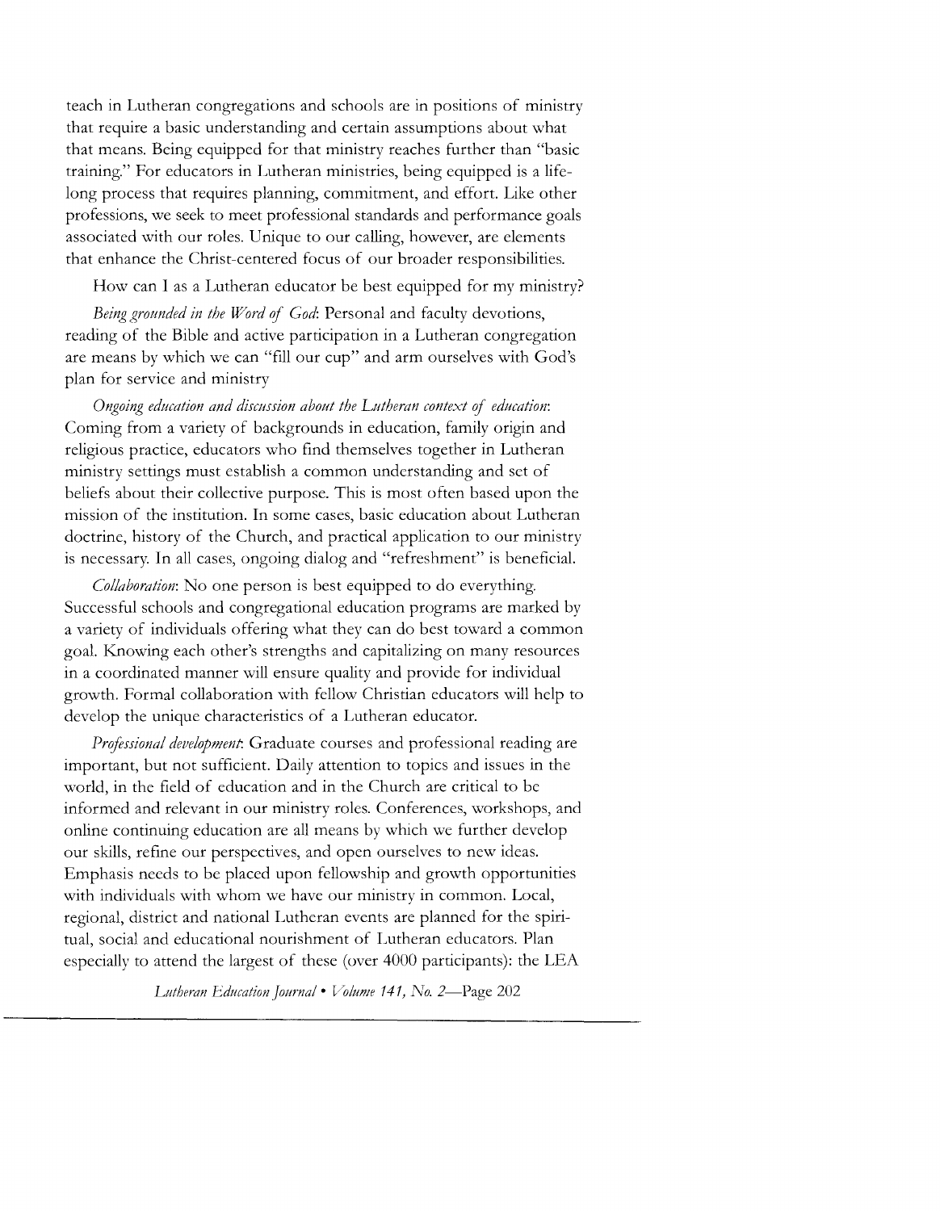teach in Lutheran congregations and schools are in positions of ministry that require a basic understanding and certain assumptions about what that means. Being equipped for that ministry reaches further than "basic training." For educators in Lutheran ministries, being equipped is a life-long process that requires planning, commitment, and effort. Like other professions, we seek to meet professional standards and performance goals associated with our roles. Unique to our calling, however, are elements that enhance the Christ-centered focus of our broader responsibilities.

How can I as a Lutheran educator be best equipped for my ministry?

*Being grounded in the Word of God*: Personal and faculty devotions, reading of the Bible and active participation in a Lutheran congregation are means by which we can "fill our cup" and arm ourselves with God's plan for service and ministry

*Ongoing education and discussion about the Lutheran context of education*: Coming from a variety of backgrounds in education, family origin and religious practice, educators who find themselves together in Lutheran ministry settings must establish a common understanding and set of beliefs about their collective purpose. This is most often based upon the mission of the institution. In some cases, basic education about Lutheran doctrine, history of the Church, and practical application to our ministry is necessary. In all cases, ongoing dialog and "refreshment" is beneficial.

*Collaboration*: No one person is best equipped to do everything. Successful schools and congregational education programs are marked by a variety of individuals offering what they can do best toward a common goal. Knowing each other's strengths and capitalizing on many resources in a coordinated manner will ensure quality and provide for individual growth. Formal collaboration with fellow Christian educators will help to develop the unique characteristics of a Lutheran educator.

*Professional development*: Graduate courses and professional reading are important, but not sufficient. Daily attention to topics and issues in the world, in the field of education and in the Church are critical to be informed and relevant in our ministry roles. Conferences, workshops, and online continuing education are all means by which we further develop our skills, refine our perspectives, and open ourselves to new ideas. Emphasis needs to be placed upon fellowship and growth opportunities with individuals with whom we have our ministry in common. Local, regional, district and national Lutheran events are planned for the spiritual, social and educational nourishment of Lutheran educators. Plan especially to attend the largest of these (over 4000 participants): the LEA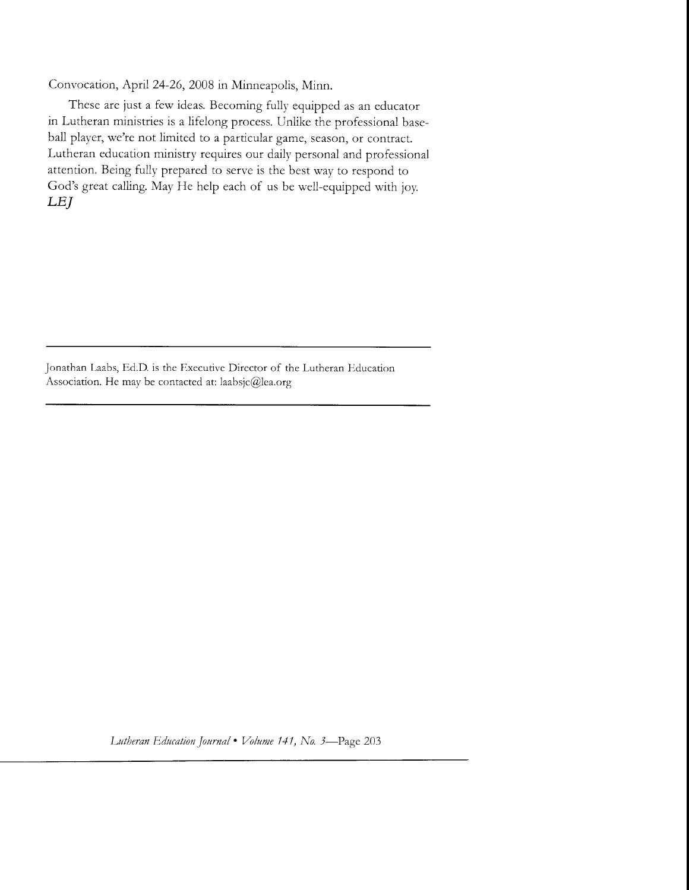Convocation, April 24-26, 2008 in Minneapolis, Minn.

These are just a few ideas. Becoming fully equipped as an educator in Lutheran ministries is a lifelong process. Unlike the professional baseball player, we're not limited to a particular game, season, or contract. Lutheran education ministry requires our daily personal and professional attention. Being fully prepared to serve is the best way to respond to God's great calling. May He help each of us be well-equipped with joy. ***LEJ***

---

Jonathan Laabs, Ed.D. is the Executive Director of the Lutheran Education Association. He may be contacted at: laabsjc@lea.org

---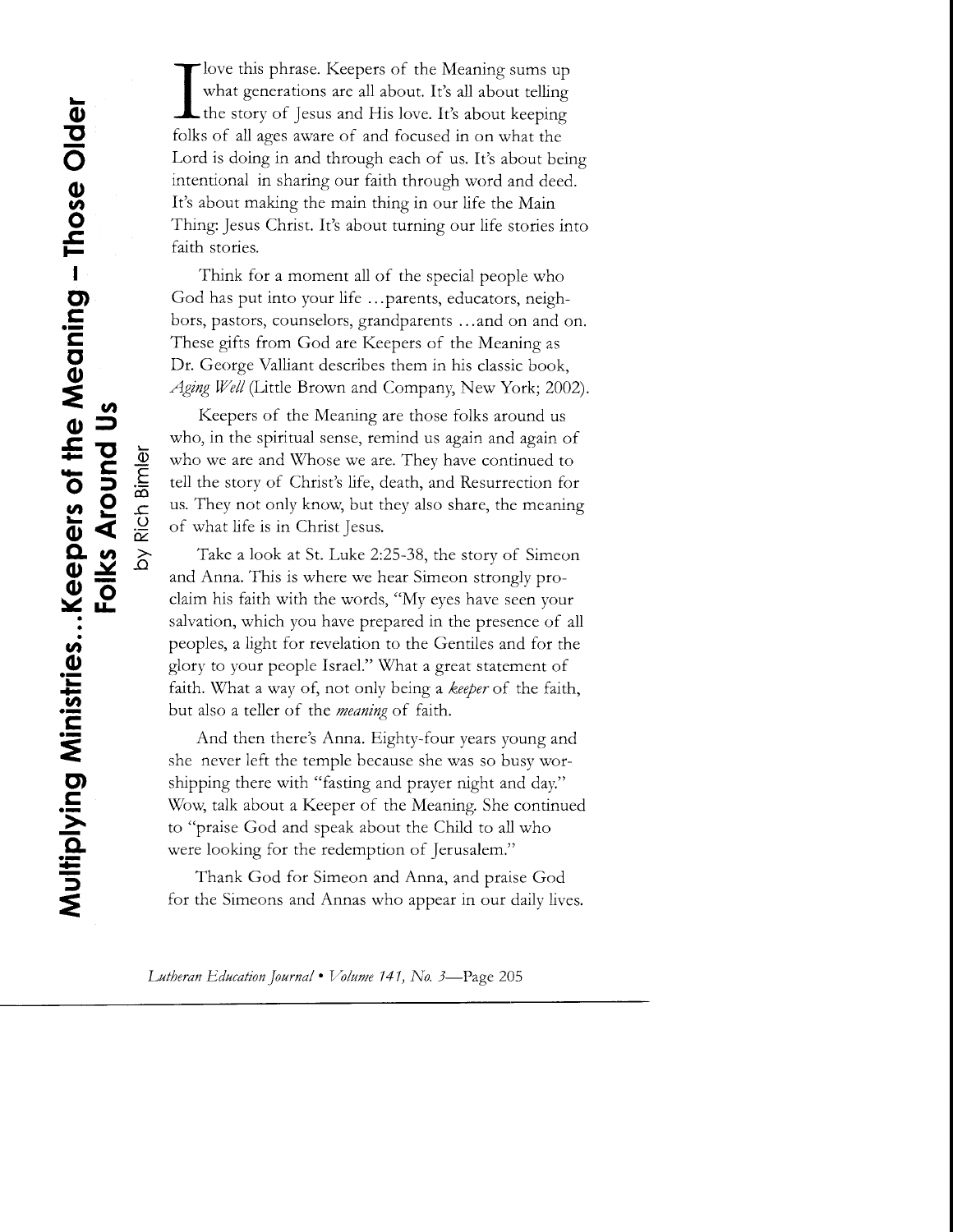# Multiplying Ministries...Keepers of the Meaning – Those Older Folks Around Us

by Rich Bimler

I love this phrase. Keepers of the Meaning sums up what generations are all about. It's all about telling the story of Jesus and His love. It's about keeping folks of all ages aware of and focused in on what the Lord is doing in and through each of us. It's about being intentional in sharing our faith through word and deed. It's about making the main thing in our life the Main Thing: Jesus Christ. It's about turning our life stories into faith stories.

Think for a moment all of the special people who God has put into your life ...parents, educators, neighbors, pastors, counselors, grandparents ...and on and on. These gifts from God are Keepers of the Meaning as Dr. George Valliant describes them in his classic book, *Aging Well* (Little Brown and Company, New York; 2002).

Keepers of the Meaning are those folks around us who, in the spiritual sense, remind us again and again of who we are and Whose we are. They have continued to tell the story of Christ's life, death, and Resurrection for us. They not only know, but they also share, the meaning of what life is in Christ Jesus.

Take a look at St. Luke 2:25-38, the story of Simeon and Anna. This is where we hear Simeon strongly proclaim his faith with the words, "My eyes have seen your salvation, which you have prepared in the presence of all peoples, a light for revelation to the Gentiles and for the glory to your people Israel." What a great statement of faith. What a way of, not only being a *keeper* of the faith, but also a teller of the *meaning* of faith.

And then there's Anna. Eighty-four years young and she never left the temple because she was so busy worshipping there with "fasting and prayer night and day." Wow, talk about a Keeper of the Meaning. She continued to "praise God and speak about the Child to all who were looking for the redemption of Jerusalem."

Thank God for Simeon and Anna, and praise God for the Simeons and Annas who appear in our daily lives.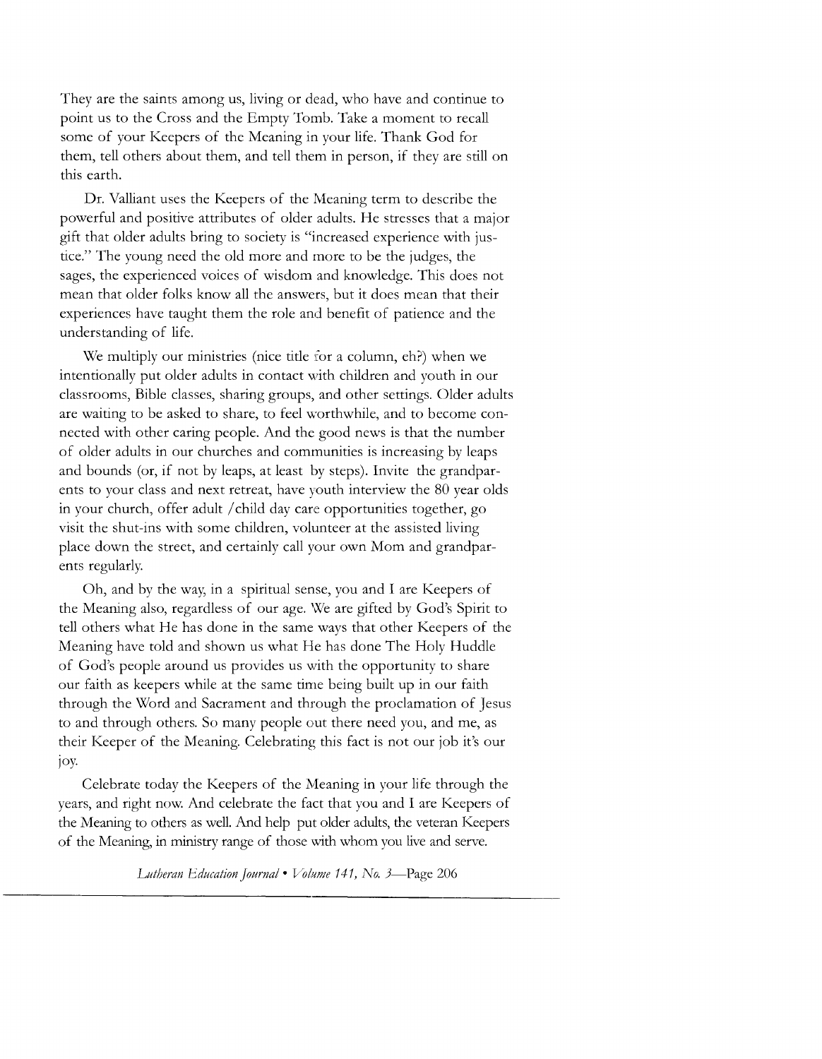They are the saints among us, living or dead, who have and continue to point us to the Cross and the Empty Tomb. Take a moment to recall some of your Keepers of the Meaning in your life. Thank God for them, tell others about them, and tell them in person, if they are still on this earth.

Dr. Valliant uses the Keepers of the Meaning term to describe the powerful and positive attributes of older adults. He stresses that a major gift that older adults bring to society is "increased experience with justice." The young need the old more and more to be the judges, the sages, the experienced voices of wisdom and knowledge. This does not mean that older folks know all the answers, but it does mean that their experiences have taught them the role and benefit of patience and the understanding of life.

We multiply our ministries (nice title for a column, eh?) when we intentionally put older adults in contact with children and youth in our classrooms, Bible classes, sharing groups, and other settings. Older adults are waiting to be asked to share, to feel worthwhile, and to become connected with other caring people. And the good news is that the number of older adults in our churches and communities is increasing by leaps and bounds (or, if not by leaps, at least by steps). Invite the grandparents to your class and next retreat, have youth interview the 80 year olds in your church, offer adult /child day care opportunities together, go visit the shut-ins with some children, volunteer at the assisted living place down the street, and certainly call your own Mom and grandparents regularly.

Oh, and by the way, in a spiritual sense, you and I are Keepers of the Meaning also, regardless of our age. We are gifted by God's Spirit to tell others what He has done in the same ways that other Keepers of the Meaning have told and shown us what He has done The Holy Huddle of God's people around us provides us with the opportunity to share our faith as keepers while at the same time being built up in our faith through the Word and Sacrament and through the proclamation of Jesus to and through others. So many people out there need you, and me, as their Keeper of the Meaning. Celebrating this fact is not our job it's our joy.

Celebrate today the Keepers of the Meaning in your life through the years, and right now. And celebrate the fact that you and I are Keepers of the Meaning to others as well. And help put older adults, the veteran Keepers of the Meaning, in ministry range of those with whom you live and serve.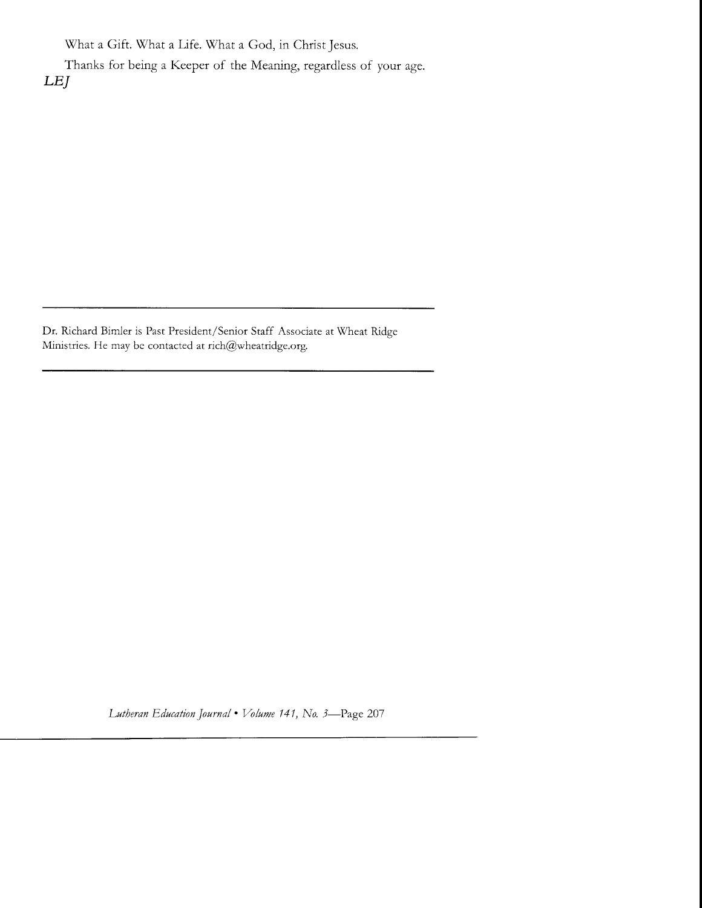What a Gift. What a Life. What a God, in Christ Jesus.

Thanks for being a Keeper of the Meaning, regardless of your age.

*LEJ*

---

Dr. Richard Bimler is Past President/Senior Staff Associate at Wheat Ridge Ministries. He may be contacted at rich@wheatridge.org.

---